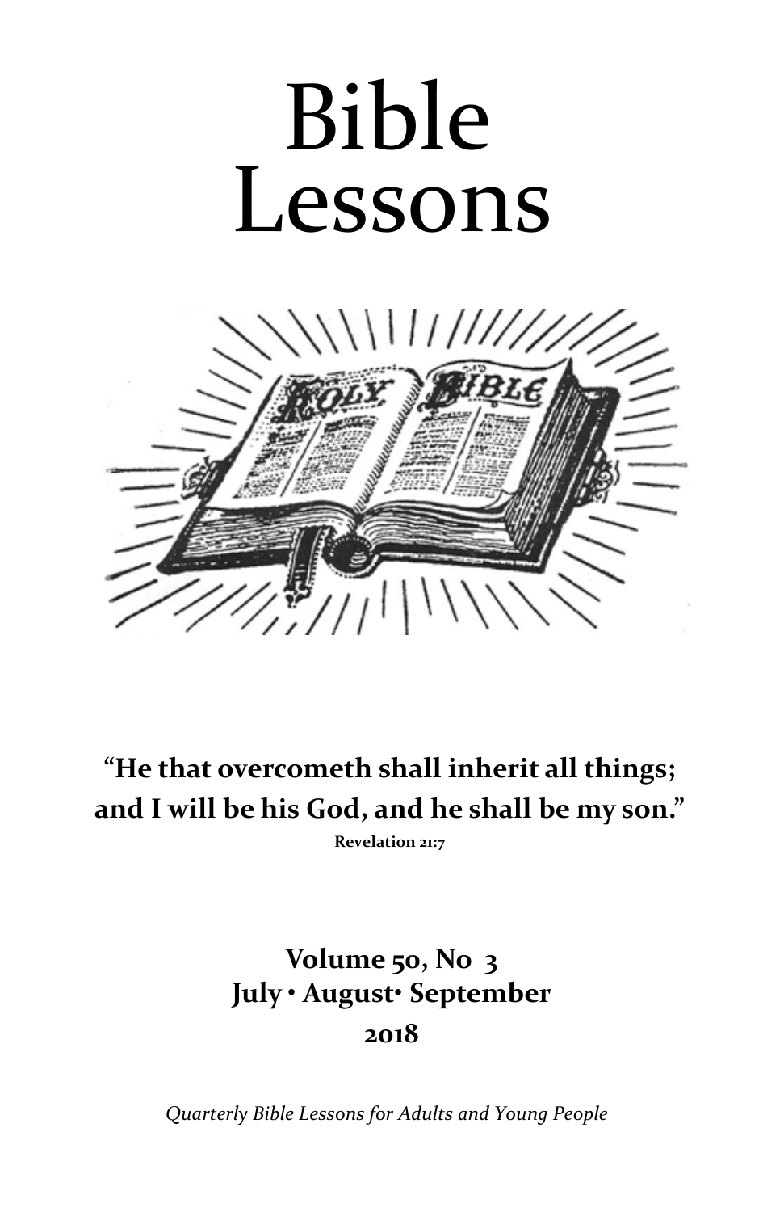# Bible Lessons

**"He that overcometh shall inherit all things; and I will be his God, and he shall be my son."**

**Revelation 21:7**

**Volume 50, No 3**
**July • August• September**
**2018**

*Quarterly Bible Lessons for Adults and Young People*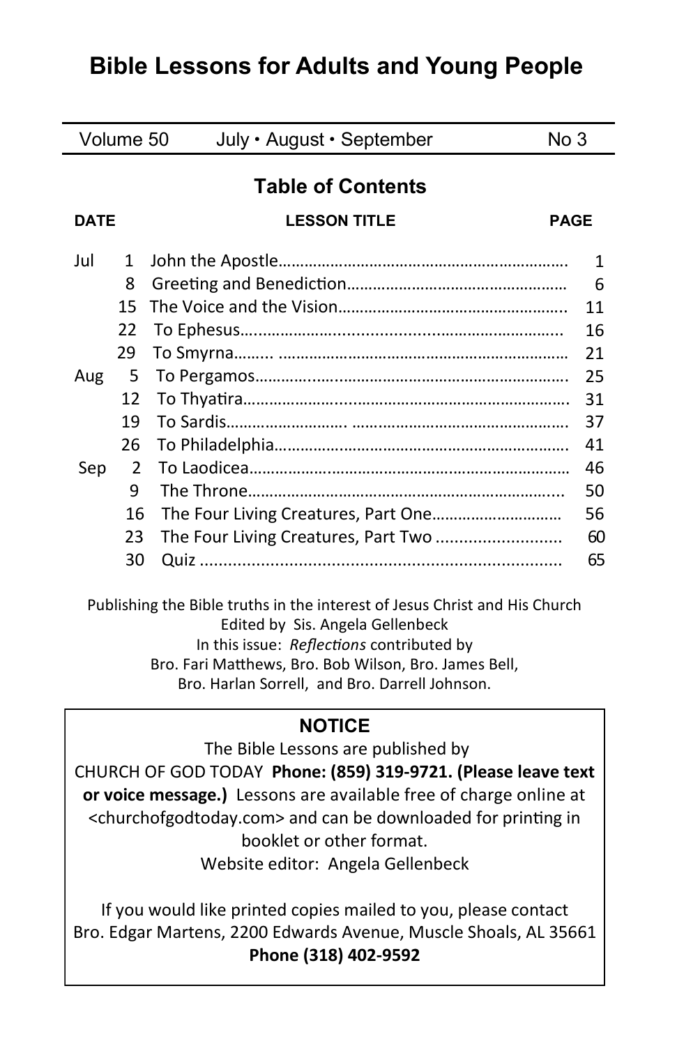# Bible Lessons for Adults and Young People

| Volume 50 | July • August • September | No 3 |
|---|---|---|

## Table of Contents

| DATE | | LESSON TITLE | PAGE |
|---|---|---|---|
| Jul | 1 | John the Apostle | 1 |
| | 8 | Greeting and Benediction | 6 |
| | 15 | The Voice and the Vision | 11 |
| | 22 | To Ephesus | 16 |
| | 29 | To Smyrna | 21 |
| Aug | 5 | To Pergamos | 25 |
| | 12 | To Thyatira | 31 |
| | 19 | To Sardis | 37 |
| | 26 | To Philadelphia | 41 |
| Sep | 2 | To Laodicea | 46 |
| | 9 | The Throne | 50 |
| | 16 | The Four Living Creatures, Part One | 56 |
| | 23 | The Four Living Creatures, Part Two | 60 |
| | 30 | Quiz | 65 |

Publishing the Bible truths in the interest of Jesus Christ and His Church
Edited by Sis. Angela Gellenbeck
In this issue: *Reflections* contributed by
Bro. Fari Matthews, Bro. Bob Wilson, Bro. James Bell,
Bro. Harlan Sorrell, and Bro. Darrell Johnson.

**NOTICE**

The Bible Lessons are published by
CHURCH OF GOD TODAY **Phone: (859) 319-9721. (Please leave text or voice message.)** Lessons are available free of charge online at <churchofgodtoday.com> and can be downloaded for printing in booklet or other format.
Website editor: Angela Gellenbeck

If you would like printed copies mailed to you, please contact
Bro. Edgar Martens, 2200 Edwards Avenue, Muscle Shoals, AL 35661
**Phone (318) 402-9592**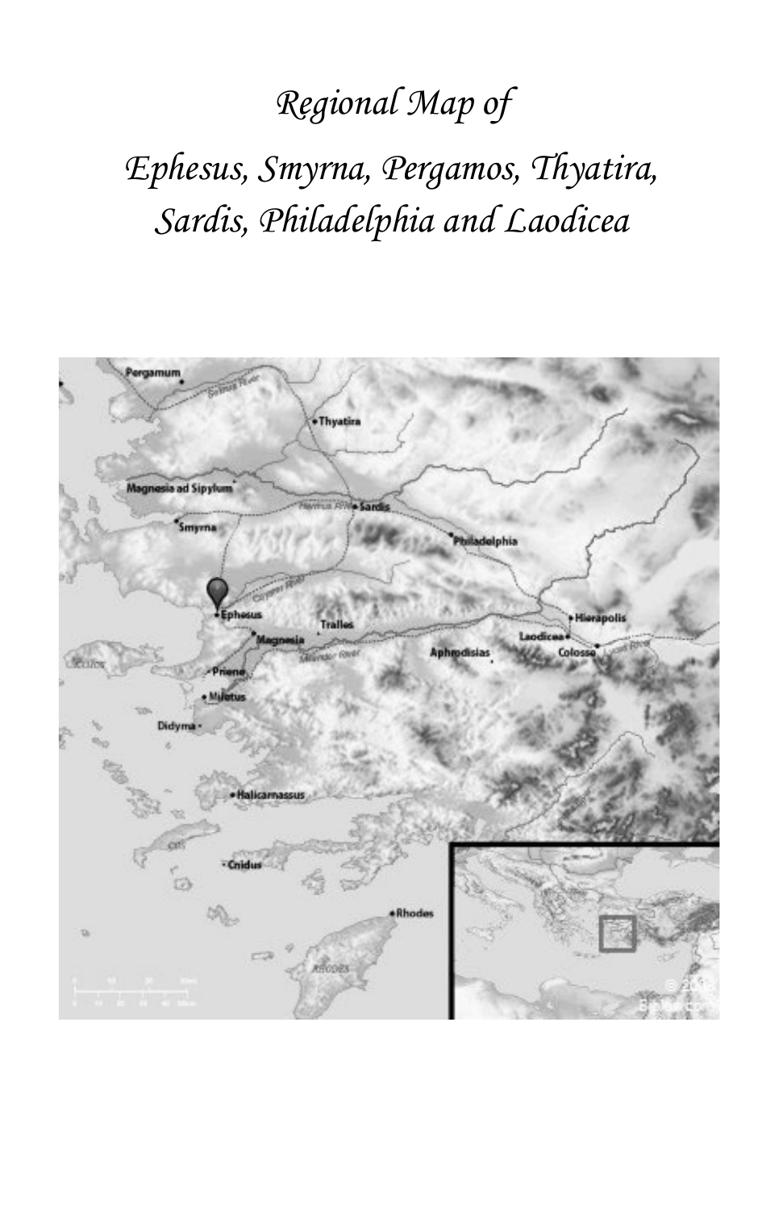*Regional Map of*

*Ephesus, Smyrna, Pergamos, Thyatira, Sardis, Philadelphia and Laodicea*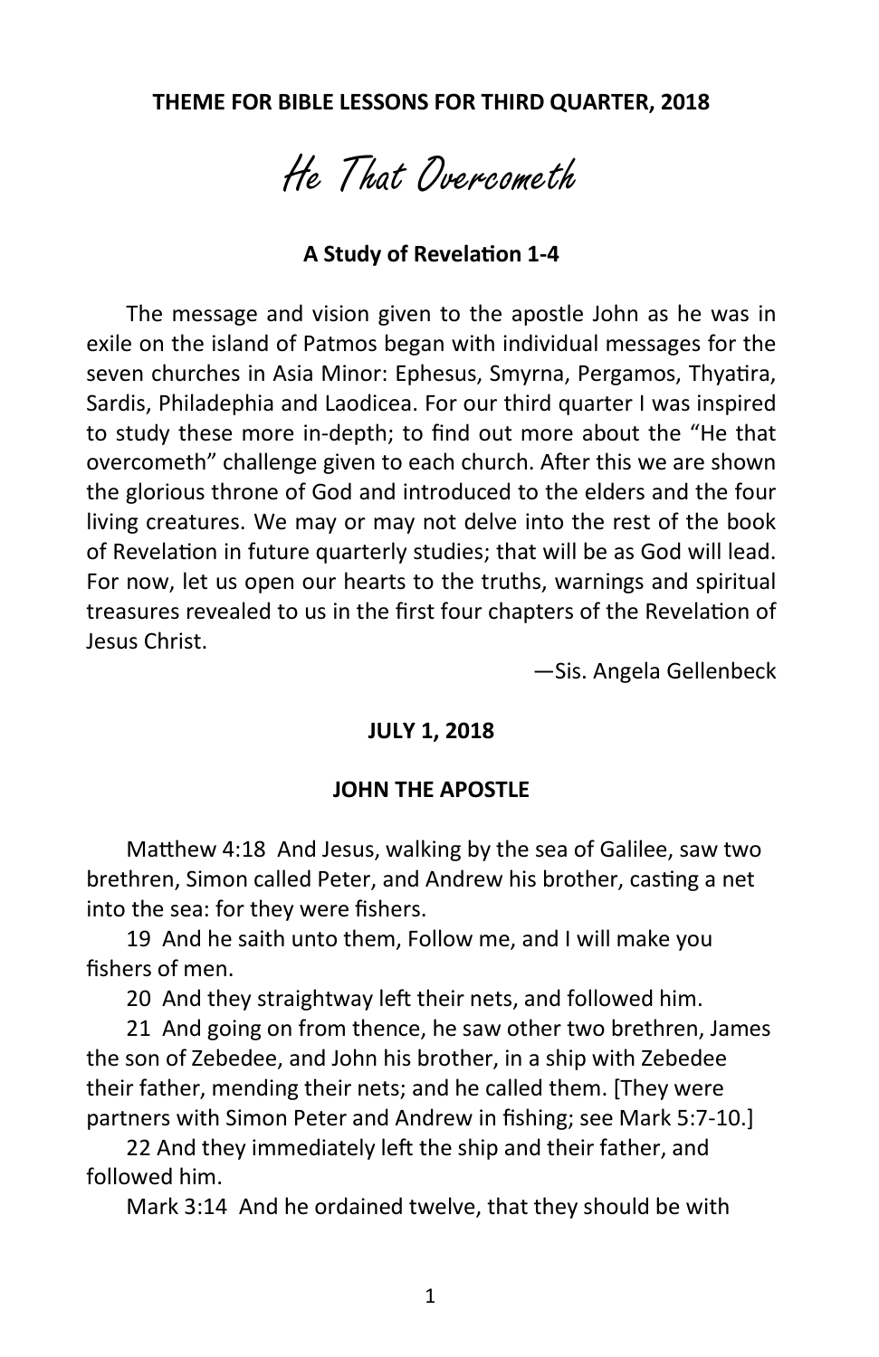**THEME FOR BIBLE LESSONS FOR THIRD QUARTER, 2018**

# He That Overcometh

**A Study of Revelation 1-4**

The message and vision given to the apostle John as he was in exile on the island of Patmos began with individual messages for the seven churches in Asia Minor: Ephesus, Smyrna, Pergamos, Thyatira, Sardis, Philadephia and Laodicea. For our third quarter I was inspired to study these more in-depth; to find out more about the "He that overcometh" challenge given to each church. After this we are shown the glorious throne of God and introduced to the elders and the four living creatures. We may or may not delve into the rest of the book of Revelation in future quarterly studies; that will be as God will lead. For now, let us open our hearts to the truths, warnings and spiritual treasures revealed to us in the first four chapters of the Revelation of Jesus Christ.

—Sis. Angela Gellenbeck

**JULY 1, 2018**

## JOHN THE APOSTLE

Matthew 4:18 And Jesus, walking by the sea of Galilee, saw two brethren, Simon called Peter, and Andrew his brother, casting a net into the sea: for they were fishers.

19 And he saith unto them, Follow me, and I will make you fishers of men.

20 And they straightway left their nets, and followed him.

21 And going on from thence, he saw other two brethren, James the son of Zebedee, and John his brother, in a ship with Zebedee their father, mending their nets; and he called them. [They were partners with Simon Peter and Andrew in fishing; see Mark 5:7-10.]

22 And they immediately left the ship and their father, and followed him.

Mark 3:14 And he ordained twelve, that they should be with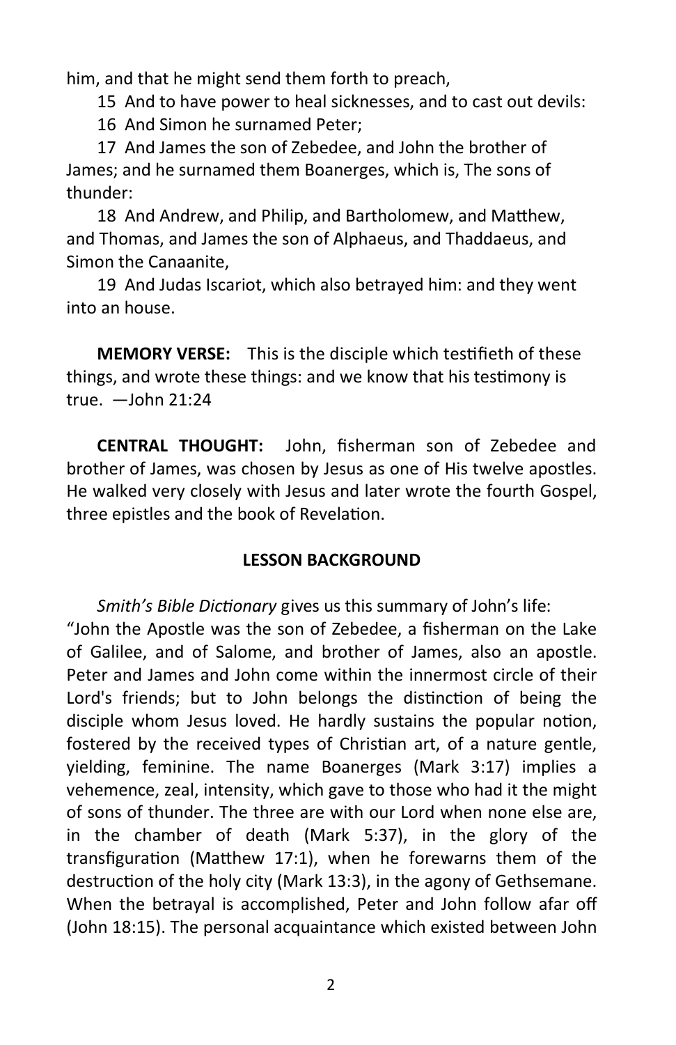him, and that he might send them forth to preach,

15 And to have power to heal sicknesses, and to cast out devils:

16 And Simon he surnamed Peter;

17 And James the son of Zebedee, and John the brother of James; and he surnamed them Boanerges, which is, The sons of thunder:

18 And Andrew, and Philip, and Bartholomew, and Matthew, and Thomas, and James the son of Alphaeus, and Thaddaeus, and Simon the Canaanite,

19 And Judas Iscariot, which also betrayed him: and they went into an house.

**MEMORY VERSE:** This is the disciple which testifieth of these things, and wrote these things: and we know that his testimony is true. —John 21:24

**CENTRAL THOUGHT:** John, fisherman son of Zebedee and brother of James, was chosen by Jesus as one of His twelve apostles. He walked very closely with Jesus and later wrote the fourth Gospel, three epistles and the book of Revelation.

## LESSON BACKGROUND

*Smith's Bible Dictionary* gives us this summary of John's life: "John the Apostle was the son of Zebedee, a fisherman on the Lake of Galilee, and of Salome, and brother of James, also an apostle. Peter and James and John come within the innermost circle of their Lord's friends; but to John belongs the distinction of being the disciple whom Jesus loved. He hardly sustains the popular notion, fostered by the received types of Christian art, of a nature gentle, yielding, feminine. The name Boanerges (Mark 3:17) implies a vehemence, zeal, intensity, which gave to those who had it the might of sons of thunder. The three are with our Lord when none else are, in the chamber of death (Mark 5:37), in the glory of the transfiguration (Matthew 17:1), when he forewarns them of the destruction of the holy city (Mark 13:3), in the agony of Gethsemane. When the betrayal is accomplished, Peter and John follow afar off (John 18:15). The personal acquaintance which existed between John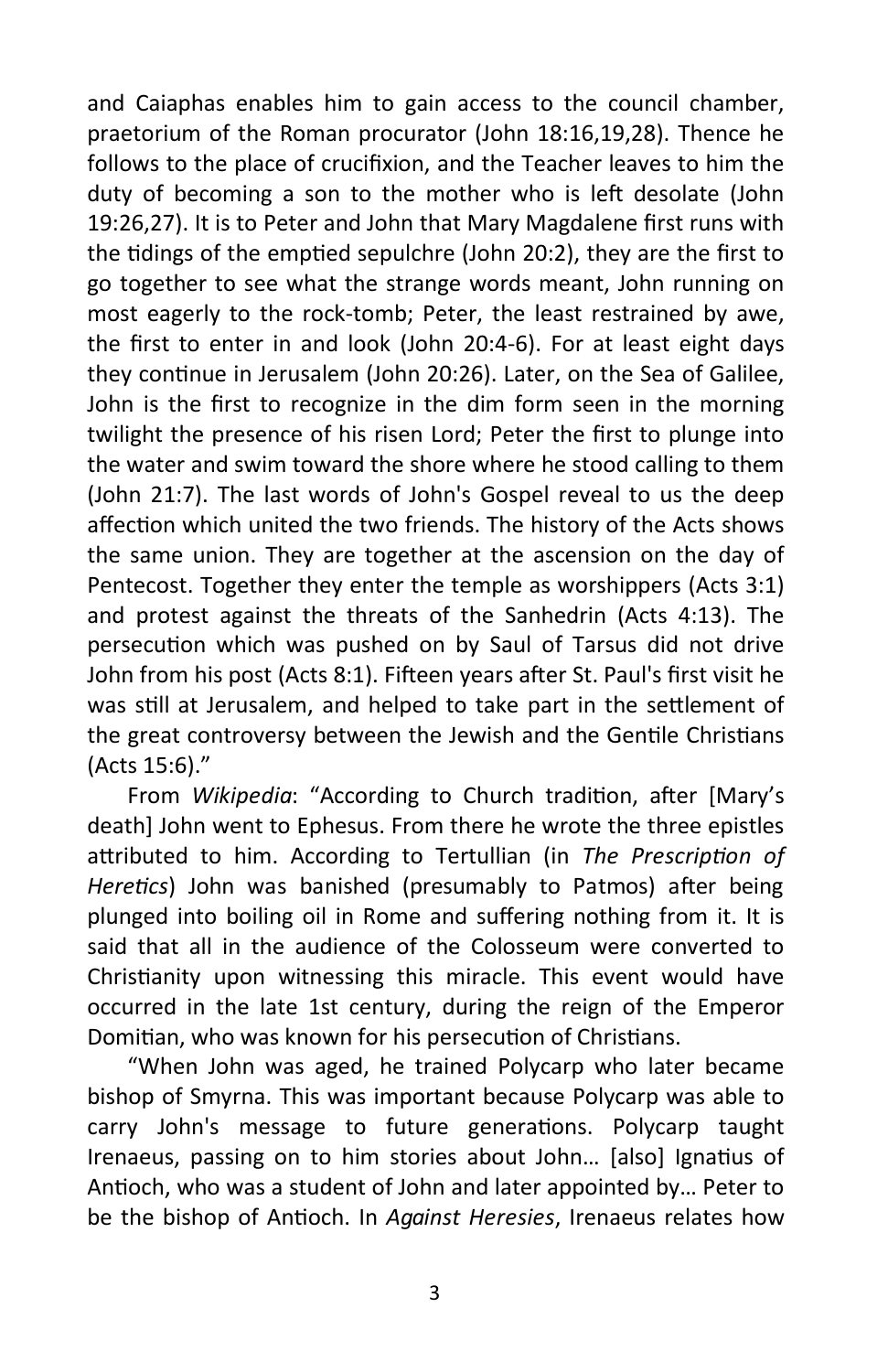and Caiaphas enables him to gain access to the council chamber, praetorium of the Roman procurator (John 18:16,19,28). Thence he follows to the place of crucifixion, and the Teacher leaves to him the duty of becoming a son to the mother who is left desolate (John 19:26,27). It is to Peter and John that Mary Magdalene first runs with the tidings of the emptied sepulchre (John 20:2), they are the first to go together to see what the strange words meant, John running on most eagerly to the rock-tomb; Peter, the least restrained by awe, the first to enter in and look (John 20:4-6). For at least eight days they continue in Jerusalem (John 20:26). Later, on the Sea of Galilee, John is the first to recognize in the dim form seen in the morning twilight the presence of his risen Lord; Peter the first to plunge into the water and swim toward the shore where he stood calling to them (John 21:7). The last words of John's Gospel reveal to us the deep affection which united the two friends. The history of the Acts shows the same union. They are together at the ascension on the day of Pentecost. Together they enter the temple as worshippers (Acts 3:1) and protest against the threats of the Sanhedrin (Acts 4:13). The persecution which was pushed on by Saul of Tarsus did not drive John from his post (Acts 8:1). Fifteen years after St. Paul's first visit he was still at Jerusalem, and helped to take part in the settlement of the great controversy between the Jewish and the Gentile Christians (Acts 15:6)."

From *Wikipedia*: "According to Church tradition, after [Mary's death] John went to Ephesus. From there he wrote the three epistles attributed to him. According to Tertullian (in *The Prescription of Heretics*) John was banished (presumably to Patmos) after being plunged into boiling oil in Rome and suffering nothing from it. It is said that all in the audience of the Colosseum were converted to Christianity upon witnessing this miracle. This event would have occurred in the late 1st century, during the reign of the Emperor Domitian, who was known for his persecution of Christians.

"When John was aged, he trained Polycarp who later became bishop of Smyrna. This was important because Polycarp was able to carry John's message to future generations. Polycarp taught Irenaeus, passing on to him stories about John… [also] Ignatius of Antioch, who was a student of John and later appointed by… Peter to be the bishop of Antioch. In *Against Heresies*, Irenaeus relates how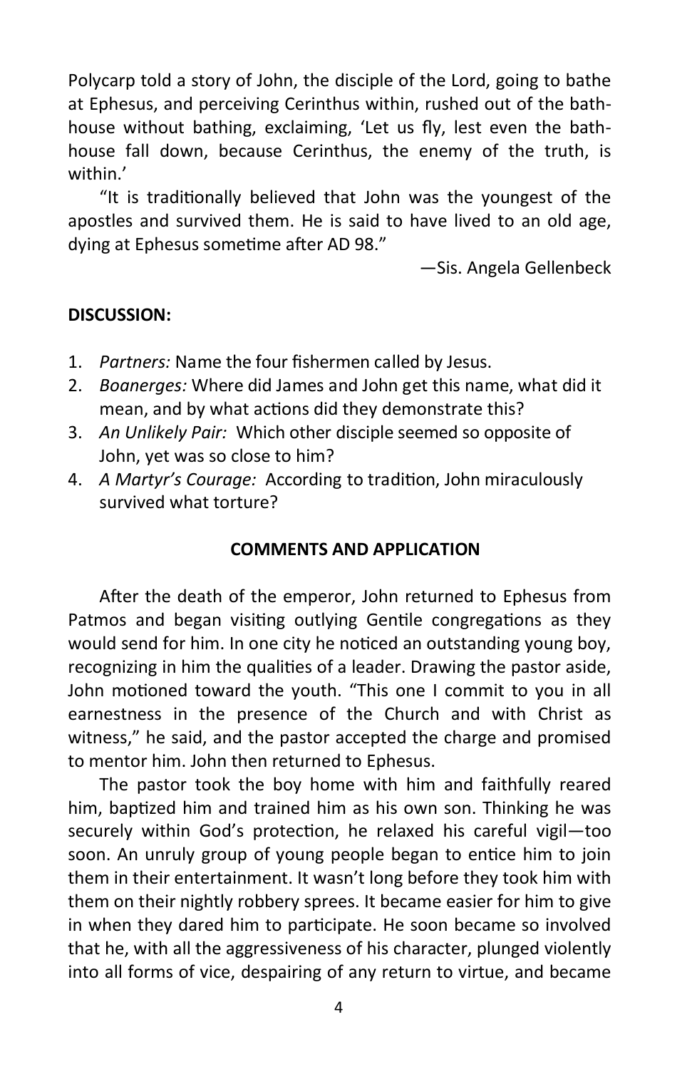Polycarp told a story of John, the disciple of the Lord, going to bathe at Ephesus, and perceiving Cerinthus within, rushed out of the bath-house without bathing, exclaiming, 'Let us fly, lest even the bath-house fall down, because Cerinthus, the enemy of the truth, is within.'

"It is traditionally believed that John was the youngest of the apostles and survived them. He is said to have lived to an old age, dying at Ephesus sometime after AD 98."

—Sis. Angela Gellenbeck

**DISCUSSION:**

1. *Partners:* Name the four fishermen called by Jesus.
2. *Boanerges:* Where did James and John get this name, what did it mean, and by what actions did they demonstrate this?
3. *An Unlikely Pair:* Which other disciple seemed so opposite of John, yet was so close to him?
4. *A Martyr's Courage:* According to tradition, John miraculously survived what torture?

**COMMENTS AND APPLICATION**

After the death of the emperor, John returned to Ephesus from Patmos and began visiting outlying Gentile congregations as they would send for him. In one city he noticed an outstanding young boy, recognizing in him the qualities of a leader. Drawing the pastor aside, John motioned toward the youth. "This one I commit to you in all earnestness in the presence of the Church and with Christ as witness," he said, and the pastor accepted the charge and promised to mentor him. John then returned to Ephesus.

The pastor took the boy home with him and faithfully reared him, baptized him and trained him as his own son. Thinking he was securely within God's protection, he relaxed his careful vigil—too soon. An unruly group of young people began to entice him to join them in their entertainment. It wasn't long before they took him with them on their nightly robbery sprees. It became easier for him to give in when they dared him to participate. He soon became so involved that he, with all the aggressiveness of his character, plunged violently into all forms of vice, despairing of any return to virtue, and became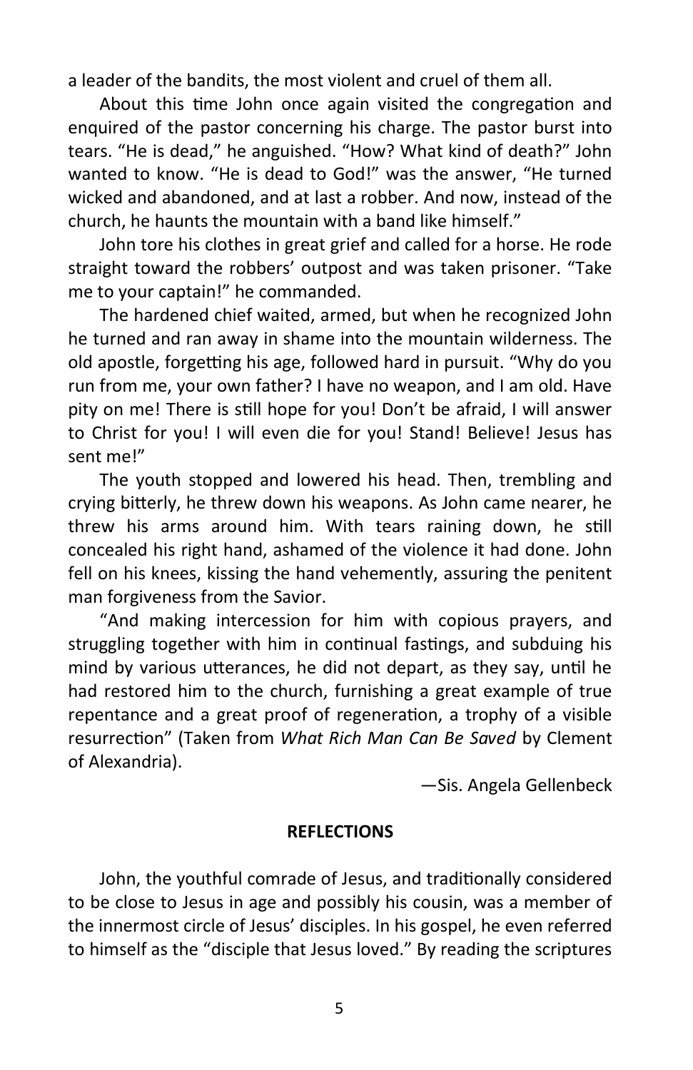a leader of the bandits, the most violent and cruel of them all.

About this time John once again visited the congregation and enquired of the pastor concerning his charge. The pastor burst into tears. “He is dead,” he anguished. “How? What kind of death?” John wanted to know. “He is dead to God!” was the answer, “He turned wicked and abandoned, and at last a robber. And now, instead of the church, he haunts the mountain with a band like himself.”

John tore his clothes in great grief and called for a horse. He rode straight toward the robbers’ outpost and was taken prisoner. “Take me to your captain!” he commanded.

The hardened chief waited, armed, but when he recognized John he turned and ran away in shame into the mountain wilderness. The old apostle, forgetting his age, followed hard in pursuit. “Why do you run from me, your own father? I have no weapon, and I am old. Have pity on me! There is still hope for you! Don’t be afraid, I will answer to Christ for you! I will even die for you! Stand! Believe! Jesus has sent me!”

The youth stopped and lowered his head. Then, trembling and crying bitterly, he threw down his weapons. As John came nearer, he threw his arms around him. With tears raining down, he still concealed his right hand, ashamed of the violence it had done. John fell on his knees, kissing the hand vehemently, assuring the penitent man forgiveness from the Savior.

“And making intercession for him with copious prayers, and struggling together with him in continual fastings, and subduing his mind by various utterances, he did not depart, as they say, until he had restored him to the church, furnishing a great example of true repentance and a great proof of regeneration, a trophy of a visible resurrection” (Taken from *What Rich Man Can Be Saved* by Clement of Alexandria).

—Sis. Angela Gellenbeck

**REFLECTIONS**

John, the youthful comrade of Jesus, and traditionally considered to be close to Jesus in age and possibly his cousin, was a member of the innermost circle of Jesus’ disciples. In his gospel, he even referred to himself as the “disciple that Jesus loved.” By reading the scriptures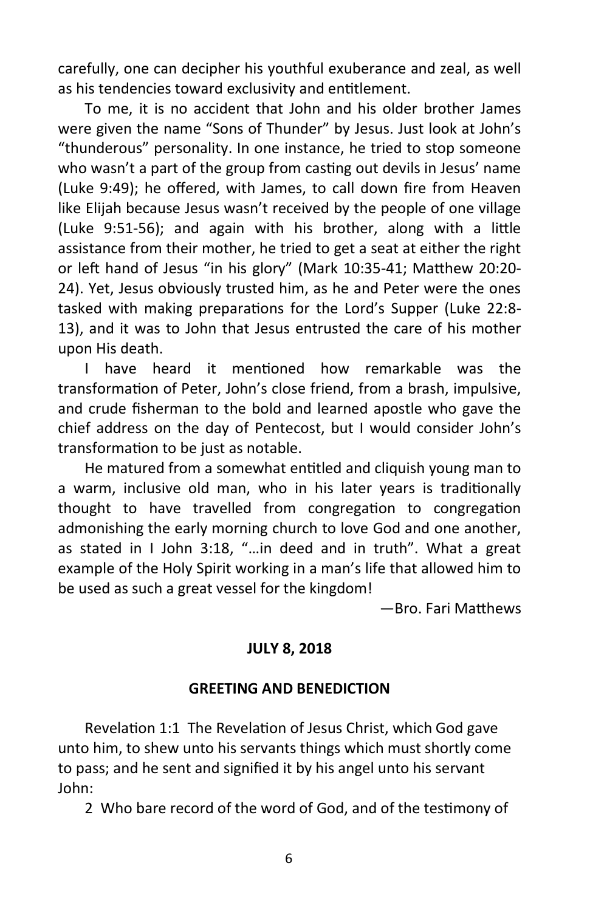carefully, one can decipher his youthful exuberance and zeal, as well as his tendencies toward exclusivity and entitlement.

To me, it is no accident that John and his older brother James were given the name "Sons of Thunder" by Jesus. Just look at John's "thunderous" personality. In one instance, he tried to stop someone who wasn't a part of the group from casting out devils in Jesus' name (Luke 9:49); he offered, with James, to call down fire from Heaven like Elijah because Jesus wasn't received by the people of one village (Luke 9:51-56); and again with his brother, along with a little assistance from their mother, he tried to get a seat at either the right or left hand of Jesus "in his glory" (Mark 10:35-41; Matthew 20:20-24). Yet, Jesus obviously trusted him, as he and Peter were the ones tasked with making preparations for the Lord's Supper (Luke 22:8-13), and it was to John that Jesus entrusted the care of his mother upon His death.

I have heard it mentioned how remarkable was the transformation of Peter, John's close friend, from a brash, impulsive, and crude fisherman to the bold and learned apostle who gave the chief address on the day of Pentecost, but I would consider John's transformation to be just as notable.

He matured from a somewhat entitled and cliquish young man to a warm, inclusive old man, who in his later years is traditionally thought to have travelled from congregation to congregation admonishing the early morning church to love God and one another, as stated in I John 3:18, "…in deed and in truth". What a great example of the Holy Spirit working in a man's life that allowed him to be used as such a great vessel for the kingdom!

—Bro. Fari Matthews

**JULY 8, 2018**

**GREETING AND BENEDICTION**

Revelation 1:1 The Revelation of Jesus Christ, which God gave unto him, to shew unto his servants things which must shortly come to pass; and he sent and signified it by his angel unto his servant John:

2 Who bare record of the word of God, and of the testimony of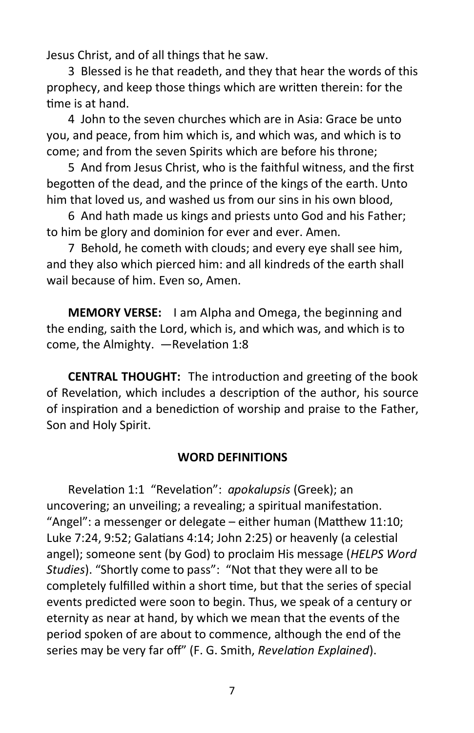Jesus Christ, and of all things that he saw.

3 Blessed is he that readeth, and they that hear the words of this prophecy, and keep those things which are written therein: for the time is at hand.

4 John to the seven churches which are in Asia: Grace be unto you, and peace, from him which is, and which was, and which is to come; and from the seven Spirits which are before his throne;

5 And from Jesus Christ, who is the faithful witness, and the first begotten of the dead, and the prince of the kings of the earth. Unto him that loved us, and washed us from our sins in his own blood,

6 And hath made us kings and priests unto God and his Father; to him be glory and dominion for ever and ever. Amen.

7 Behold, he cometh with clouds; and every eye shall see him, and they also which pierced him: and all kindreds of the earth shall wail because of him. Even so, Amen.

**MEMORY VERSE:** I am Alpha and Omega, the beginning and the ending, saith the Lord, which is, and which was, and which is to come, the Almighty. —Revelation 1:8

**CENTRAL THOUGHT:** The introduction and greeting of the book of Revelation, which includes a description of the author, his source of inspiration and a benediction of worship and praise to the Father, Son and Holy Spirit.

## WORD DEFINITIONS

Revelation 1:1 "Revelation": *apokalupsis* (Greek); an uncovering; an unveiling; a revealing; a spiritual manifestation. "Angel": a messenger or delegate – either human (Matthew 11:10; Luke 7:24, 9:52; Galatians 4:14; John 2:25) or heavenly (a celestial angel); someone sent (by God) to proclaim His message (*HELPS Word Studies*). "Shortly come to pass": "Not that they were all to be completely fulfilled within a short time, but that the series of special events predicted were soon to begin. Thus, we speak of a century or eternity as near at hand, by which we mean that the events of the period spoken of are about to commence, although the end of the series may be very far off" (F. G. Smith, *Revelation Explained*).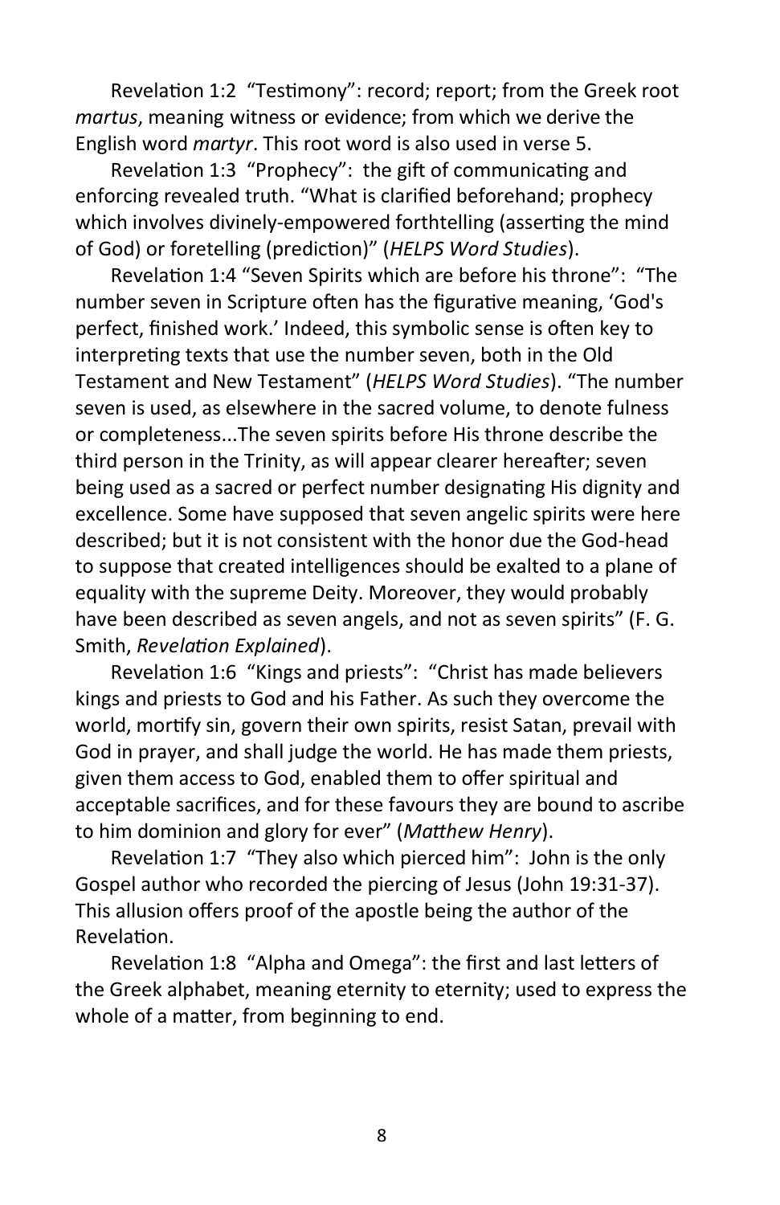Revelation 1:2 "Testimony": record; report; from the Greek root *martus*, meaning witness or evidence; from which we derive the English word *martyr*. This root word is also used in verse 5.

Revelation 1:3 "Prophecy": the gift of communicating and enforcing revealed truth. "What is clarified beforehand; prophecy which involves divinely-empowered forthtelling (asserting the mind of God) or foretelling (prediction)" (*HELPS Word Studies*).

Revelation 1:4 "Seven Spirits which are before his throne": "The number seven in Scripture often has the figurative meaning, 'God's perfect, finished work.' Indeed, this symbolic sense is often key to interpreting texts that use the number seven, both in the Old Testament and New Testament" (*HELPS Word Studies*). "The number seven is used, as elsewhere in the sacred volume, to denote fulness or completeness...The seven spirits before His throne describe the third person in the Trinity, as will appear clearer hereafter; seven being used as a sacred or perfect number designating His dignity and excellence. Some have supposed that seven angelic spirits were here described; but it is not consistent with the honor due the God-head to suppose that created intelligences should be exalted to a plane of equality with the supreme Deity. Moreover, they would probably have been described as seven angels, and not as seven spirits" (F. G. Smith, *Revelation Explained*).

Revelation 1:6 "Kings and priests": "Christ has made believers kings and priests to God and his Father. As such they overcome the world, mortify sin, govern their own spirits, resist Satan, prevail with God in prayer, and shall judge the world. He has made them priests, given them access to God, enabled them to offer spiritual and acceptable sacrifices, and for these favours they are bound to ascribe to him dominion and glory for ever" (*Matthew Henry*).

Revelation 1:7 "They also which pierced him": John is the only Gospel author who recorded the piercing of Jesus (John 19:31-37). This allusion offers proof of the apostle being the author of the Revelation.

Revelation 1:8 "Alpha and Omega": the first and last letters of the Greek alphabet, meaning eternity to eternity; used to express the whole of a matter, from beginning to end.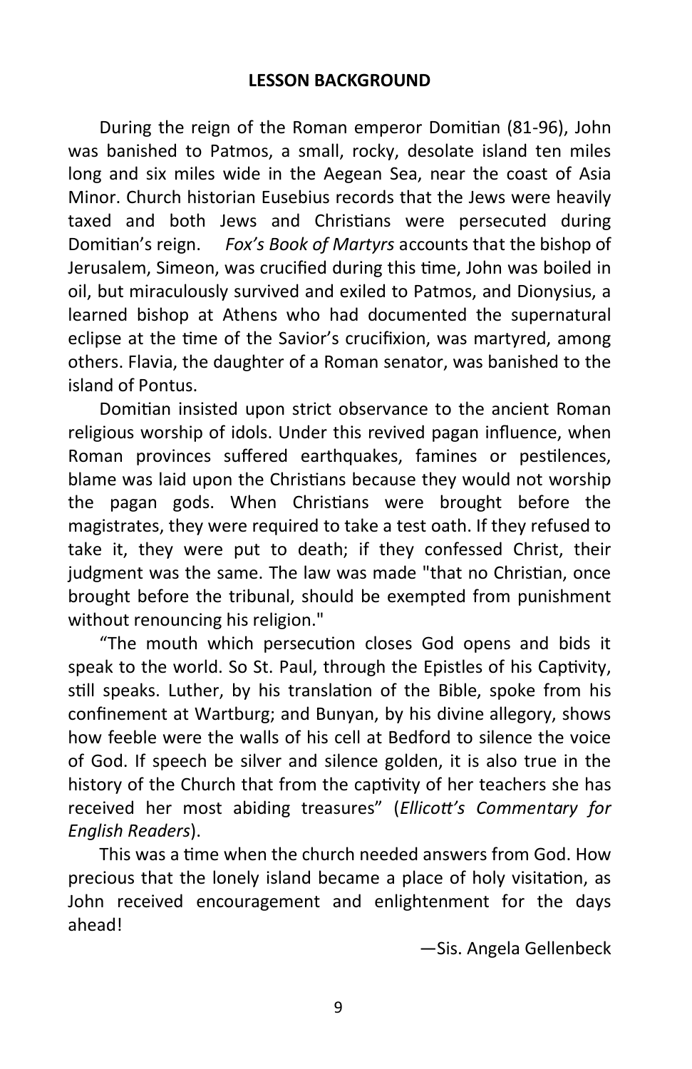## LESSON BACKGROUND

During the reign of the Roman emperor Domitian (81-96), John was banished to Patmos, a small, rocky, desolate island ten miles long and six miles wide in the Aegean Sea, near the coast of Asia Minor. Church historian Eusebius records that the Jews were heavily taxed and both Jews and Christians were persecuted during Domitian's reign. *Fox's Book of Martyrs* accounts that the bishop of Jerusalem, Simeon, was crucified during this time, John was boiled in oil, but miraculously survived and exiled to Patmos, and Dionysius, a learned bishop at Athens who had documented the supernatural eclipse at the time of the Savior's crucifixion, was martyred, among others. Flavia, the daughter of a Roman senator, was banished to the island of Pontus.

Domitian insisted upon strict observance to the ancient Roman religious worship of idols. Under this revived pagan influence, when Roman provinces suffered earthquakes, famines or pestilences, blame was laid upon the Christians because they would not worship the pagan gods. When Christians were brought before the magistrates, they were required to take a test oath. If they refused to take it, they were put to death; if they confessed Christ, their judgment was the same. The law was made "that no Christian, once brought before the tribunal, should be exempted from punishment without renouncing his religion."

"The mouth which persecution closes God opens and bids it speak to the world. So St. Paul, through the Epistles of his Captivity, still speaks. Luther, by his translation of the Bible, spoke from his confinement at Wartburg; and Bunyan, by his divine allegory, shows how feeble were the walls of his cell at Bedford to silence the voice of God. If speech be silver and silence golden, it is also true in the history of the Church that from the captivity of her teachers she has received her most abiding treasures" (*Ellicott's Commentary for English Readers*).

This was a time when the church needed answers from God. How precious that the lonely island became a place of holy visitation, as John received encouragement and enlightenment for the days ahead!

—Sis. Angela Gellenbeck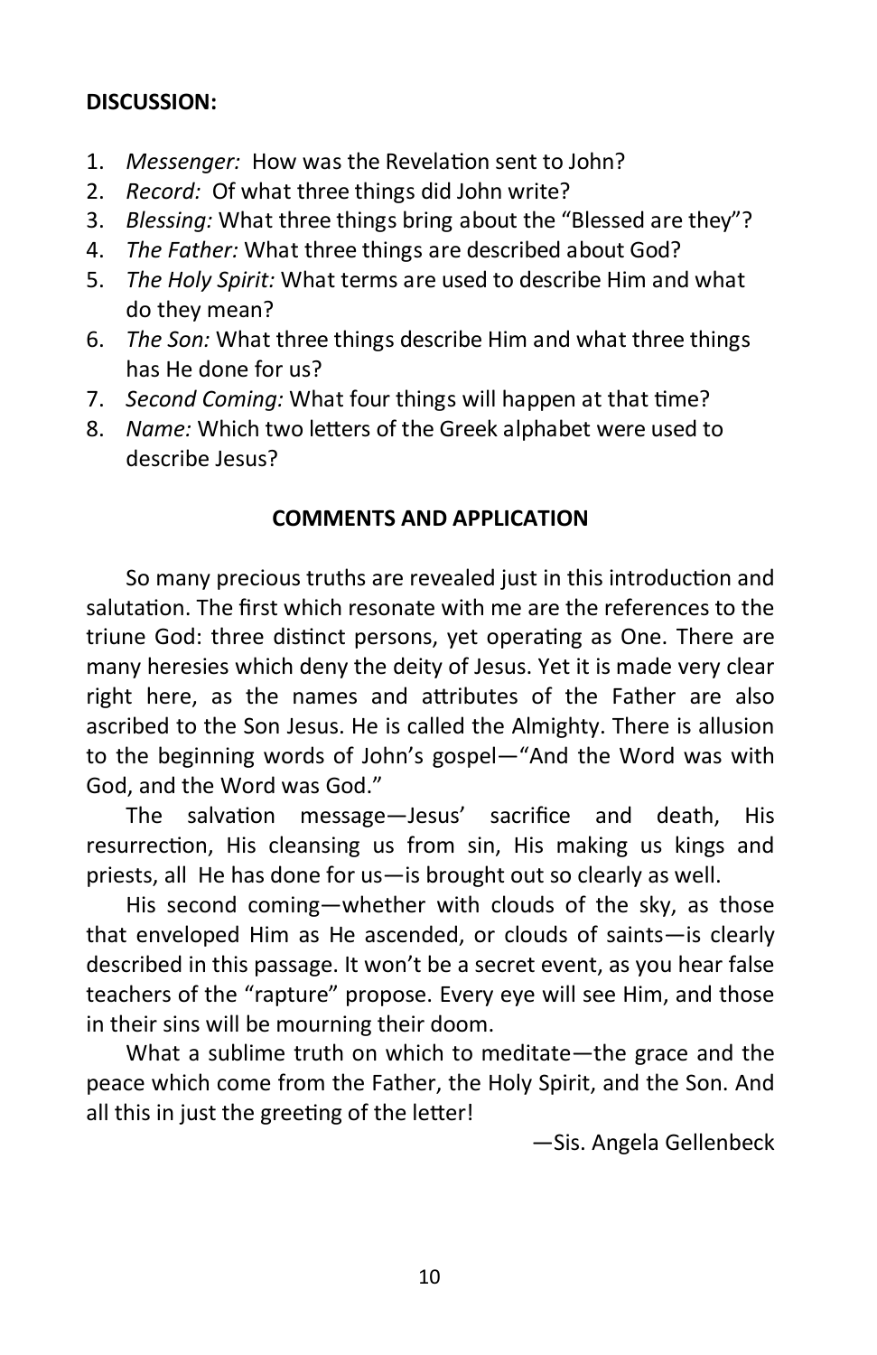**DISCUSSION:**

1. *Messenger:* How was the Revelation sent to John?
2. *Record:* Of what three things did John write?
3. *Blessing:* What three things bring about the "Blessed are they"?
4. *The Father:* What three things are described about God?
5. *The Holy Spirit:* What terms are used to describe Him and what do they mean?
6. *The Son:* What three things describe Him and what three things has He done for us?
7. *Second Coming:* What four things will happen at that time?
8. *Name:* Which two letters of the Greek alphabet were used to describe Jesus?

**COMMENTS AND APPLICATION**

So many precious truths are revealed just in this introduction and salutation. The first which resonate with me are the references to the triune God: three distinct persons, yet operating as One. There are many heresies which deny the deity of Jesus. Yet it is made very clear right here, as the names and attributes of the Father are also ascribed to the Son Jesus. He is called the Almighty. There is allusion to the beginning words of John's gospel—"And the Word was with God, and the Word was God."

The salvation message—Jesus' sacrifice and death, His resurrection, His cleansing us from sin, His making us kings and priests, all He has done for us—is brought out so clearly as well.

His second coming—whether with clouds of the sky, as those that enveloped Him as He ascended, or clouds of saints—is clearly described in this passage. It won't be a secret event, as you hear false teachers of the "rapture" propose. Every eye will see Him, and those in their sins will be mourning their doom.

What a sublime truth on which to meditate—the grace and the peace which come from the Father, the Holy Spirit, and the Son. And all this in just the greeting of the letter!

—Sis. Angela Gellenbeck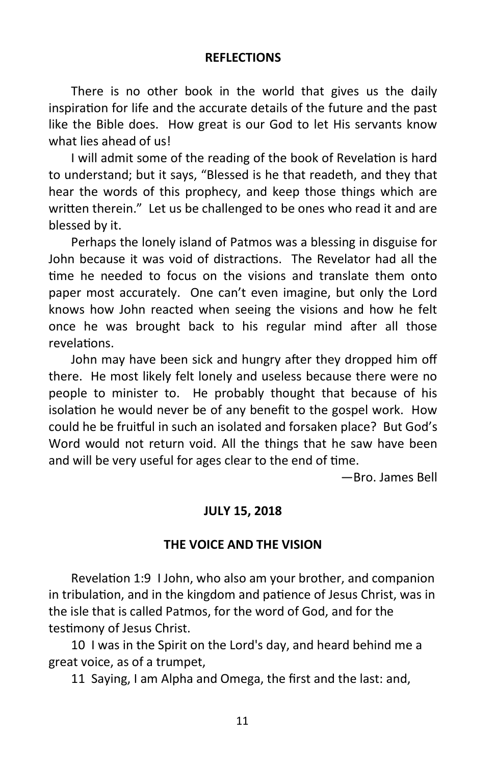## REFLECTIONS

There is no other book in the world that gives us the daily inspiration for life and the accurate details of the future and the past like the Bible does. How great is our God to let His servants know what lies ahead of us!

I will admit some of the reading of the book of Revelation is hard to understand; but it says, "Blessed is he that readeth, and they that hear the words of this prophecy, and keep those things which are written therein." Let us be challenged to be ones who read it and are blessed by it.

Perhaps the lonely island of Patmos was a blessing in disguise for John because it was void of distractions. The Revelator had all the time he needed to focus on the visions and translate them onto paper most accurately. One can't even imagine, but only the Lord knows how John reacted when seeing the visions and how he felt once he was brought back to his regular mind after all those revelations.

John may have been sick and hungry after they dropped him off there. He most likely felt lonely and useless because there were no people to minister to. He probably thought that because of his isolation he would never be of any benefit to the gospel work. How could he be fruitful in such an isolated and forsaken place? But God's Word would not return void. All the things that he saw have been and will be very useful for ages clear to the end of time.

—Bro. James Bell

## JULY 15, 2018

## THE VOICE AND THE VISION

Revelation 1:9 I John, who also am your brother, and companion in tribulation, and in the kingdom and patience of Jesus Christ, was in the isle that is called Patmos, for the word of God, and for the testimony of Jesus Christ.

10 I was in the Spirit on the Lord's day, and heard behind me a great voice, as of a trumpet,

11 Saying, I am Alpha and Omega, the first and the last: and,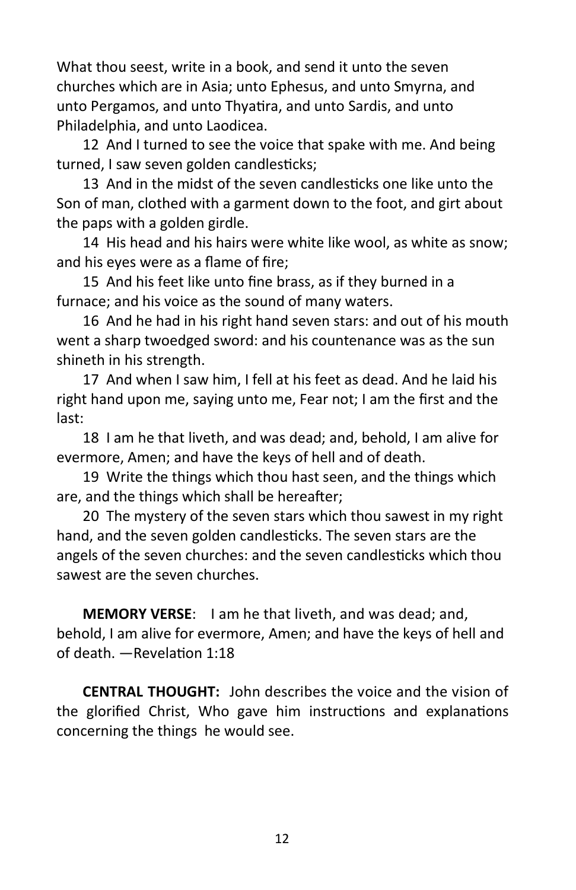What thou seest, write in a book, and send it unto the seven churches which are in Asia; unto Ephesus, and unto Smyrna, and unto Pergamos, and unto Thyatira, and unto Sardis, and unto Philadelphia, and unto Laodicea.

12 And I turned to see the voice that spake with me. And being turned, I saw seven golden candlesticks;

13 And in the midst of the seven candlesticks one like unto the Son of man, clothed with a garment down to the foot, and girt about the paps with a golden girdle.

14 His head and his hairs were white like wool, as white as snow; and his eyes were as a flame of fire;

15 And his feet like unto fine brass, as if they burned in a furnace; and his voice as the sound of many waters.

16 And he had in his right hand seven stars: and out of his mouth went a sharp twoedged sword: and his countenance was as the sun shineth in his strength.

17 And when I saw him, I fell at his feet as dead. And he laid his right hand upon me, saying unto me, Fear not; I am the first and the last:

18 I am he that liveth, and was dead; and, behold, I am alive for evermore, Amen; and have the keys of hell and of death.

19 Write the things which thou hast seen, and the things which are, and the things which shall be hereafter;

20 The mystery of the seven stars which thou sawest in my right hand, and the seven golden candlesticks. The seven stars are the angels of the seven churches: and the seven candlesticks which thou sawest are the seven churches.

**MEMORY VERSE**: I am he that liveth, and was dead; and, behold, I am alive for evermore, Amen; and have the keys of hell and of death. —Revelation 1:18

**CENTRAL THOUGHT:** John describes the voice and the vision of the glorified Christ, Who gave him instructions and explanations concerning the things he would see.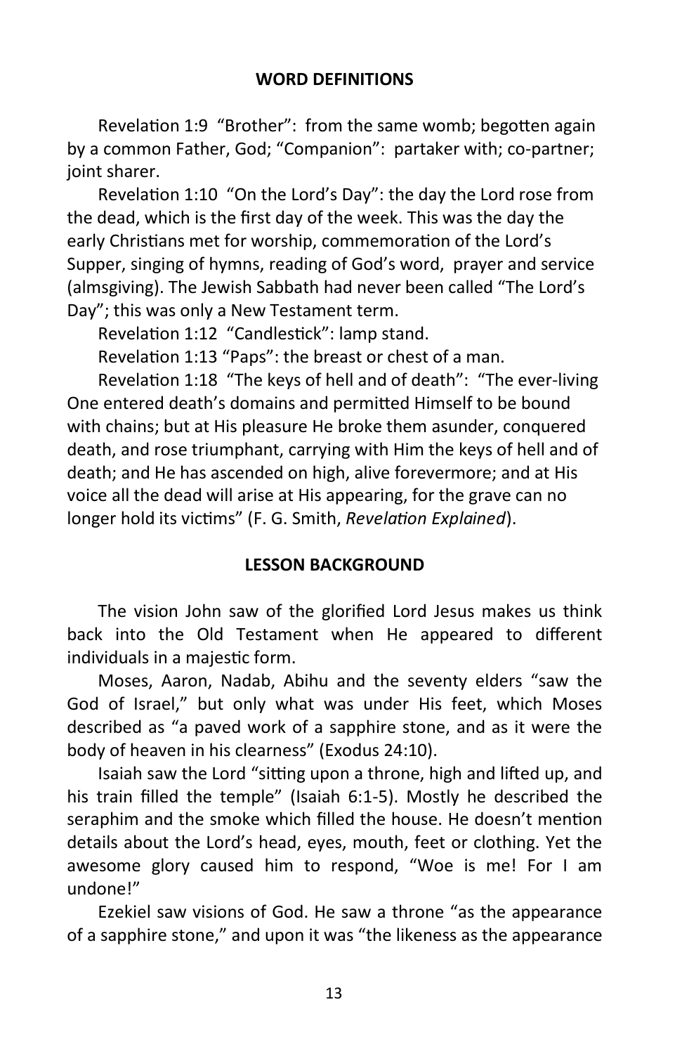## WORD DEFINITIONS

Revelation 1:9 "Brother": from the same womb; begotten again by a common Father, God; "Companion": partaker with; co-partner; joint sharer.

Revelation 1:10 "On the Lord's Day": the day the Lord rose from the dead, which is the first day of the week. This was the day the early Christians met for worship, commemoration of the Lord's Supper, singing of hymns, reading of God's word, prayer and service (almsgiving). The Jewish Sabbath had never been called "The Lord's Day"; this was only a New Testament term.

Revelation 1:12 "Candlestick": lamp stand.

Revelation 1:13 "Paps": the breast or chest of a man.

Revelation 1:18 "The keys of hell and of death": "The ever-living One entered death's domains and permitted Himself to be bound with chains; but at His pleasure He broke them asunder, conquered death, and rose triumphant, carrying with Him the keys of hell and of death; and He has ascended on high, alive forevermore; and at His voice all the dead will arise at His appearing, for the grave can no longer hold its victims" (F. G. Smith, *Revelation Explained*).

## LESSON BACKGROUND

The vision John saw of the glorified Lord Jesus makes us think back into the Old Testament when He appeared to different individuals in a majestic form.

Moses, Aaron, Nadab, Abihu and the seventy elders "saw the God of Israel," but only what was under His feet, which Moses described as "a paved work of a sapphire stone, and as it were the body of heaven in his clearness" (Exodus 24:10).

Isaiah saw the Lord "sitting upon a throne, high and lifted up, and his train filled the temple" (Isaiah 6:1-5). Mostly he described the seraphim and the smoke which filled the house. He doesn't mention details about the Lord's head, eyes, mouth, feet or clothing. Yet the awesome glory caused him to respond, "Woe is me! For I am undone!"

Ezekiel saw visions of God. He saw a throne "as the appearance of a sapphire stone," and upon it was "the likeness as the appearance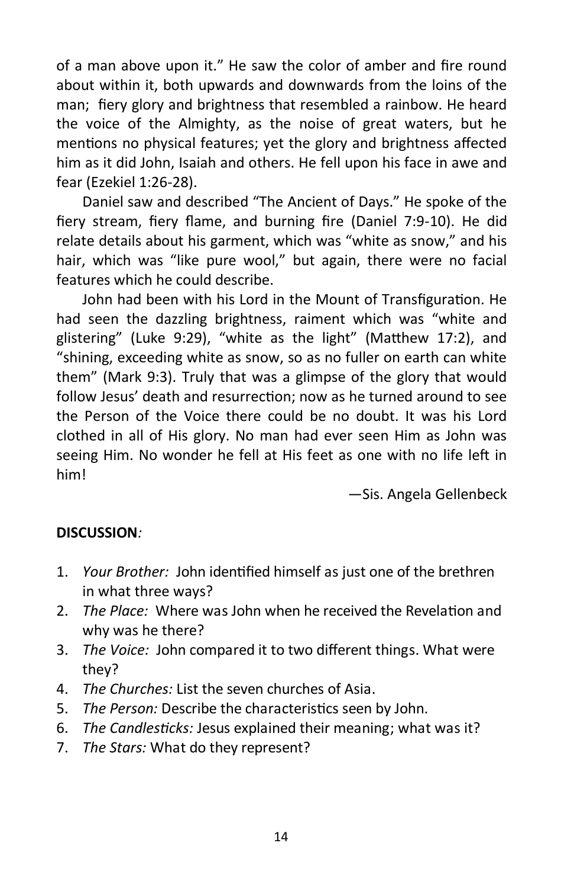of a man above upon it." He saw the color of amber and fire round about within it, both upwards and downwards from the loins of the man; fiery glory and brightness that resembled a rainbow. He heard the voice of the Almighty, as the noise of great waters, but he mentions no physical features; yet the glory and brightness affected him as it did John, Isaiah and others. He fell upon his face in awe and fear (Ezekiel 1:26-28).

Daniel saw and described "The Ancient of Days." He spoke of the fiery stream, fiery flame, and burning fire (Daniel 7:9-10). He did relate details about his garment, which was "white as snow," and his hair, which was "like pure wool," but again, there were no facial features which he could describe.

John had been with his Lord in the Mount of Transfiguration. He had seen the dazzling brightness, raiment which was "white and glistering" (Luke 9:29), "white as the light" (Matthew 17:2), and "shining, exceeding white as snow, so as no fuller on earth can white them" (Mark 9:3). Truly that was a glimpse of the glory that would follow Jesus' death and resurrection; now as he turned around to see the Person of the Voice there could be no doubt. It was his Lord clothed in all of His glory. No man had ever seen Him as John was seeing Him. No wonder he fell at His feet as one with no life left in him!

—Sis. Angela Gellenbeck

**DISCUSSION***:*

1. *Your Brother:* John identified himself as just one of the brethren in what three ways?
2. *The Place:* Where was John when he received the Revelation and why was he there?
3. *The Voice:* John compared it to two different things. What were they?
4. *The Churches:* List the seven churches of Asia.
5. *The Person:* Describe the characteristics seen by John.
6. *The Candlesticks:* Jesus explained their meaning; what was it?
7. *The Stars:* What do they represent?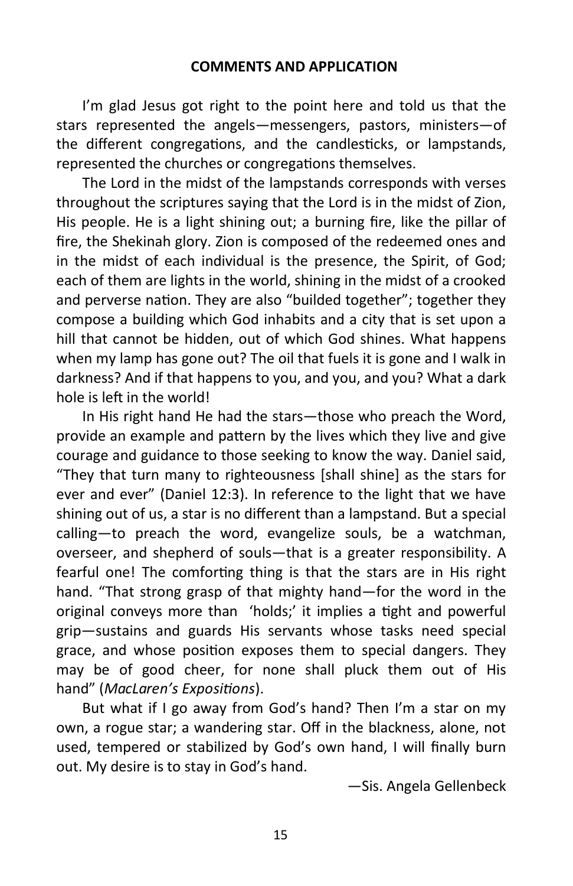## COMMENTS AND APPLICATION

I'm glad Jesus got right to the point here and told us that the stars represented the angels—messengers, pastors, ministers—of the different congregations, and the candlesticks, or lampstands, represented the churches or congregations themselves.

The Lord in the midst of the lampstands corresponds with verses throughout the scriptures saying that the Lord is in the midst of Zion, His people. He is a light shining out; a burning fire, like the pillar of fire, the Shekinah glory. Zion is composed of the redeemed ones and in the midst of each individual is the presence, the Spirit, of God; each of them are lights in the world, shining in the midst of a crooked and perverse nation. They are also "builded together"; together they compose a building which God inhabits and a city that is set upon a hill that cannot be hidden, out of which God shines. What happens when my lamp has gone out? The oil that fuels it is gone and I walk in darkness? And if that happens to you, and you, and you? What a dark hole is left in the world!

In His right hand He had the stars—those who preach the Word, provide an example and pattern by the lives which they live and give courage and guidance to those seeking to know the way. Daniel said, "They that turn many to righteousness [shall shine] as the stars for ever and ever" (Daniel 12:3). In reference to the light that we have shining out of us, a star is no different than a lampstand. But a special calling—to preach the word, evangelize souls, be a watchman, overseer, and shepherd of souls—that is a greater responsibility. A fearful one! The comforting thing is that the stars are in His right hand. "That strong grasp of that mighty hand—for the word in the original conveys more than 'holds;' it implies a tight and powerful grip—sustains and guards His servants whose tasks need special grace, and whose position exposes them to special dangers. They may be of good cheer, for none shall pluck them out of His hand" (*MacLaren's Expositions*).

But what if I go away from God's hand? Then I'm a star on my own, a rogue star; a wandering star. Off in the blackness, alone, not used, tempered or stabilized by God's own hand, I will finally burn out. My desire is to stay in God's hand.

—Sis. Angela Gellenbeck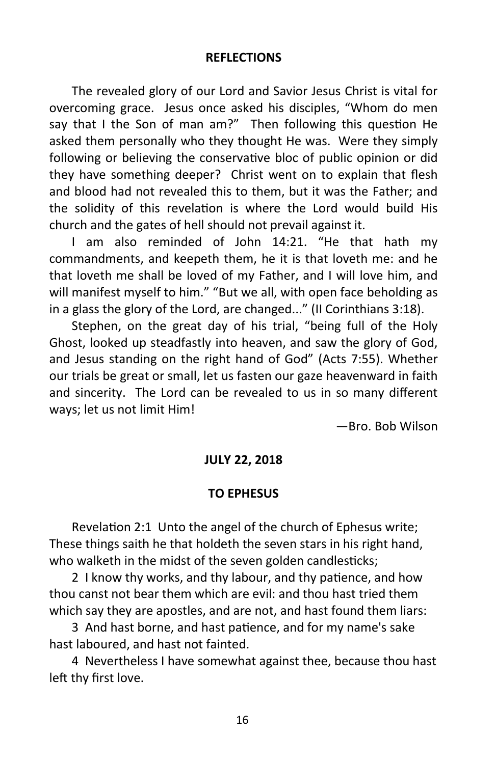## REFLECTIONS

The revealed glory of our Lord and Savior Jesus Christ is vital for overcoming grace. Jesus once asked his disciples, "Whom do men say that I the Son of man am?" Then following this question He asked them personally who they thought He was. Were they simply following or believing the conservative bloc of public opinion or did they have something deeper? Christ went on to explain that flesh and blood had not revealed this to them, but it was the Father; and the solidity of this revelation is where the Lord would build His church and the gates of hell should not prevail against it.

I am also reminded of John 14:21. "He that hath my commandments, and keepeth them, he it is that loveth me: and he that loveth me shall be loved of my Father, and I will love him, and will manifest myself to him." "But we all, with open face beholding as in a glass the glory of the Lord, are changed..." (II Corinthians 3:18).

Stephen, on the great day of his trial, "being full of the Holy Ghost, looked up steadfastly into heaven, and saw the glory of God, and Jesus standing on the right hand of God" (Acts 7:55). Whether our trials be great or small, let us fasten our gaze heavenward in faith and sincerity. The Lord can be revealed to us in so many different ways; let us not limit Him!

—Bro. Bob Wilson

## JULY 22, 2018

## TO EPHESUS

Revelation 2:1 Unto the angel of the church of Ephesus write; These things saith he that holdeth the seven stars in his right hand, who walketh in the midst of the seven golden candlesticks;

2 I know thy works, and thy labour, and thy patience, and how thou canst not bear them which are evil: and thou hast tried them which say they are apostles, and are not, and hast found them liars:

3 And hast borne, and hast patience, and for my name's sake hast laboured, and hast not fainted.

4 Nevertheless I have somewhat against thee, because thou hast left thy first love.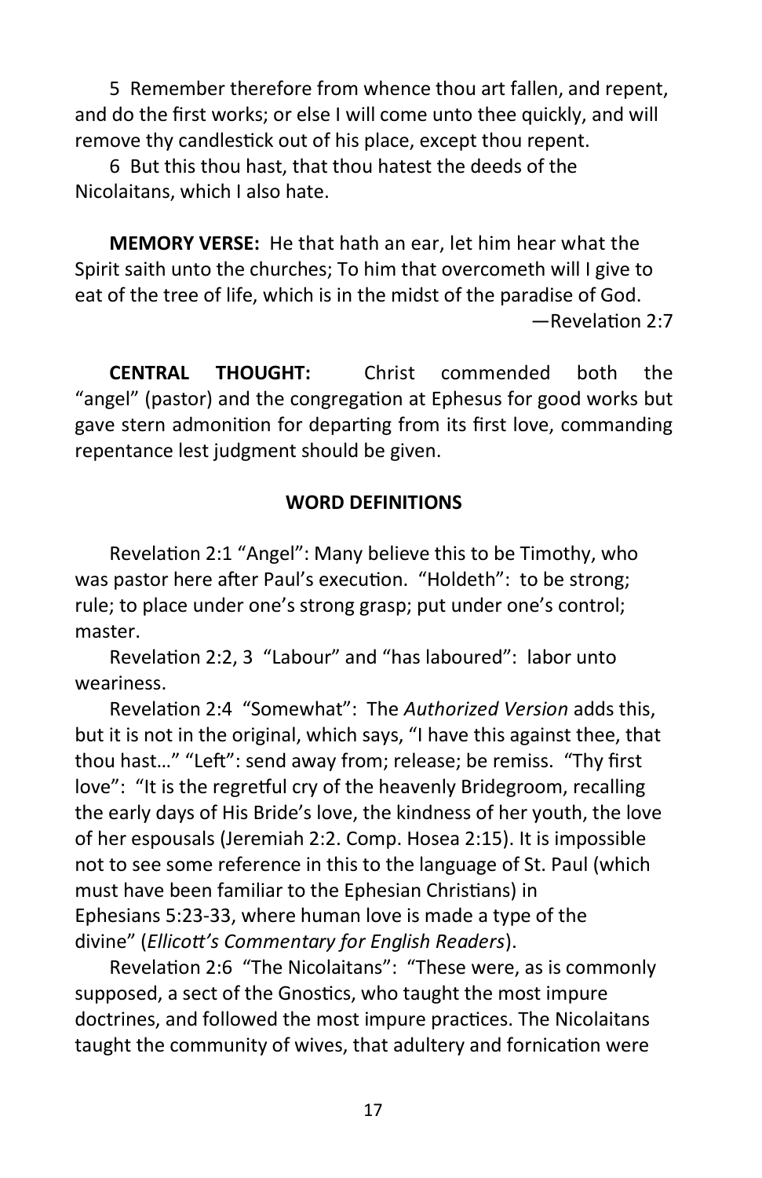5 Remember therefore from whence thou art fallen, and repent, and do the first works; or else I will come unto thee quickly, and will remove thy candlestick out of his place, except thou repent.

6 But this thou hast, that thou hatest the deeds of the Nicolaitans, which I also hate.

**MEMORY VERSE:** He that hath an ear, let him hear what the Spirit saith unto the churches; To him that overcometh will I give to eat of the tree of life, which is in the midst of the paradise of God.
—Revelation 2:7

**CENTRAL THOUGHT:** Christ commended both the "angel" (pastor) and the congregation at Ephesus for good works but gave stern admonition for departing from its first love, commanding repentance lest judgment should be given.

**WORD DEFINITIONS**

Revelation 2:1 "Angel": Many believe this to be Timothy, who was pastor here after Paul's execution. "Holdeth": to be strong; rule; to place under one's strong grasp; put under one's control; master.

Revelation 2:2, 3 "Labour" and "has laboured": labor unto weariness.

Revelation 2:4 "Somewhat": The *Authorized Version* adds this, but it is not in the original, which says, "I have this against thee, that thou hast…" "Left": send away from; release; be remiss. "Thy first love": "It is the regretful cry of the heavenly Bridegroom, recalling the early days of His Bride's love, the kindness of her youth, the love of her espousals (Jeremiah 2:2. Comp. Hosea 2:15). It is impossible not to see some reference in this to the language of St. Paul (which must have been familiar to the Ephesian Christians) in Ephesians 5:23-33, where human love is made a type of the divine" (*Ellicott's Commentary for English Readers*).

Revelation 2:6 "The Nicolaitans": "These were, as is commonly supposed, a sect of the Gnostics, who taught the most impure doctrines, and followed the most impure practices. The Nicolaitans taught the community of wives, that adultery and fornication were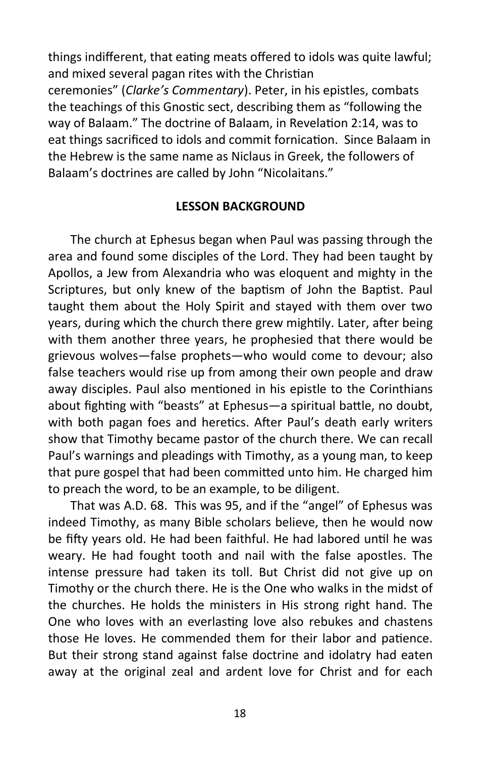things indifferent, that eating meats offered to idols was quite lawful; and mixed several pagan rites with the Christian ceremonies" (*Clarke's Commentary*). Peter, in his epistles, combats the teachings of this Gnostic sect, describing them as "following the way of Balaam." The doctrine of Balaam, in Revelation 2:14, was to eat things sacrificed to idols and commit fornication. Since Balaam in the Hebrew is the same name as Niclaus in Greek, the followers of Balaam's doctrines are called by John "Nicolaitans."

## LESSON BACKGROUND

The church at Ephesus began when Paul was passing through the area and found some disciples of the Lord. They had been taught by Apollos, a Jew from Alexandria who was eloquent and mighty in the Scriptures, but only knew of the baptism of John the Baptist. Paul taught them about the Holy Spirit and stayed with them over two years, during which the church there grew mightily. Later, after being with them another three years, he prophesied that there would be grievous wolves—false prophets—who would come to devour; also false teachers would rise up from among their own people and draw away disciples. Paul also mentioned in his epistle to the Corinthians about fighting with "beasts" at Ephesus—a spiritual battle, no doubt, with both pagan foes and heretics. After Paul's death early writers show that Timothy became pastor of the church there. We can recall Paul's warnings and pleadings with Timothy, as a young man, to keep that pure gospel that had been committed unto him. He charged him to preach the word, to be an example, to be diligent.

That was A.D. 68. This was 95, and if the "angel" of Ephesus was indeed Timothy, as many Bible scholars believe, then he would now be fifty years old. He had been faithful. He had labored until he was weary. He had fought tooth and nail with the false apostles. The intense pressure had taken its toll. But Christ did not give up on Timothy or the church there. He is the One who walks in the midst of the churches. He holds the ministers in His strong right hand. The One who loves with an everlasting love also rebukes and chastens those He loves. He commended them for their labor and patience. But their strong stand against false doctrine and idolatry had eaten away at the original zeal and ardent love for Christ and for each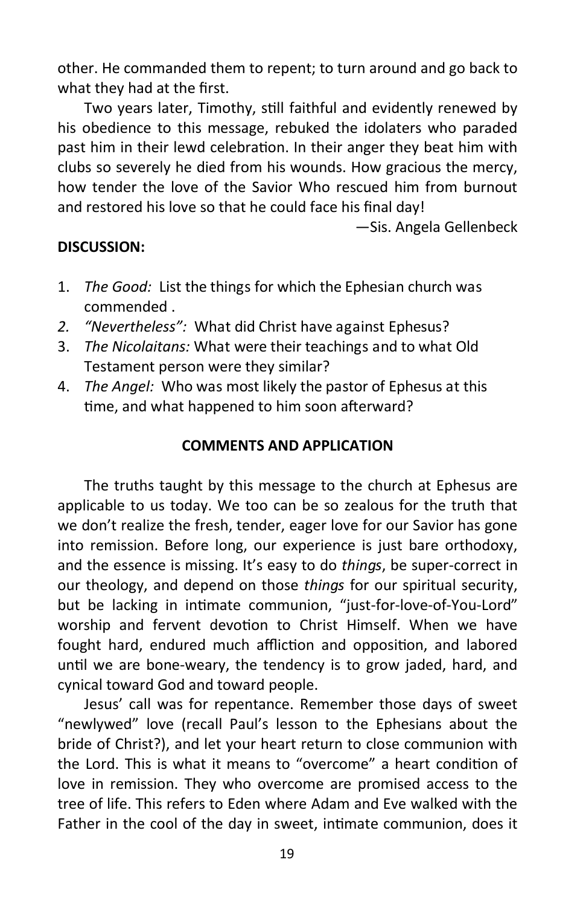other. He commanded them to repent; to turn around and go back to what they had at the first.

Two years later, Timothy, still faithful and evidently renewed by his obedience to this message, rebuked the idolaters who paraded past him in their lewd celebration. In their anger they beat him with clubs so severely he died from his wounds. How gracious the mercy, how tender the love of the Savior Who rescued him from burnout and restored his love so that he could face his final day!

—Sis. Angela Gellenbeck

**DISCUSSION:**

1. *The Good:* List the things for which the Ephesian church was commended .
2. *"Nevertheless":* What did Christ have against Ephesus?
3. *The Nicolaitans:* What were their teachings and to what Old Testament person were they similar?
4. *The Angel:* Who was most likely the pastor of Ephesus at this time, and what happened to him soon afterward?

**COMMENTS AND APPLICATION**

The truths taught by this message to the church at Ephesus are applicable to us today. We too can be so zealous for the truth that we don't realize the fresh, tender, eager love for our Savior has gone into remission. Before long, our experience is just bare orthodoxy, and the essence is missing. It's easy to do *things*, be super-correct in our theology, and depend on those *things* for our spiritual security, but be lacking in intimate communion, "just-for-love-of-You-Lord" worship and fervent devotion to Christ Himself. When we have fought hard, endured much affliction and opposition, and labored until we are bone-weary, the tendency is to grow jaded, hard, and cynical toward God and toward people.

Jesus' call was for repentance. Remember those days of sweet "newlywed" love (recall Paul's lesson to the Ephesians about the bride of Christ?), and let your heart return to close communion with the Lord. This is what it means to "overcome" a heart condition of love in remission. They who overcome are promised access to the tree of life. This refers to Eden where Adam and Eve walked with the Father in the cool of the day in sweet, intimate communion, does it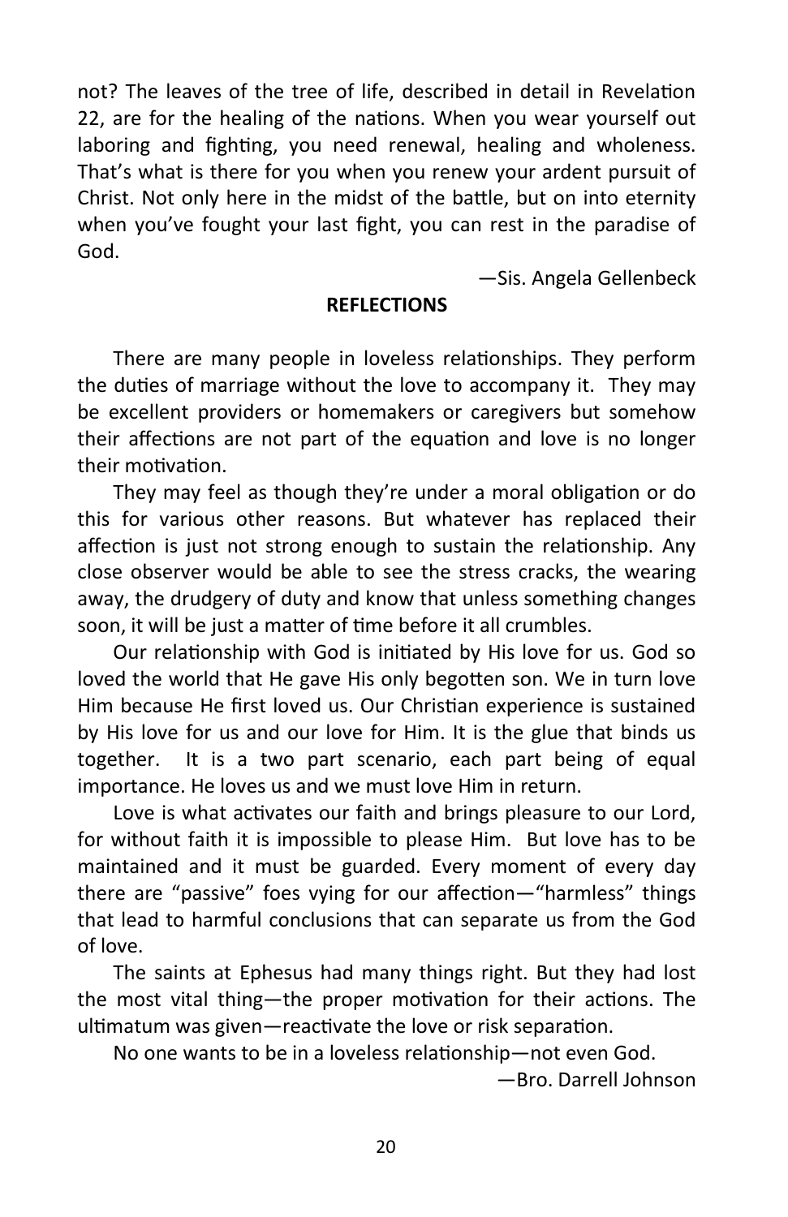not? The leaves of the tree of life, described in detail in Revelation 22, are for the healing of the nations. When you wear yourself out laboring and fighting, you need renewal, healing and wholeness. That's what is there for you when you renew your ardent pursuit of Christ. Not only here in the midst of the battle, but on into eternity when you've fought your last fight, you can rest in the paradise of God.

—Sis. Angela Gellenbeck

**REFLECTIONS**

There are many people in loveless relationships. They perform the duties of marriage without the love to accompany it. They may be excellent providers or homemakers or caregivers but somehow their affections are not part of the equation and love is no longer their motivation.

They may feel as though they're under a moral obligation or do this for various other reasons. But whatever has replaced their affection is just not strong enough to sustain the relationship. Any close observer would be able to see the stress cracks, the wearing away, the drudgery of duty and know that unless something changes soon, it will be just a matter of time before it all crumbles.

Our relationship with God is initiated by His love for us. God so loved the world that He gave His only begotten son. We in turn love Him because He first loved us. Our Christian experience is sustained by His love for us and our love for Him. It is the glue that binds us together. It is a two part scenario, each part being of equal importance. He loves us and we must love Him in return.

Love is what activates our faith and brings pleasure to our Lord, for without faith it is impossible to please Him. But love has to be maintained and it must be guarded. Every moment of every day there are "passive" foes vying for our affection—"harmless" things that lead to harmful conclusions that can separate us from the God of love.

The saints at Ephesus had many things right. But they had lost the most vital thing—the proper motivation for their actions. The ultimatum was given—reactivate the love or risk separation.

No one wants to be in a loveless relationship—not even God.

—Bro. Darrell Johnson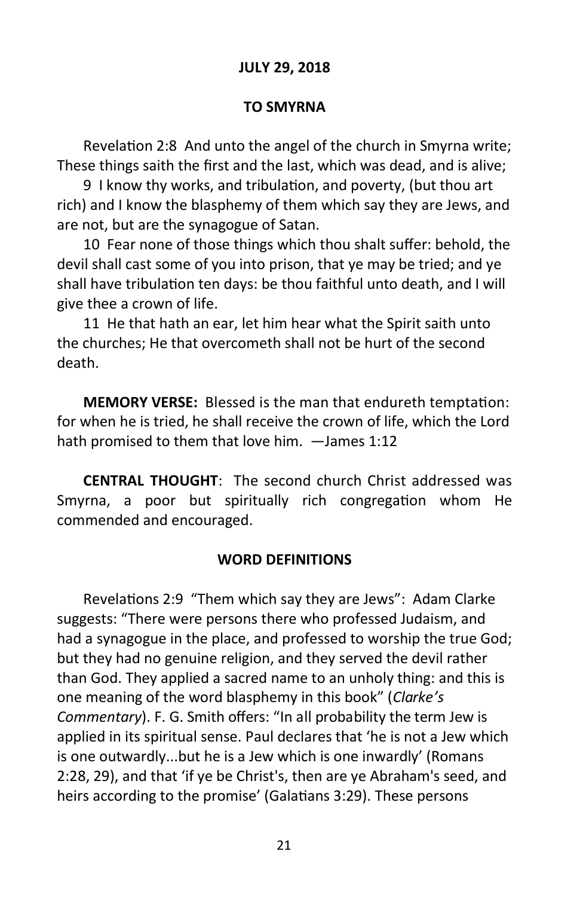**JULY 29, 2018**

**TO SMYRNA**

Revelation 2:8 And unto the angel of the church in Smyrna write; These things saith the first and the last, which was dead, and is alive;

9 I know thy works, and tribulation, and poverty, (but thou art rich) and I know the blasphemy of them which say they are Jews, and are not, but are the synagogue of Satan.

10 Fear none of those things which thou shalt suffer: behold, the devil shall cast some of you into prison, that ye may be tried; and ye shall have tribulation ten days: be thou faithful unto death, and I will give thee a crown of life.

11 He that hath an ear, let him hear what the Spirit saith unto the churches; He that overcometh shall not be hurt of the second death.

**MEMORY VERSE:** Blessed is the man that endureth temptation: for when he is tried, he shall receive the crown of life, which the Lord hath promised to them that love him. —James 1:12

**CENTRAL THOUGHT**: The second church Christ addressed was Smyrna, a poor but spiritually rich congregation whom He commended and encouraged.

**WORD DEFINITIONS**

Revelations 2:9 "Them which say they are Jews": Adam Clarke suggests: "There were persons there who professed Judaism, and had a synagogue in the place, and professed to worship the true God; but they had no genuine religion, and they served the devil rather than God. They applied a sacred name to an unholy thing: and this is one meaning of the word blasphemy in this book" (*Clarke's Commentary*). F. G. Smith offers: "In all probability the term Jew is applied in its spiritual sense. Paul declares that 'he is not a Jew which is one outwardly...but he is a Jew which is one inwardly' (Romans 2:28, 29), and that 'if ye be Christ's, then are ye Abraham's seed, and heirs according to the promise' (Galatians 3:29). These persons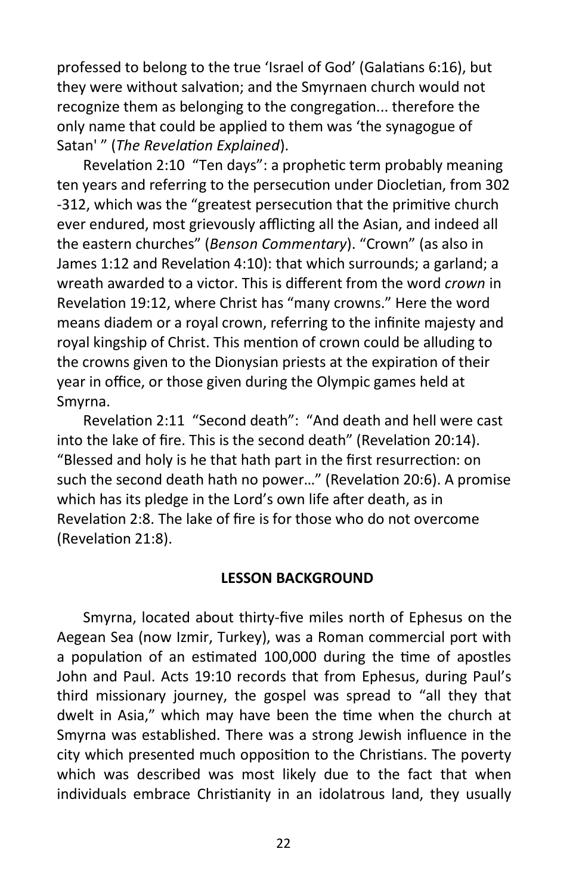professed to belong to the true 'Israel of God' (Galatians 6:16), but they were without salvation; and the Smyrnaen church would not recognize them as belonging to the congregation... therefore the only name that could be applied to them was 'the synagogue of Satan' " (*The Revelation Explained*).

Revelation 2:10 "Ten days": a prophetic term probably meaning ten years and referring to the persecution under Diocletian, from 302 -312, which was the "greatest persecution that the primitive church ever endured, most grievously afflicting all the Asian, and indeed all the eastern churches" (*Benson Commentary*). "Crown" (as also in James 1:12 and Revelation 4:10): that which surrounds; a garland; a wreath awarded to a victor. This is different from the word *crown* in Revelation 19:12, where Christ has "many crowns." Here the word means diadem or a royal crown, referring to the infinite majesty and royal kingship of Christ. This mention of crown could be alluding to the crowns given to the Dionysian priests at the expiration of their year in office, or those given during the Olympic games held at Smyrna.

Revelation 2:11 "Second death": "And death and hell were cast into the lake of fire. This is the second death" (Revelation 20:14). "Blessed and holy is he that hath part in the first resurrection: on such the second death hath no power…" (Revelation 20:6). A promise which has its pledge in the Lord's own life after death, as in Revelation 2:8. The lake of fire is for those who do not overcome (Revelation 21:8).

## LESSON BACKGROUND

Smyrna, located about thirty-five miles north of Ephesus on the Aegean Sea (now Izmir, Turkey), was a Roman commercial port with a population of an estimated 100,000 during the time of apostles John and Paul. Acts 19:10 records that from Ephesus, during Paul's third missionary journey, the gospel was spread to "all they that dwelt in Asia," which may have been the time when the church at Smyrna was established. There was a strong Jewish influence in the city which presented much opposition to the Christians. The poverty which was described was most likely due to the fact that when individuals embrace Christianity in an idolatrous land, they usually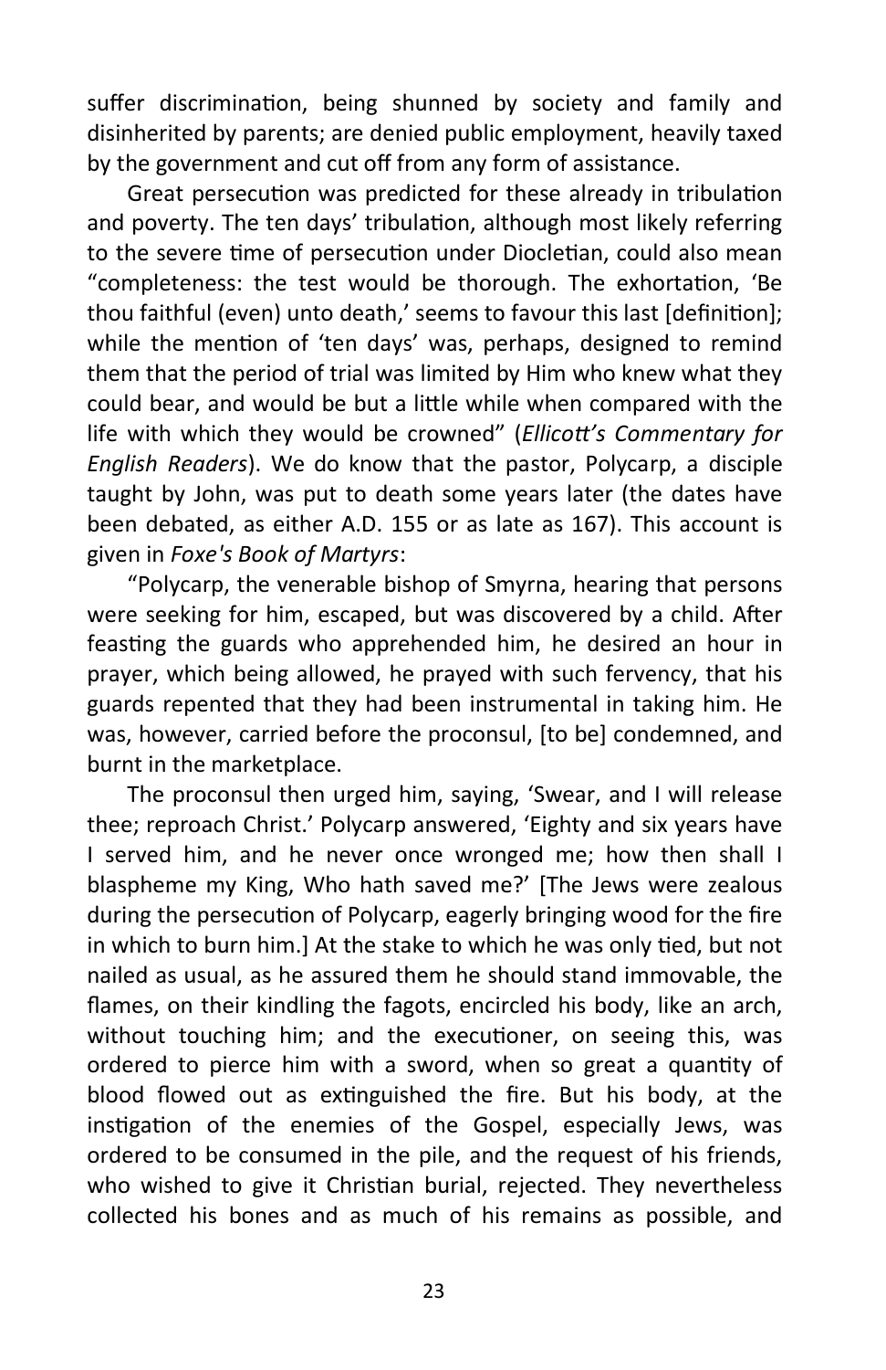suffer discrimination, being shunned by society and family and disinherited by parents; are denied public employment, heavily taxed by the government and cut off from any form of assistance.

Great persecution was predicted for these already in tribulation and poverty. The ten days' tribulation, although most likely referring to the severe time of persecution under Diocletian, could also mean "completeness: the test would be thorough. The exhortation, 'Be thou faithful (even) unto death,' seems to favour this last [definition]; while the mention of 'ten days' was, perhaps, designed to remind them that the period of trial was limited by Him who knew what they could bear, and would be but a little while when compared with the life with which they would be crowned" (*Ellicott's Commentary for English Readers*). We do know that the pastor, Polycarp, a disciple taught by John, was put to death some years later (the dates have been debated, as either A.D. 155 or as late as 167). This account is given in *Foxe's Book of Martyrs*:

"Polycarp, the venerable bishop of Smyrna, hearing that persons were seeking for him, escaped, but was discovered by a child. After feasting the guards who apprehended him, he desired an hour in prayer, which being allowed, he prayed with such fervency, that his guards repented that they had been instrumental in taking him. He was, however, carried before the proconsul, [to be] condemned, and burnt in the marketplace.

The proconsul then urged him, saying, 'Swear, and I will release thee; reproach Christ.' Polycarp answered, 'Eighty and six years have I served him, and he never once wronged me; how then shall I blaspheme my King, Who hath saved me?' [The Jews were zealous during the persecution of Polycarp, eagerly bringing wood for the fire in which to burn him.] At the stake to which he was only tied, but not nailed as usual, as he assured them he should stand immovable, the flames, on their kindling the fagots, encircled his body, like an arch, without touching him; and the executioner, on seeing this, was ordered to pierce him with a sword, when so great a quantity of blood flowed out as extinguished the fire. But his body, at the instigation of the enemies of the Gospel, especially Jews, was ordered to be consumed in the pile, and the request of his friends, who wished to give it Christian burial, rejected. They nevertheless collected his bones and as much of his remains as possible, and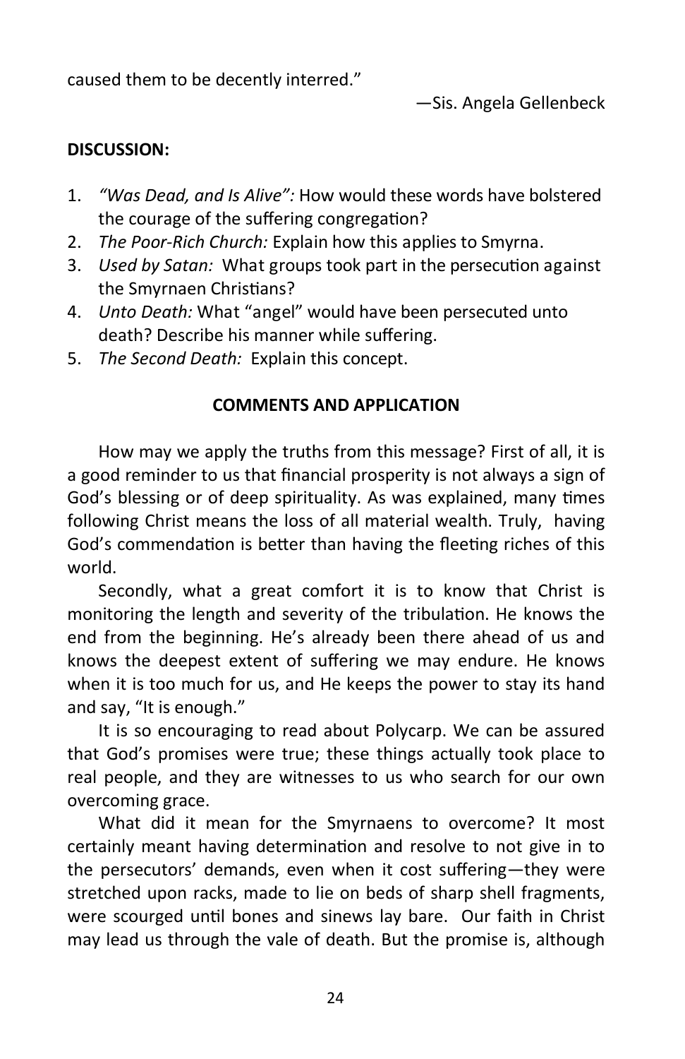caused them to be decently interred."

—Sis. Angela Gellenbeck

**DISCUSSION:**

1. *"Was Dead, and Is Alive":* How would these words have bolstered the courage of the suffering congregation?
2. *The Poor-Rich Church:* Explain how this applies to Smyrna.
3. *Used by Satan:* What groups took part in the persecution against the Smyrnaen Christians?
4. *Unto Death:* What "angel" would have been persecuted unto death? Describe his manner while suffering.
5. *The Second Death:* Explain this concept.

**COMMENTS AND APPLICATION**

How may we apply the truths from this message? First of all, it is a good reminder to us that financial prosperity is not always a sign of God's blessing or of deep spirituality. As was explained, many times following Christ means the loss of all material wealth. Truly, having God's commendation is better than having the fleeting riches of this world.

Secondly, what a great comfort it is to know that Christ is monitoring the length and severity of the tribulation. He knows the end from the beginning. He's already been there ahead of us and knows the deepest extent of suffering we may endure. He knows when it is too much for us, and He keeps the power to stay its hand and say, "It is enough."

It is so encouraging to read about Polycarp. We can be assured that God's promises were true; these things actually took place to real people, and they are witnesses to us who search for our own overcoming grace.

What did it mean for the Smyrnaens to overcome? It most certainly meant having determination and resolve to not give in to the persecutors' demands, even when it cost suffering—they were stretched upon racks, made to lie on beds of sharp shell fragments, were scourged until bones and sinews lay bare. Our faith in Christ may lead us through the vale of death. But the promise is, although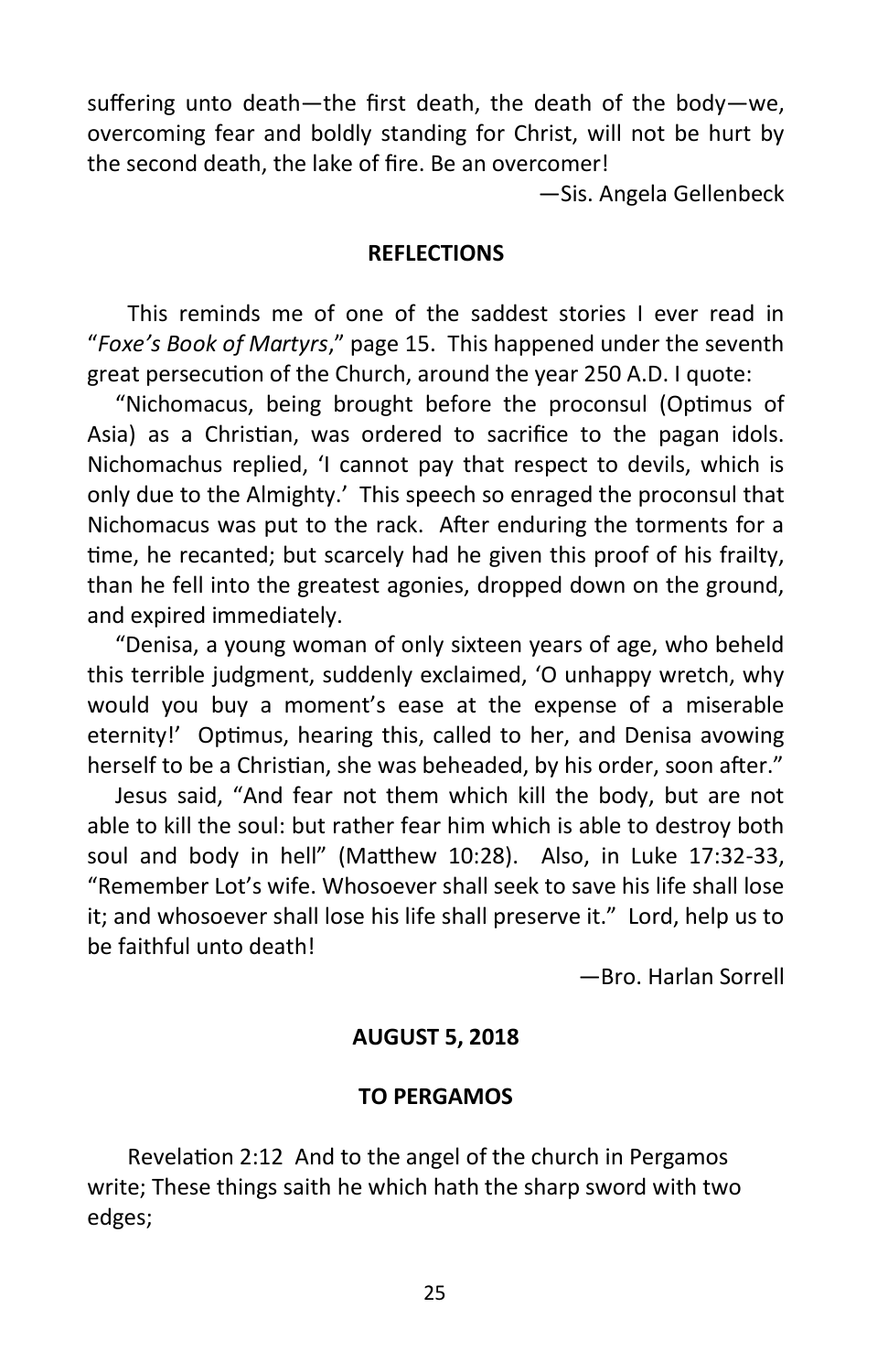suffering unto death—the first death, the death of the body—we, overcoming fear and boldly standing for Christ, will not be hurt by the second death, the lake of fire. Be an overcomer!

—Sis. Angela Gellenbeck

**REFLECTIONS**

This reminds me of one of the saddest stories I ever read in "*Foxe's Book of Martyrs*," page 15. This happened under the seventh great persecution of the Church, around the year 250 A.D. I quote:

"Nichomacus, being brought before the proconsul (Optimus of Asia) as a Christian, was ordered to sacrifice to the pagan idols. Nichomachus replied, 'I cannot pay that respect to devils, which is only due to the Almighty.' This speech so enraged the proconsul that Nichomacus was put to the rack. After enduring the torments for a time, he recanted; but scarcely had he given this proof of his frailty, than he fell into the greatest agonies, dropped down on the ground, and expired immediately.

"Denisa, a young woman of only sixteen years of age, who beheld this terrible judgment, suddenly exclaimed, 'O unhappy wretch, why would you buy a moment's ease at the expense of a miserable eternity!' Optimus, hearing this, called to her, and Denisa avowing herself to be a Christian, she was beheaded, by his order, soon after."

Jesus said, "And fear not them which kill the body, but are not able to kill the soul: but rather fear him which is able to destroy both soul and body in hell" (Matthew 10:28). Also, in Luke 17:32-33, "Remember Lot's wife. Whosoever shall seek to save his life shall lose it; and whosoever shall lose his life shall preserve it." Lord, help us to be faithful unto death!

—Bro. Harlan Sorrell

**AUGUST 5, 2018**

**TO PERGAMOS**

Revelation 2:12 And to the angel of the church in Pergamos write; These things saith he which hath the sharp sword with two edges;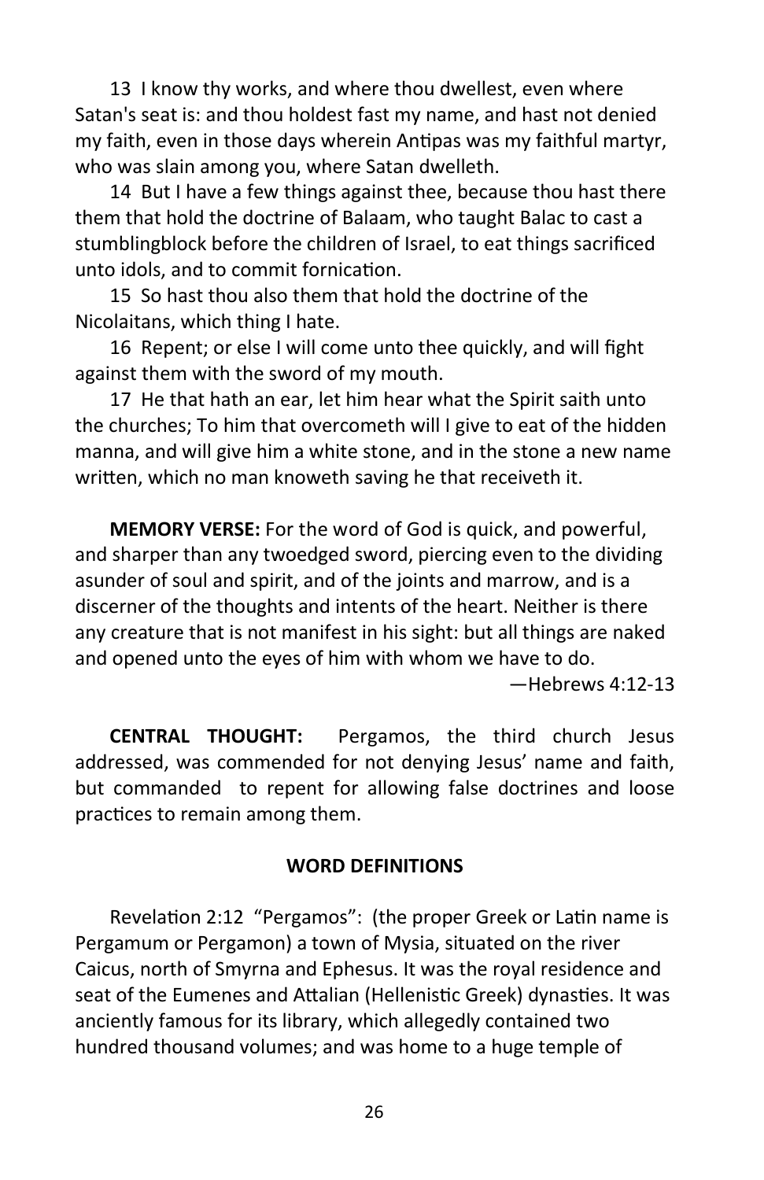13 I know thy works, and where thou dwellest, even where Satan's seat is: and thou holdest fast my name, and hast not denied my faith, even in those days wherein Antipas was my faithful martyr, who was slain among you, where Satan dwelleth.

14 But I have a few things against thee, because thou hast there them that hold the doctrine of Balaam, who taught Balac to cast a stumblingblock before the children of Israel, to eat things sacrificed unto idols, and to commit fornication.

15 So hast thou also them that hold the doctrine of the Nicolaitans, which thing I hate.

16 Repent; or else I will come unto thee quickly, and will fight against them with the sword of my mouth.

17 He that hath an ear, let him hear what the Spirit saith unto the churches; To him that overcometh will I give to eat of the hidden manna, and will give him a white stone, and in the stone a new name written, which no man knoweth saving he that receiveth it.

**MEMORY VERSE:** For the word of God is quick, and powerful, and sharper than any twoedged sword, piercing even to the dividing asunder of soul and spirit, and of the joints and marrow, and is a discerner of the thoughts and intents of the heart. Neither is there any creature that is not manifest in his sight: but all things are naked and opened unto the eyes of him with whom we have to do.

—Hebrews 4:12-13

**CENTRAL THOUGHT:** Pergamos, the third church Jesus addressed, was commended for not denying Jesus' name and faith, but commanded to repent for allowing false doctrines and loose practices to remain among them.

**WORD DEFINITIONS**

Revelation 2:12 "Pergamos": (the proper Greek or Latin name is Pergamum or Pergamon) a town of Mysia, situated on the river Caicus, north of Smyrna and Ephesus. It was the royal residence and seat of the Eumenes and Attalian (Hellenistic Greek) dynasties. It was anciently famous for its library, which allegedly contained two hundred thousand volumes; and was home to a huge temple of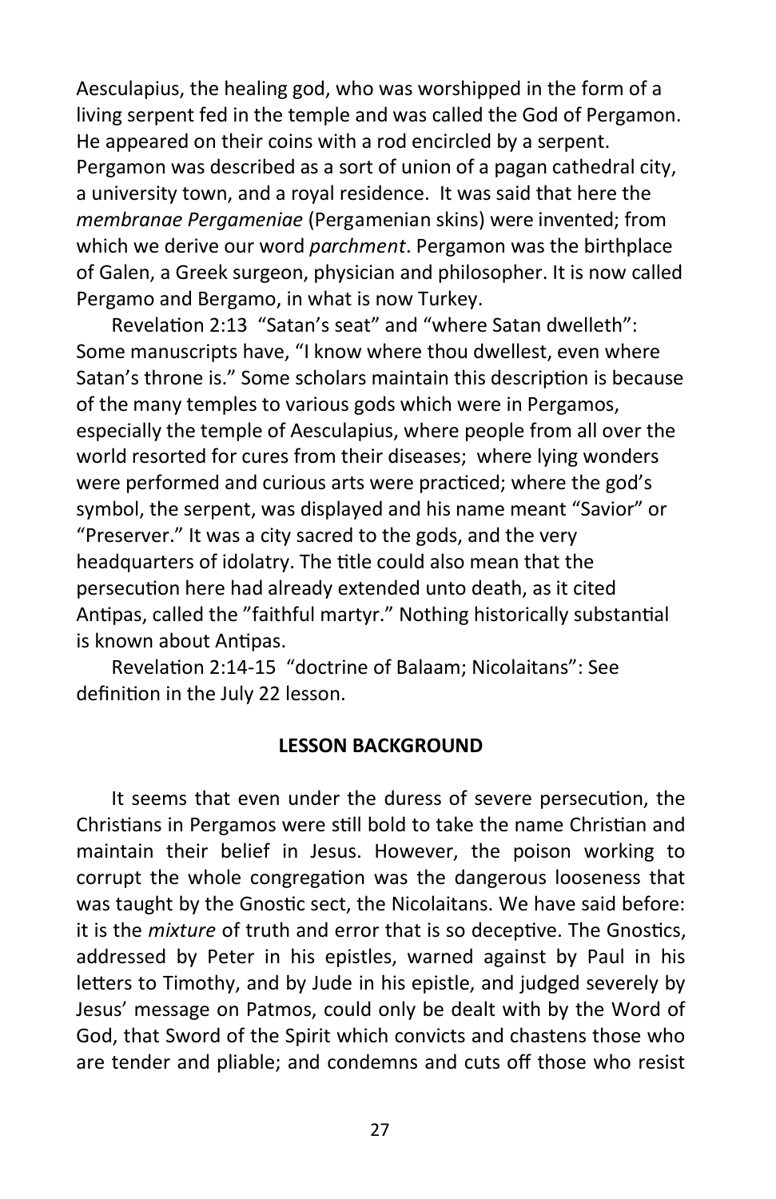Aesculapius, the healing god, who was worshipped in the form of a living serpent fed in the temple and was called the God of Pergamon. He appeared on their coins with a rod encircled by a serpent. Pergamon was described as a sort of union of a pagan cathedral city, a university town, and a royal residence. It was said that here the *membranae Pergameniae* (Pergamenian skins) were invented; from which we derive our word *parchment*. Pergamon was the birthplace of Galen, a Greek surgeon, physician and philosopher. It is now called Pergamo and Bergamo, in what is now Turkey.

Revelation 2:13 "Satan's seat" and "where Satan dwelleth": Some manuscripts have, "I know where thou dwellest, even where Satan's throne is." Some scholars maintain this description is because of the many temples to various gods which were in Pergamos, especially the temple of Aesculapius, where people from all over the world resorted for cures from their diseases; where lying wonders were performed and curious arts were practiced; where the god's symbol, the serpent, was displayed and his name meant "Savior" or "Preserver." It was a city sacred to the gods, and the very headquarters of idolatry. The title could also mean that the persecution here had already extended unto death, as it cited Antipas, called the "faithful martyr." Nothing historically substantial is known about Antipas.

Revelation 2:14-15 "doctrine of Balaam; Nicolaitans": See definition in the July 22 lesson.

## LESSON BACKGROUND

It seems that even under the duress of severe persecution, the Christians in Pergamos were still bold to take the name Christian and maintain their belief in Jesus. However, the poison working to corrupt the whole congregation was the dangerous looseness that was taught by the Gnostic sect, the Nicolaitans. We have said before: it is the *mixture* of truth and error that is so deceptive. The Gnostics, addressed by Peter in his epistles, warned against by Paul in his letters to Timothy, and by Jude in his epistle, and judged severely by Jesus' message on Patmos, could only be dealt with by the Word of God, that Sword of the Spirit which convicts and chastens those who are tender and pliable; and condemns and cuts off those who resist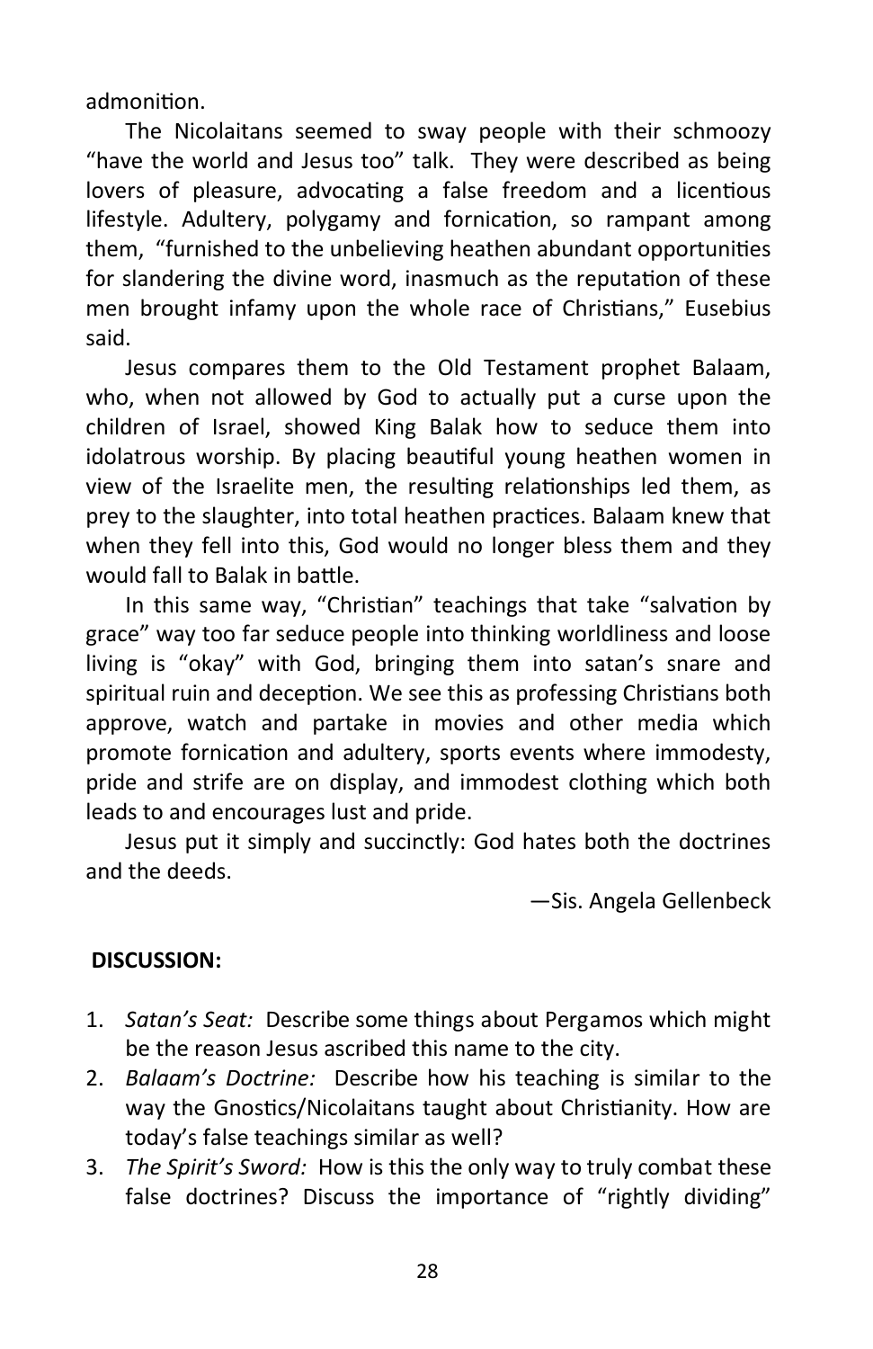admonition.

The Nicolaitans seemed to sway people with their schmoozy "have the world and Jesus too" talk. They were described as being lovers of pleasure, advocating a false freedom and a licentious lifestyle. Adultery, polygamy and fornication, so rampant among them, "furnished to the unbelieving heathen abundant opportunities for slandering the divine word, inasmuch as the reputation of these men brought infamy upon the whole race of Christians," Eusebius said.

Jesus compares them to the Old Testament prophet Balaam, who, when not allowed by God to actually put a curse upon the children of Israel, showed King Balak how to seduce them into idolatrous worship. By placing beautiful young heathen women in view of the Israelite men, the resulting relationships led them, as prey to the slaughter, into total heathen practices. Balaam knew that when they fell into this, God would no longer bless them and they would fall to Balak in battle.

In this same way, "Christian" teachings that take "salvation by grace" way too far seduce people into thinking worldliness and loose living is "okay" with God, bringing them into satan's snare and spiritual ruin and deception. We see this as professing Christians both approve, watch and partake in movies and other media which promote fornication and adultery, sports events where immodesty, pride and strife are on display, and immodest clothing which both leads to and encourages lust and pride.

Jesus put it simply and succinctly: God hates both the doctrines and the deeds.

—Sis. Angela Gellenbeck

**DISCUSSION:**

1. *Satan's Seat:* Describe some things about Pergamos which might be the reason Jesus ascribed this name to the city.
2. *Balaam's Doctrine:* Describe how his teaching is similar to the way the Gnostics/Nicolaitans taught about Christianity. How are today's false teachings similar as well?
3. *The Spirit's Sword:* How is this the only way to truly combat these false doctrines? Discuss the importance of "rightly dividing"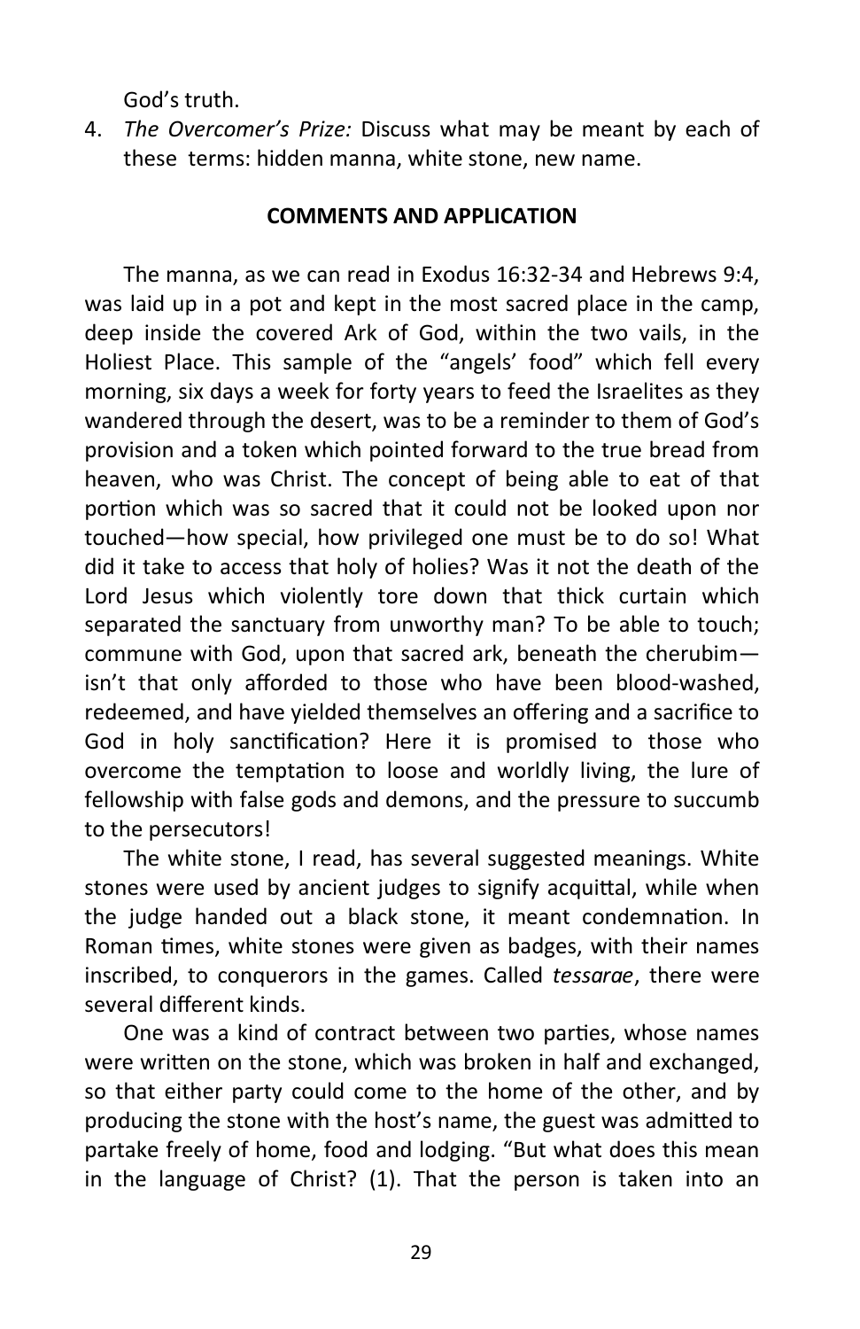God's truth.

4. *The Overcomer's Prize:* Discuss what may be meant by each of these terms: hidden manna, white stone, new name.

**COMMENTS AND APPLICATION**

The manna, as we can read in Exodus 16:32-34 and Hebrews 9:4, was laid up in a pot and kept in the most sacred place in the camp, deep inside the covered Ark of God, within the two vails, in the Holiest Place. This sample of the "angels' food" which fell every morning, six days a week for forty years to feed the Israelites as they wandered through the desert, was to be a reminder to them of God's provision and a token which pointed forward to the true bread from heaven, who was Christ. The concept of being able to eat of that portion which was so sacred that it could not be looked upon nor touched—how special, how privileged one must be to do so! What did it take to access that holy of holies? Was it not the death of the Lord Jesus which violently tore down that thick curtain which separated the sanctuary from unworthy man? To be able to touch; commune with God, upon that sacred ark, beneath the cherubim—isn't that only afforded to those who have been blood-washed, redeemed, and have yielded themselves an offering and a sacrifice to God in holy sanctification? Here it is promised to those who overcome the temptation to loose and worldly living, the lure of fellowship with false gods and demons, and the pressure to succumb to the persecutors!

The white stone, I read, has several suggested meanings. White stones were used by ancient judges to signify acquittal, while when the judge handed out a black stone, it meant condemnation. In Roman times, white stones were given as badges, with their names inscribed, to conquerors in the games. Called *tessarae*, there were several different kinds.

One was a kind of contract between two parties, whose names were written on the stone, which was broken in half and exchanged, so that either party could come to the home of the other, and by producing the stone with the host's name, the guest was admitted to partake freely of home, food and lodging. "But what does this mean in the language of Christ? (1). That the person is taken into an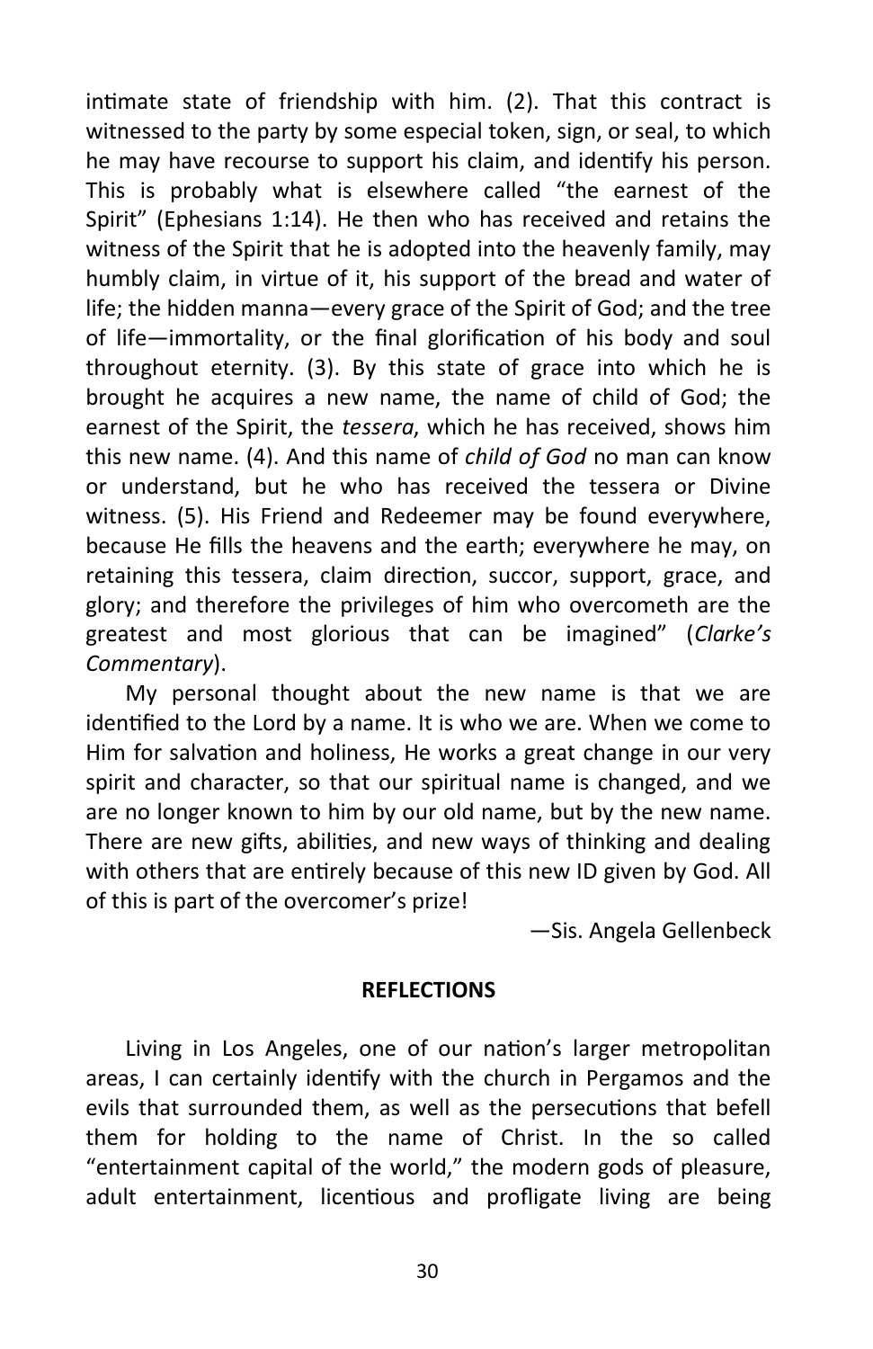intimate state of friendship with him. (2). That this contract is witnessed to the party by some especial token, sign, or seal, to which he may have recourse to support his claim, and identify his person. This is probably what is elsewhere called "the earnest of the Spirit" (Ephesians 1:14). He then who has received and retains the witness of the Spirit that he is adopted into the heavenly family, may humbly claim, in virtue of it, his support of the bread and water of life; the hidden manna—every grace of the Spirit of God; and the tree of life—immortality, or the final glorification of his body and soul throughout eternity. (3). By this state of grace into which he is brought he acquires a new name, the name of child of God; the earnest of the Spirit, the *tessera*, which he has received, shows him this new name. (4). And this name of *child of God* no man can know or understand, but he who has received the tessera or Divine witness. (5). His Friend and Redeemer may be found everywhere, because He fills the heavens and the earth; everywhere he may, on retaining this tessera, claim direction, succor, support, grace, and glory; and therefore the privileges of him who overcometh are the greatest and most glorious that can be imagined" (*Clarke's Commentary*).

My personal thought about the new name is that we are identified to the Lord by a name. It is who we are. When we come to Him for salvation and holiness, He works a great change in our very spirit and character, so that our spiritual name is changed, and we are no longer known to him by our old name, but by the new name. There are new gifts, abilities, and new ways of thinking and dealing with others that are entirely because of this new ID given by God. All of this is part of the overcomer's prize!

—Sis. Angela Gellenbeck

**REFLECTIONS**

Living in Los Angeles, one of our nation's larger metropolitan areas, I can certainly identify with the church in Pergamos and the evils that surrounded them, as well as the persecutions that befell them for holding to the name of Christ. In the so called "entertainment capital of the world," the modern gods of pleasure, adult entertainment, licentious and profligate living are being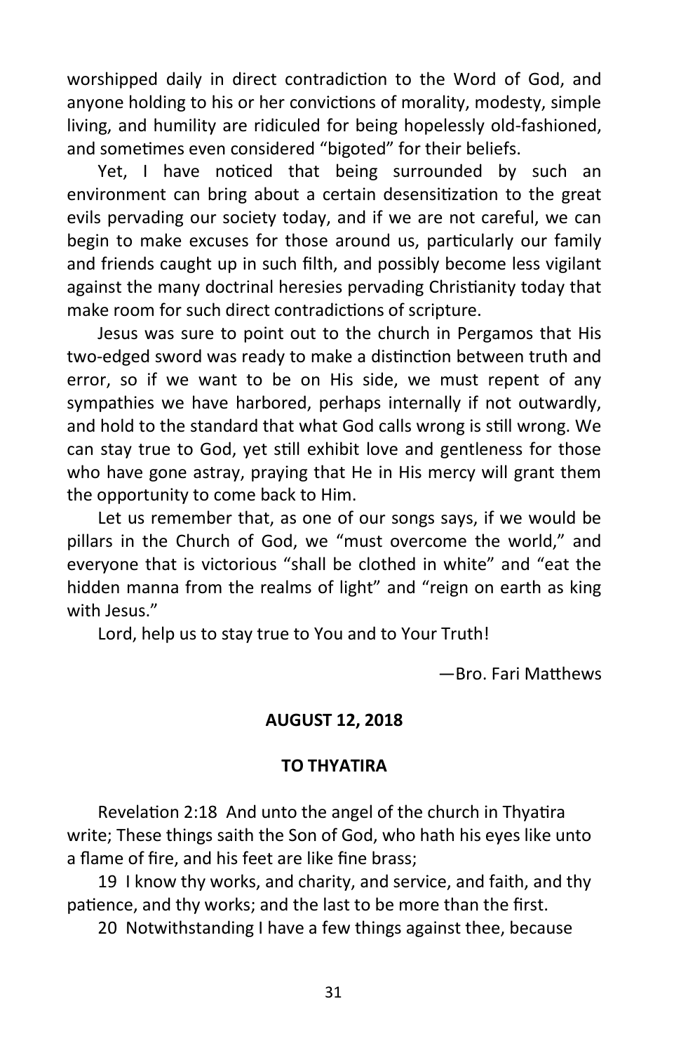worshipped daily in direct contradiction to the Word of God, and anyone holding to his or her convictions of morality, modesty, simple living, and humility are ridiculed for being hopelessly old-fashioned, and sometimes even considered “bigoted” for their beliefs.

Yet, I have noticed that being surrounded by such an environment can bring about a certain desensitization to the great evils pervading our society today, and if we are not careful, we can begin to make excuses for those around us, particularly our family and friends caught up in such filth, and possibly become less vigilant against the many doctrinal heresies pervading Christianity today that make room for such direct contradictions of scripture.

Jesus was sure to point out to the church in Pergamos that His two-edged sword was ready to make a distinction between truth and error, so if we want to be on His side, we must repent of any sympathies we have harbored, perhaps internally if not outwardly, and hold to the standard that what God calls wrong is still wrong. We can stay true to God, yet still exhibit love and gentleness for those who have gone astray, praying that He in His mercy will grant them the opportunity to come back to Him.

Let us remember that, as one of our songs says, if we would be pillars in the Church of God, we “must overcome the world,” and everyone that is victorious “shall be clothed in white” and “eat the hidden manna from the realms of light” and “reign on earth as king with Jesus.”

Lord, help us to stay true to You and to Your Truth!

—Bro. Fari Matthews

**AUGUST 12, 2018**

**TO THYATIRA**

Revelation 2:18 And unto the angel of the church in Thyatira write; These things saith the Son of God, who hath his eyes like unto a flame of fire, and his feet are like fine brass;

19 I know thy works, and charity, and service, and faith, and thy patience, and thy works; and the last to be more than the first.

20 Notwithstanding I have a few things against thee, because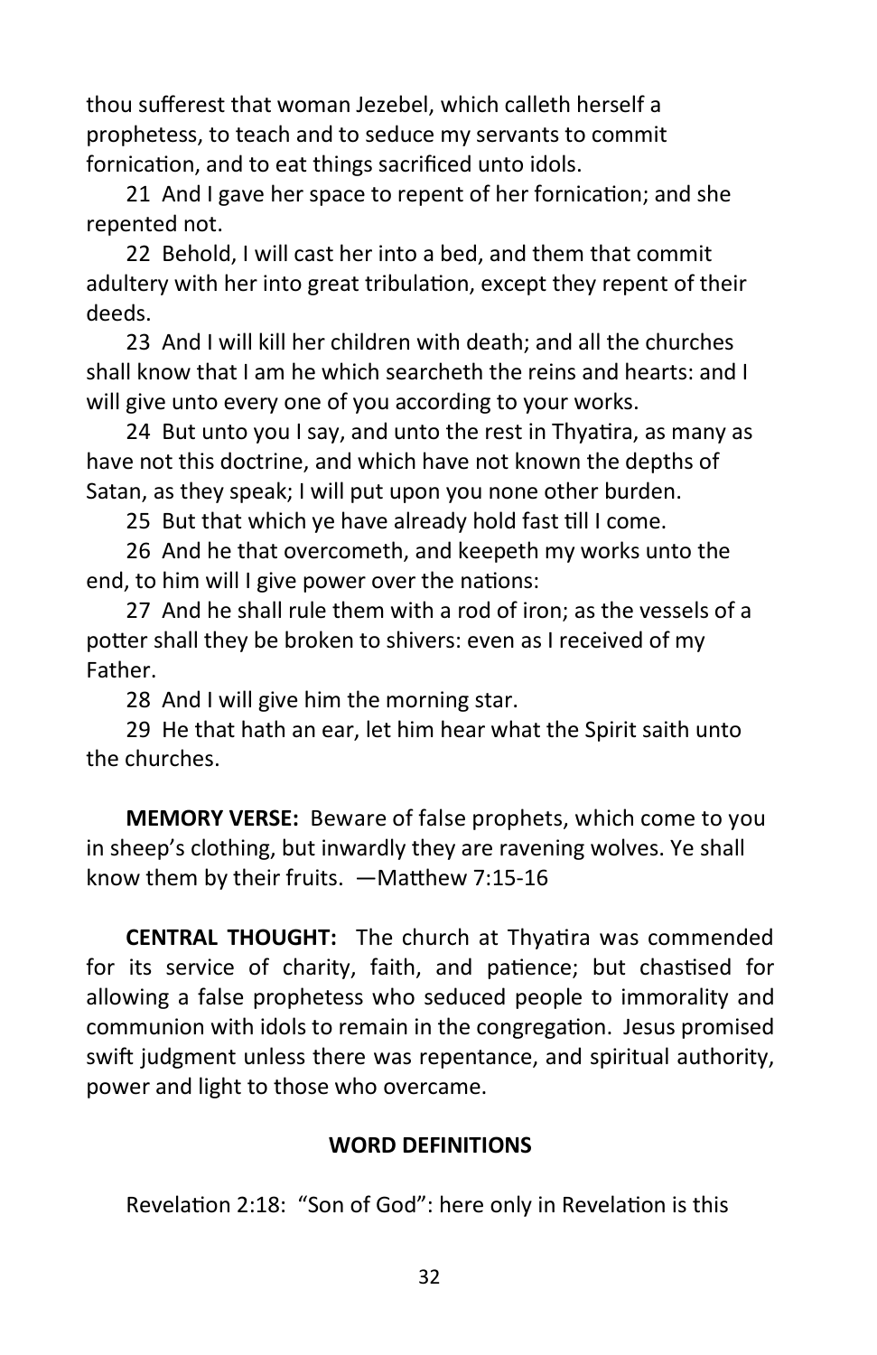thou sufferest that woman Jezebel, which calleth herself a prophetess, to teach and to seduce my servants to commit fornication, and to eat things sacrificed unto idols.

21 And I gave her space to repent of her fornication; and she repented not.

22 Behold, I will cast her into a bed, and them that commit adultery with her into great tribulation, except they repent of their deeds.

23 And I will kill her children with death; and all the churches shall know that I am he which searcheth the reins and hearts: and I will give unto every one of you according to your works.

24 But unto you I say, and unto the rest in Thyatira, as many as have not this doctrine, and which have not known the depths of Satan, as they speak; I will put upon you none other burden.

25 But that which ye have already hold fast till I come.

26 And he that overcometh, and keepeth my works unto the end, to him will I give power over the nations:

27 And he shall rule them with a rod of iron; as the vessels of a potter shall they be broken to shivers: even as I received of my Father.

28 And I will give him the morning star.

29 He that hath an ear, let him hear what the Spirit saith unto the churches.

**MEMORY VERSE:** Beware of false prophets, which come to you in sheep's clothing, but inwardly they are ravening wolves. Ye shall know them by their fruits. —Matthew 7:15-16

**CENTRAL THOUGHT:** The church at Thyatira was commended for its service of charity, faith, and patience; but chastised for allowing a false prophetess who seduced people to immorality and communion with idols to remain in the congregation. Jesus promised swift judgment unless there was repentance, and spiritual authority, power and light to those who overcame.

**WORD DEFINITIONS**

Revelation 2:18: "Son of God": here only in Revelation is this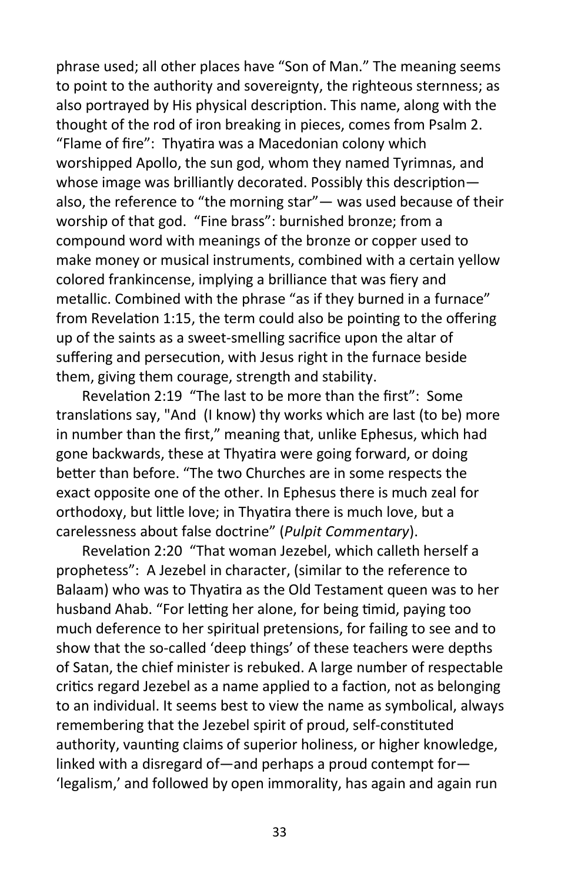phrase used; all other places have "Son of Man." The meaning seems to point to the authority and sovereignty, the righteous sternness; as also portrayed by His physical description. This name, along with the thought of the rod of iron breaking in pieces, comes from Psalm 2. "Flame of fire": Thyatira was a Macedonian colony which worshipped Apollo, the sun god, whom they named Tyrimnas, and whose image was brilliantly decorated. Possibly this description—also, the reference to "the morning star"— was used because of their worship of that god. "Fine brass": burnished bronze; from a compound word with meanings of the bronze or copper used to make money or musical instruments, combined with a certain yellow colored frankincense, implying a brilliance that was fiery and metallic. Combined with the phrase "as if they burned in a furnace" from Revelation 1:15, the term could also be pointing to the offering up of the saints as a sweet-smelling sacrifice upon the altar of suffering and persecution, with Jesus right in the furnace beside them, giving them courage, strength and stability.

Revelation 2:19 "The last to be more than the first": Some translations say, "And (I know) thy works which are last (to be) more in number than the first," meaning that, unlike Ephesus, which had gone backwards, these at Thyatira were going forward, or doing better than before. "The two Churches are in some respects the exact opposite one of the other. In Ephesus there is much zeal for orthodoxy, but little love; in Thyatira there is much love, but a carelessness about false doctrine" (*Pulpit Commentary*).

Revelation 2:20 "That woman Jezebel, which calleth herself a prophetess": A Jezebel in character, (similar to the reference to Balaam) who was to Thyatira as the Old Testament queen was to her husband Ahab. "For letting her alone, for being timid, paying too much deference to her spiritual pretensions, for failing to see and to show that the so-called 'deep things' of these teachers were depths of Satan, the chief minister is rebuked. A large number of respectable critics regard Jezebel as a name applied to a faction, not as belonging to an individual. It seems best to view the name as symbolical, always remembering that the Jezebel spirit of proud, self-constituted authority, vaunting claims of superior holiness, or higher knowledge, linked with a disregard of—and perhaps a proud contempt for—'legalism,' and followed by open immorality, has again and again run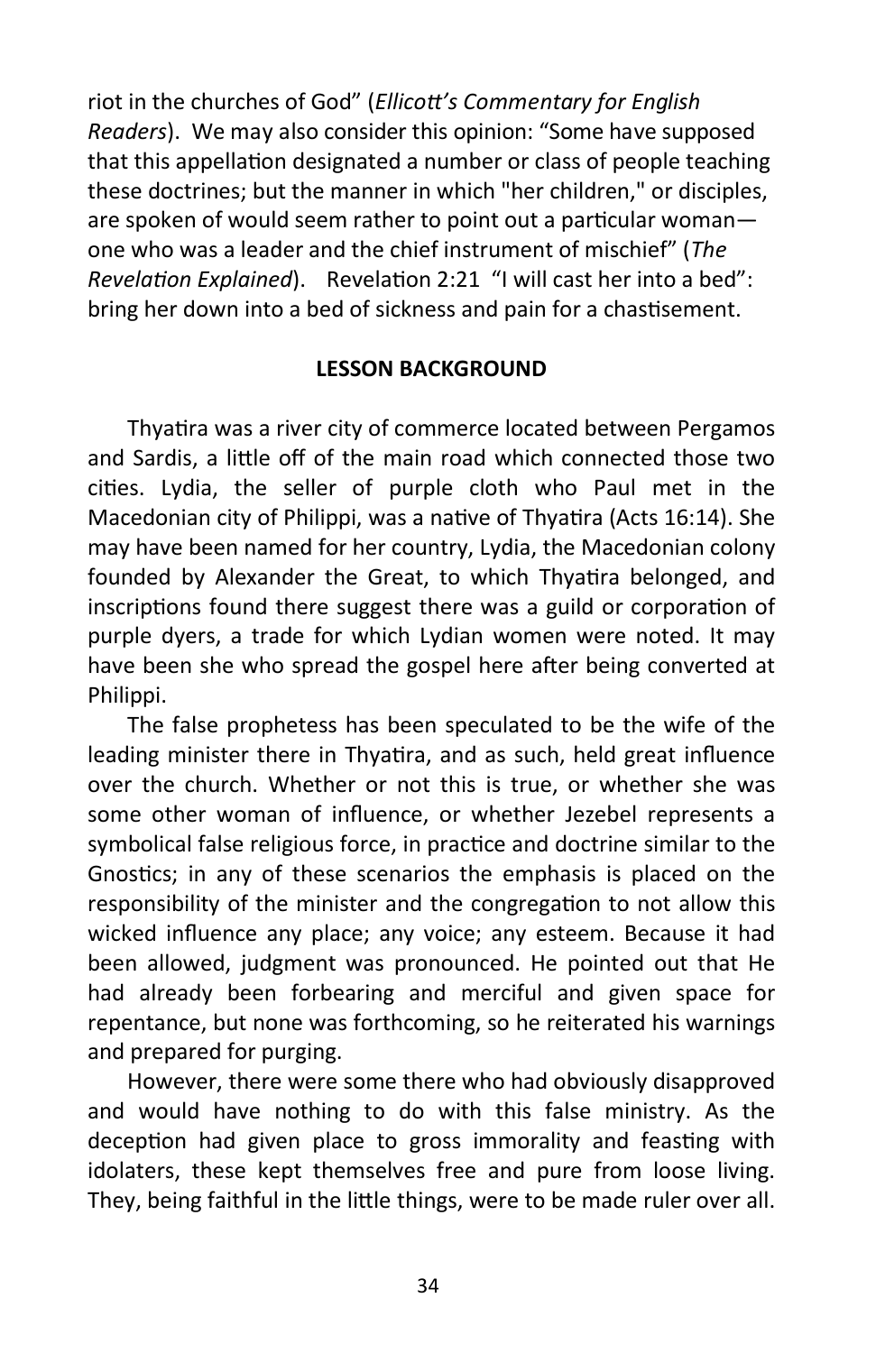riot in the churches of God" (*Ellicott's Commentary for English Readers*). We may also consider this opinion: "Some have supposed that this appellation designated a number or class of people teaching these doctrines; but the manner in which "her children," or disciples, are spoken of would seem rather to point out a particular woman—one who was a leader and the chief instrument of mischief" (*The Revelation Explained*). Revelation 2:21 "I will cast her into a bed": bring her down into a bed of sickness and pain for a chastisement.

## LESSON BACKGROUND

Thyatira was a river city of commerce located between Pergamos and Sardis, a little off of the main road which connected those two cities. Lydia, the seller of purple cloth who Paul met in the Macedonian city of Philippi, was a native of Thyatira (Acts 16:14). She may have been named for her country, Lydia, the Macedonian colony founded by Alexander the Great, to which Thyatira belonged, and inscriptions found there suggest there was a guild or corporation of purple dyers, a trade for which Lydian women were noted. It may have been she who spread the gospel here after being converted at Philippi.

The false prophetess has been speculated to be the wife of the leading minister there in Thyatira, and as such, held great influence over the church. Whether or not this is true, or whether she was some other woman of influence, or whether Jezebel represents a symbolical false religious force, in practice and doctrine similar to the Gnostics; in any of these scenarios the emphasis is placed on the responsibility of the minister and the congregation to not allow this wicked influence any place; any voice; any esteem. Because it had been allowed, judgment was pronounced. He pointed out that He had already been forbearing and merciful and given space for repentance, but none was forthcoming, so he reiterated his warnings and prepared for purging.

However, there were some there who had obviously disapproved and would have nothing to do with this false ministry. As the deception had given place to gross immorality and feasting with idolaters, these kept themselves free and pure from loose living. They, being faithful in the little things, were to be made ruler over all.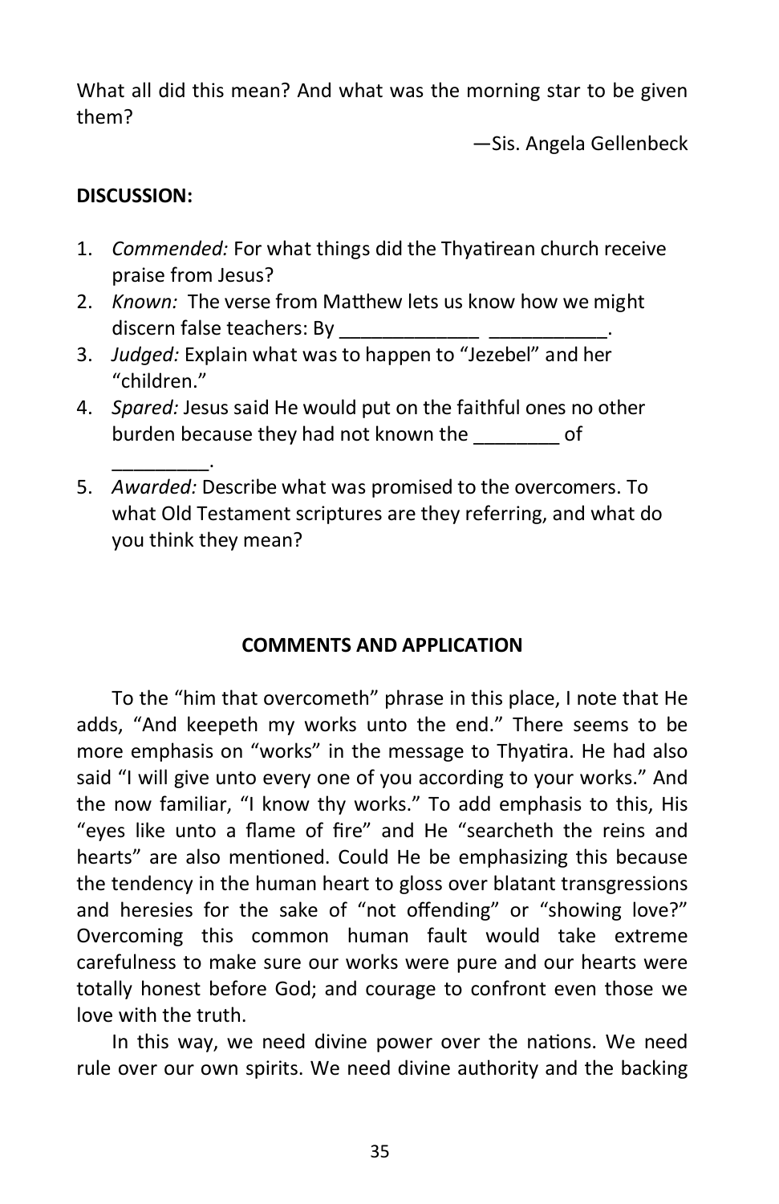What all did this mean? And what was the morning star to be given them?

—Sis. Angela Gellenbeck

**DISCUSSION:**

1. *Commended:* For what things did the Thyatirean church receive praise from Jesus?
2. *Known:* The verse from Matthew lets us know how we might discern false teachers: By _____________ ___________.
3. *Judged:* Explain what was to happen to "Jezebel" and her "children."
4. *Spared:* Jesus said He would put on the faithful ones no other burden because they had not known the ________ of _________.
5. *Awarded:* Describe what was promised to the overcomers. To what Old Testament scriptures are they referring, and what do you think they mean?

**COMMENTS AND APPLICATION**

To the "him that overcometh" phrase in this place, I note that He adds, "And keepeth my works unto the end." There seems to be more emphasis on "works" in the message to Thyatira. He had also said "I will give unto every one of you according to your works." And the now familiar, "I know thy works." To add emphasis to this, His "eyes like unto a flame of fire" and He "searcheth the reins and hearts" are also mentioned. Could He be emphasizing this because the tendency in the human heart to gloss over blatant transgressions and heresies for the sake of "not offending" or "showing love?" Overcoming this common human fault would take extreme carefulness to make sure our works were pure and our hearts were totally honest before God; and courage to confront even those we love with the truth.

In this way, we need divine power over the nations. We need rule over our own spirits. We need divine authority and the backing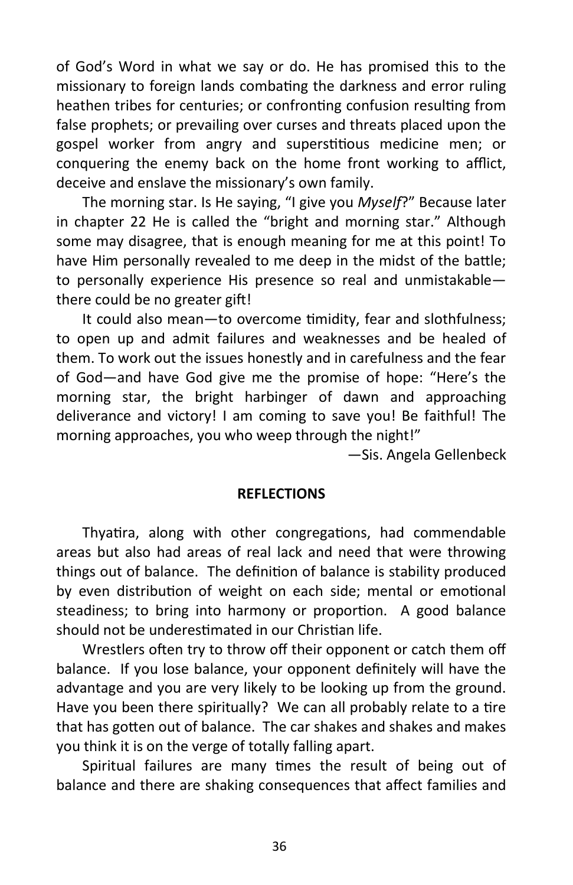of God's Word in what we say or do. He has promised this to the missionary to foreign lands combating the darkness and error ruling heathen tribes for centuries; or confronting confusion resulting from false prophets; or prevailing over curses and threats placed upon the gospel worker from angry and superstitious medicine men; or conquering the enemy back on the home front working to afflict, deceive and enslave the missionary's own family.

The morning star. Is He saying, "I give you *Myself*?" Because later in chapter 22 He is called the "bright and morning star." Although some may disagree, that is enough meaning for me at this point! To have Him personally revealed to me deep in the midst of the battle; to personally experience His presence so real and unmistakable—there could be no greater gift!

It could also mean—to overcome timidity, fear and slothfulness; to open up and admit failures and weaknesses and be healed of them. To work out the issues honestly and in carefulness and the fear of God—and have God give me the promise of hope: "Here's the morning star, the bright harbinger of dawn and approaching deliverance and victory! I am coming to save you! Be faithful! The morning approaches, you who weep through the night!"

—Sis. Angela Gellenbeck

**REFLECTIONS**

Thyatira, along with other congregations, had commendable areas but also had areas of real lack and need that were throwing things out of balance. The definition of balance is stability produced by even distribution of weight on each side; mental or emotional steadiness; to bring into harmony or proportion. A good balance should not be underestimated in our Christian life.

Wrestlers often try to throw off their opponent or catch them off balance. If you lose balance, your opponent definitely will have the advantage and you are very likely to be looking up from the ground. Have you been there spiritually? We can all probably relate to a tire that has gotten out of balance. The car shakes and shakes and makes you think it is on the verge of totally falling apart.

Spiritual failures are many times the result of being out of balance and there are shaking consequences that affect families and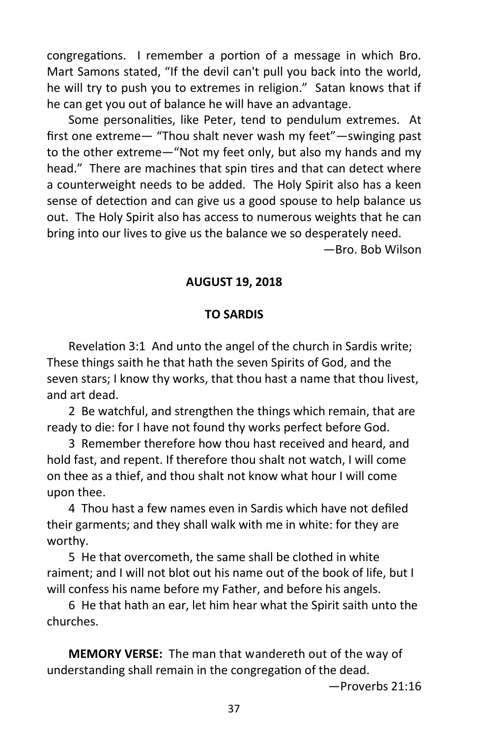congregations. I remember a portion of a message in which Bro. Mart Samons stated, "If the devil can't pull you back into the world, he will try to push you to extremes in religion." Satan knows that if he can get you out of balance he will have an advantage.

Some personalities, like Peter, tend to pendulum extremes. At first one extreme— "Thou shalt never wash my feet"—swinging past to the other extreme—"Not my feet only, but also my hands and my head." There are machines that spin tires and that can detect where a counterweight needs to be added. The Holy Spirit also has a keen sense of detection and can give us a good spouse to help balance us out. The Holy Spirit also has access to numerous weights that he can bring into our lives to give us the balance we so desperately need.

—Bro. Bob Wilson

**AUGUST 19, 2018**

**TO SARDIS**

Revelation 3:1 And unto the angel of the church in Sardis write; These things saith he that hath the seven Spirits of God, and the seven stars; I know thy works, that thou hast a name that thou livest, and art dead.

2 Be watchful, and strengthen the things which remain, that are ready to die: for I have not found thy works perfect before God.

3 Remember therefore how thou hast received and heard, and hold fast, and repent. If therefore thou shalt not watch, I will come on thee as a thief, and thou shalt not know what hour I will come upon thee.

4 Thou hast a few names even in Sardis which have not defiled their garments; and they shall walk with me in white: for they are worthy.

5 He that overcometh, the same shall be clothed in white raiment; and I will not blot out his name out of the book of life, but I will confess his name before my Father, and before his angels.

6 He that hath an ear, let him hear what the Spirit saith unto the churches.

**MEMORY VERSE:** The man that wandereth out of the way of understanding shall remain in the congregation of the dead.

—Proverbs 21:16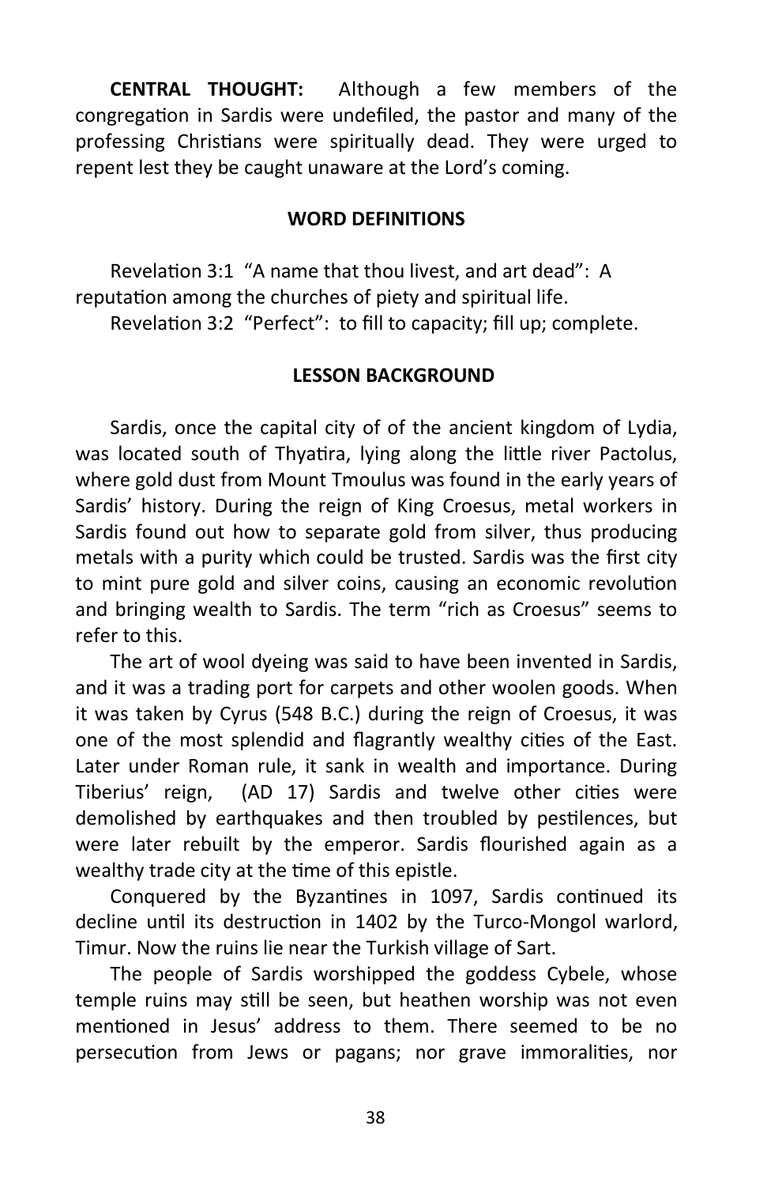**CENTRAL THOUGHT:** Although a few members of the congregation in Sardis were undefiled, the pastor and many of the professing Christians were spiritually dead. They were urged to repent lest they be caught unaware at the Lord's coming.

## WORD DEFINITIONS

Revelation 3:1 "A name that thou livest, and art dead": A reputation among the churches of piety and spiritual life.

Revelation 3:2 "Perfect": to fill to capacity; fill up; complete.

## LESSON BACKGROUND

Sardis, once the capital city of of the ancient kingdom of Lydia, was located south of Thyatira, lying along the little river Pactolus, where gold dust from Mount Tmoulus was found in the early years of Sardis' history. During the reign of King Croesus, metal workers in Sardis found out how to separate gold from silver, thus producing metals with a purity which could be trusted. Sardis was the first city to mint pure gold and silver coins, causing an economic revolution and bringing wealth to Sardis. The term "rich as Croesus" seems to refer to this.

The art of wool dyeing was said to have been invented in Sardis, and it was a trading port for carpets and other woolen goods. When it was taken by Cyrus (548 B.C.) during the reign of Croesus, it was one of the most splendid and flagrantly wealthy cities of the East. Later under Roman rule, it sank in wealth and importance. During Tiberius' reign, (AD 17) Sardis and twelve other cities were demolished by earthquakes and then troubled by pestilences, but were later rebuilt by the emperor. Sardis flourished again as a wealthy trade city at the time of this epistle.

Conquered by the Byzantines in 1097, Sardis continued its decline until its destruction in 1402 by the Turco-Mongol warlord, Timur. Now the ruins lie near the Turkish village of Sart.

The people of Sardis worshipped the goddess Cybele, whose temple ruins may still be seen, but heathen worship was not even mentioned in Jesus' address to them. There seemed to be no persecution from Jews or pagans; nor grave immoralities, nor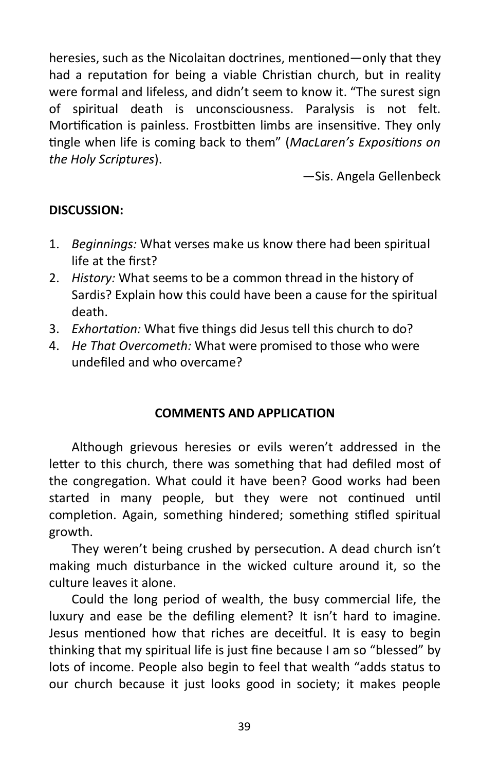heresies, such as the Nicolaitan doctrines, mentioned—only that they had a reputation for being a viable Christian church, but in reality were formal and lifeless, and didn't seem to know it. "The surest sign of spiritual death is unconsciousness. Paralysis is not felt. Mortification is painless. Frostbitten limbs are insensitive. They only tingle when life is coming back to them" (*MacLaren's Expositions on the Holy Scriptures*).

—Sis. Angela Gellenbeck

**DISCUSSION:**

1. *Beginnings:* What verses make us know there had been spiritual life at the first?
2. *History:* What seems to be a common thread in the history of Sardis? Explain how this could have been a cause for the spiritual death.
3. *Exhortation:* What five things did Jesus tell this church to do?
4. *He That Overcometh:* What were promised to those who were undefiled and who overcame?

**COMMENTS AND APPLICATION**

Although grievous heresies or evils weren't addressed in the letter to this church, there was something that had defiled most of the congregation. What could it have been? Good works had been started in many people, but they were not continued until completion. Again, something hindered; something stifled spiritual growth.

They weren't being crushed by persecution. A dead church isn't making much disturbance in the wicked culture around it, so the culture leaves it alone.

Could the long period of wealth, the busy commercial life, the luxury and ease be the defiling element? It isn't hard to imagine. Jesus mentioned how that riches are deceitful. It is easy to begin thinking that my spiritual life is just fine because I am so "blessed" by lots of income. People also begin to feel that wealth "adds status to our church because it just looks good in society; it makes people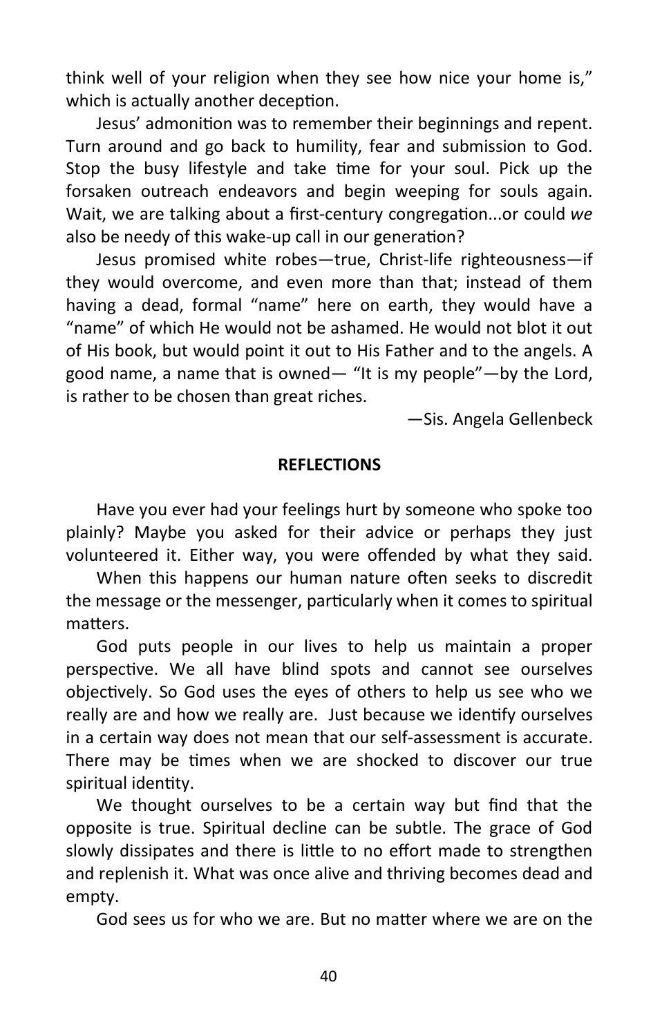think well of your religion when they see how nice your home is," which is actually another deception.

Jesus' admonition was to remember their beginnings and repent. Turn around and go back to humility, fear and submission to God. Stop the busy lifestyle and take time for your soul. Pick up the forsaken outreach endeavors and begin weeping for souls again. Wait, we are talking about a first-century congregation...or could *we* also be needy of this wake-up call in our generation?

Jesus promised white robes—true, Christ-life righteousness—if they would overcome, and even more than that; instead of them having a dead, formal "name" here on earth, they would have a "name" of which He would not be ashamed. He would not blot it out of His book, but would point it out to His Father and to the angels. A good name, a name that is owned— "It is my people"—by the Lord, is rather to be chosen than great riches.

—Sis. Angela Gellenbeck

**REFLECTIONS**

Have you ever had your feelings hurt by someone who spoke too plainly? Maybe you asked for their advice or perhaps they just volunteered it. Either way, you were offended by what they said.

When this happens our human nature often seeks to discredit the message or the messenger, particularly when it comes to spiritual matters.

God puts people in our lives to help us maintain a proper perspective. We all have blind spots and cannot see ourselves objectively. So God uses the eyes of others to help us see who we really are and how we really are. Just because we identify ourselves in a certain way does not mean that our self-assessment is accurate. There may be times when we are shocked to discover our true spiritual identity.

We thought ourselves to be a certain way but find that the opposite is true. Spiritual decline can be subtle. The grace of God slowly dissipates and there is little to no effort made to strengthen and replenish it. What was once alive and thriving becomes dead and empty.

God sees us for who we are. But no matter where we are on the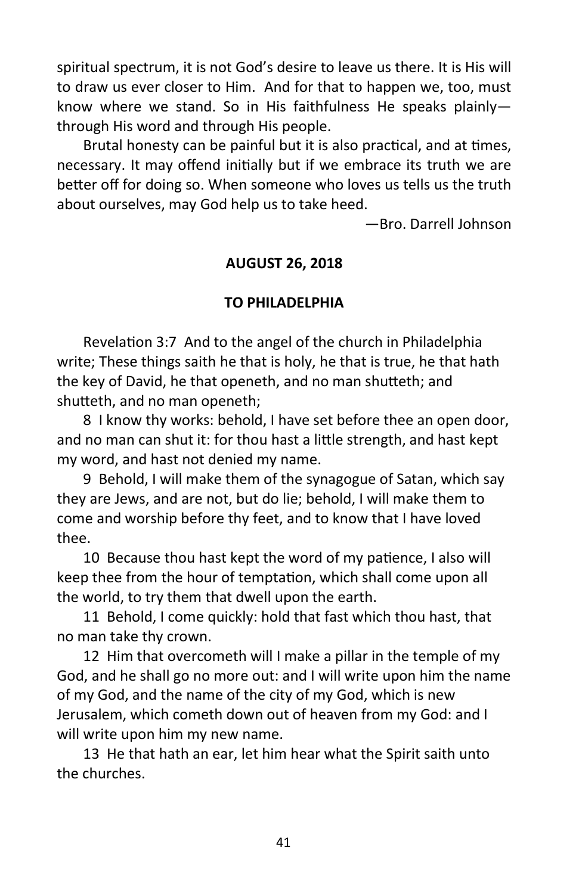spiritual spectrum, it is not God's desire to leave us there. It is His will to draw us ever closer to Him. And for that to happen we, too, must know where we stand. So in His faithfulness He speaks plainly—through His word and through His people.

Brutal honesty can be painful but it is also practical, and at times, necessary. It may offend initially but if we embrace its truth we are better off for doing so. When someone who loves us tells us the truth about ourselves, may God help us to take heed.

—Bro. Darrell Johnson

**AUGUST 26, 2018**

**TO PHILADELPHIA**

Revelation 3:7 And to the angel of the church in Philadelphia write; These things saith he that is holy, he that is true, he that hath the key of David, he that openeth, and no man shutteth; and shutteth, and no man openeth;

8 I know thy works: behold, I have set before thee an open door, and no man can shut it: for thou hast a little strength, and hast kept my word, and hast not denied my name.

9 Behold, I will make them of the synagogue of Satan, which say they are Jews, and are not, but do lie; behold, I will make them to come and worship before thy feet, and to know that I have loved thee.

10 Because thou hast kept the word of my patience, I also will keep thee from the hour of temptation, which shall come upon all the world, to try them that dwell upon the earth.

11 Behold, I come quickly: hold that fast which thou hast, that no man take thy crown.

12 Him that overcometh will I make a pillar in the temple of my God, and he shall go no more out: and I will write upon him the name of my God, and the name of the city of my God, which is new Jerusalem, which cometh down out of heaven from my God: and I will write upon him my new name.

13 He that hath an ear, let him hear what the Spirit saith unto the churches.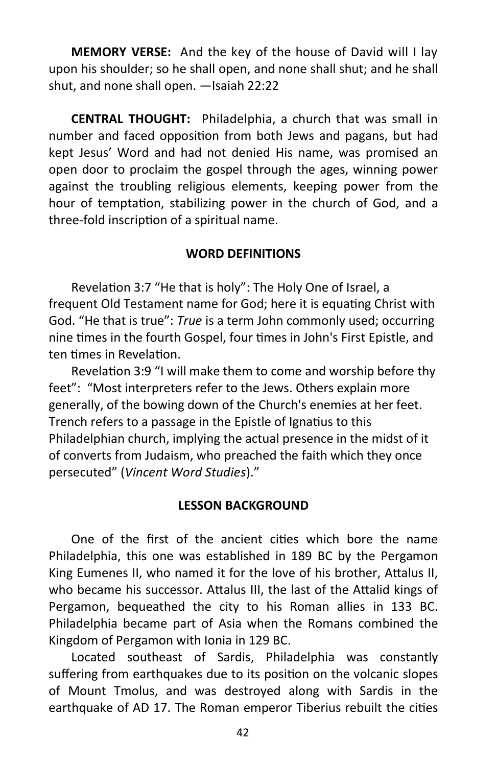**MEMORY VERSE:** And the key of the house of David will I lay upon his shoulder; so he shall open, and none shall shut; and he shall shut, and none shall open. —Isaiah 22:22

**CENTRAL THOUGHT:** Philadelphia, a church that was small in number and faced opposition from both Jews and pagans, but had kept Jesus' Word and had not denied His name, was promised an open door to proclaim the gospel through the ages, winning power against the troubling religious elements, keeping power from the hour of temptation, stabilizing power in the church of God, and a three-fold inscription of a spiritual name.

## WORD DEFINITIONS

Revelation 3:7 "He that is holy": The Holy One of Israel, a frequent Old Testament name for God; here it is equating Christ with God. "He that is true": *True* is a term John commonly used; occurring nine times in the fourth Gospel, four times in John's First Epistle, and ten times in Revelation.

Revelation 3:9 "I will make them to come and worship before thy feet": "Most interpreters refer to the Jews. Others explain more generally, of the bowing down of the Church's enemies at her feet. Trench refers to a passage in the Epistle of Ignatius to this Philadelphian church, implying the actual presence in the midst of it of converts from Judaism, who preached the faith which they once persecuted" (*Vincent Word Studies*)."

## LESSON BACKGROUND

One of the first of the ancient cities which bore the name Philadelphia, this one was established in 189 BC by the Pergamon King Eumenes II, who named it for the love of his brother, Attalus II, who became his successor. Attalus III, the last of the Attalid kings of Pergamon, bequeathed the city to his Roman allies in 133 BC. Philadelphia became part of Asia when the Romans combined the Kingdom of Pergamon with Ionia in 129 BC.

Located southeast of Sardis, Philadelphia was constantly suffering from earthquakes due to its position on the volcanic slopes of Mount Tmolus, and was destroyed along with Sardis in the earthquake of AD 17. The Roman emperor Tiberius rebuilt the cities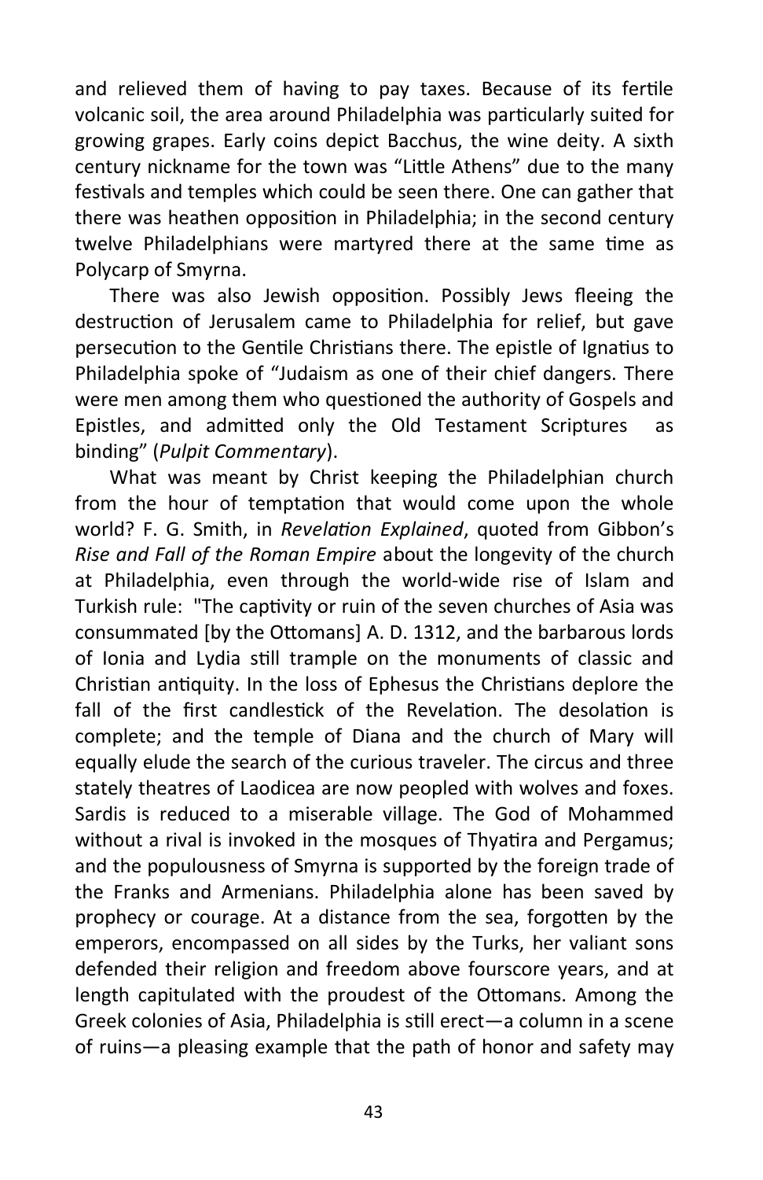and relieved them of having to pay taxes. Because of its fertile volcanic soil, the area around Philadelphia was particularly suited for growing grapes. Early coins depict Bacchus, the wine deity. A sixth century nickname for the town was "Little Athens" due to the many festivals and temples which could be seen there. One can gather that there was heathen opposition in Philadelphia; in the second century twelve Philadelphians were martyred there at the same time as Polycarp of Smyrna.

There was also Jewish opposition. Possibly Jews fleeing the destruction of Jerusalem came to Philadelphia for relief, but gave persecution to the Gentile Christians there. The epistle of Ignatius to Philadelphia spoke of "Judaism as one of their chief dangers. There were men among them who questioned the authority of Gospels and Epistles, and admitted only the Old Testament Scriptures as binding" (*Pulpit Commentary*).

What was meant by Christ keeping the Philadelphian church from the hour of temptation that would come upon the whole world? F. G. Smith, in *Revelation Explained*, quoted from Gibbon's *Rise and Fall of the Roman Empire* about the longevity of the church at Philadelphia, even through the world-wide rise of Islam and Turkish rule: "The captivity or ruin of the seven churches of Asia was consummated [by the Ottomans] A. D. 1312, and the barbarous lords of Ionia and Lydia still trample on the monuments of classic and Christian antiquity. In the loss of Ephesus the Christians deplore the fall of the first candlestick of the Revelation. The desolation is complete; and the temple of Diana and the church of Mary will equally elude the search of the curious traveler. The circus and three stately theatres of Laodicea are now peopled with wolves and foxes. Sardis is reduced to a miserable village. The God of Mohammed without a rival is invoked in the mosques of Thyatira and Pergamus; and the populousness of Smyrna is supported by the foreign trade of the Franks and Armenians. Philadelphia alone has been saved by prophecy or courage. At a distance from the sea, forgotten by the emperors, encompassed on all sides by the Turks, her valiant sons defended their religion and freedom above fourscore years, and at length capitulated with the proudest of the Ottomans. Among the Greek colonies of Asia, Philadelphia is still erect—a column in a scene of ruins—a pleasing example that the path of honor and safety may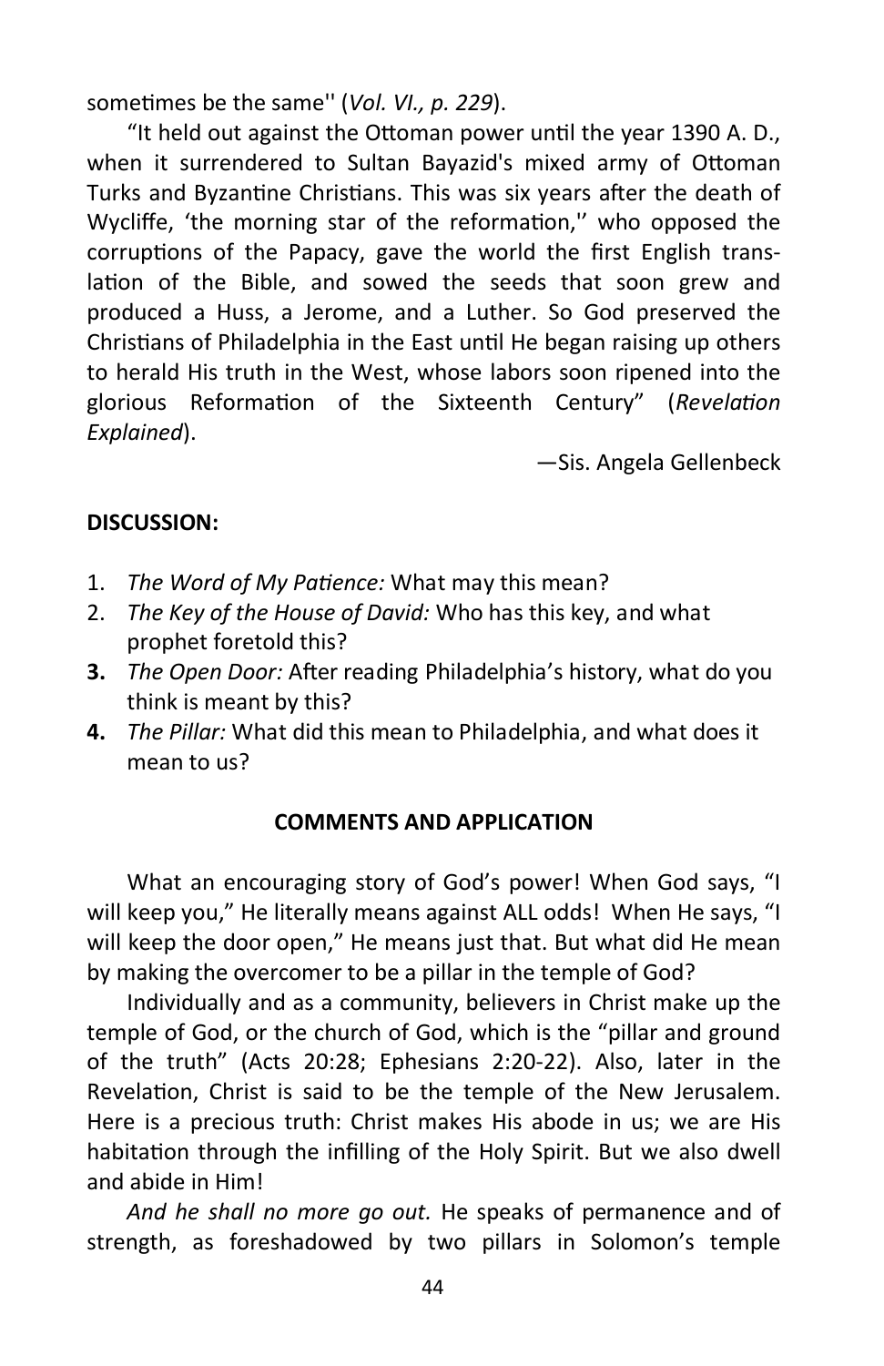sometimes be the same'' (*Vol. VI., p. 229*).

"It held out against the Ottoman power until the year 1390 A. D., when it surrendered to Sultan Bayazid's mixed army of Ottoman Turks and Byzantine Christians. This was six years after the death of Wycliffe, 'the morning star of the reformation,'' who opposed the corruptions of the Papacy, gave the world the first English translation of the Bible, and sowed the seeds that soon grew and produced a Huss, a Jerome, and a Luther. So God preserved the Christians of Philadelphia in the East until He began raising up others to herald His truth in the West, whose labors soon ripened into the glorious Reformation of the Sixteenth Century" (*Revelation Explained*).

—Sis. Angela Gellenbeck

**DISCUSSION:**

1. *The Word of My Patience:* What may this mean?
2. *The Key of the House of David:* Who has this key, and what prophet foretold this?
3. *The Open Door:* After reading Philadelphia's history, what do you think is meant by this?
4. *The Pillar:* What did this mean to Philadelphia, and what does it mean to us?

**COMMENTS AND APPLICATION**

What an encouraging story of God's power! When God says, "I will keep you," He literally means against ALL odds! When He says, "I will keep the door open," He means just that. But what did He mean by making the overcomer to be a pillar in the temple of God?

Individually and as a community, believers in Christ make up the temple of God, or the church of God, which is the "pillar and ground of the truth" (Acts 20:28; Ephesians 2:20-22). Also, later in the Revelation, Christ is said to be the temple of the New Jerusalem. Here is a precious truth: Christ makes His abode in us; we are His habitation through the infilling of the Holy Spirit. But we also dwell and abide in Him!

*And he shall no more go out.* He speaks of permanence and of strength, as foreshadowed by two pillars in Solomon's temple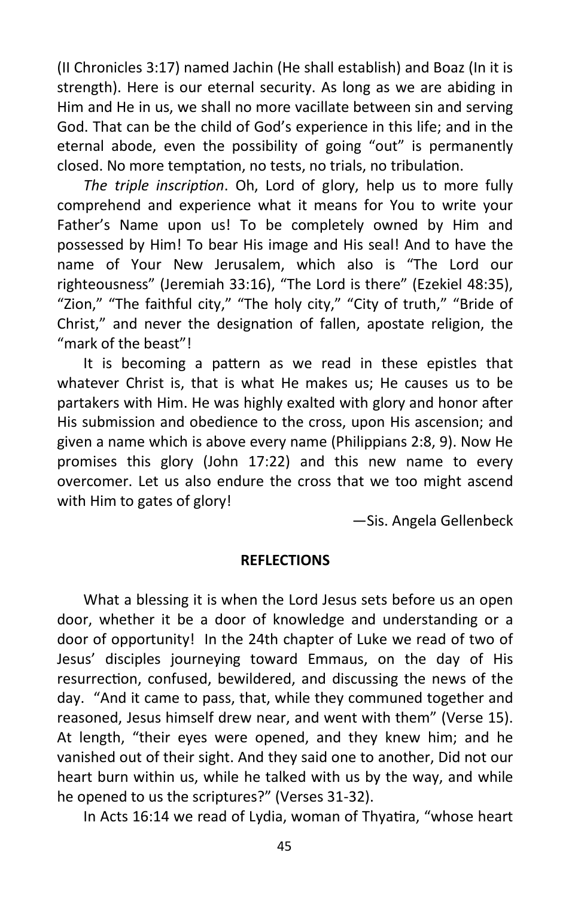(II Chronicles 3:17) named Jachin (He shall establish) and Boaz (In it is strength). Here is our eternal security. As long as we are abiding in Him and He in us, we shall no more vacillate between sin and serving God. That can be the child of God's experience in this life; and in the eternal abode, even the possibility of going "out" is permanently closed. No more temptation, no tests, no trials, no tribulation.

*The triple inscription*. Oh, Lord of glory, help us to more fully comprehend and experience what it means for You to write your Father's Name upon us! To be completely owned by Him and possessed by Him! To bear His image and His seal! And to have the name of Your New Jerusalem, which also is "The Lord our righteousness" (Jeremiah 33:16), "The Lord is there" (Ezekiel 48:35), "Zion," "The faithful city," "The holy city," "City of truth," "Bride of Christ," and never the designation of fallen, apostate religion, the "mark of the beast"!

It is becoming a pattern as we read in these epistles that whatever Christ is, that is what He makes us; He causes us to be partakers with Him. He was highly exalted with glory and honor after His submission and obedience to the cross, upon His ascension; and given a name which is above every name (Philippians 2:8, 9). Now He promises this glory (John 17:22) and this new name to every overcomer. Let us also endure the cross that we too might ascend with Him to gates of glory!

—Sis. Angela Gellenbeck

## REFLECTIONS

What a blessing it is when the Lord Jesus sets before us an open door, whether it be a door of knowledge and understanding or a door of opportunity! In the 24th chapter of Luke we read of two of Jesus' disciples journeying toward Emmaus, on the day of His resurrection, confused, bewildered, and discussing the news of the day. "And it came to pass, that, while they communed together and reasoned, Jesus himself drew near, and went with them" (Verse 15). At length, "their eyes were opened, and they knew him; and he vanished out of their sight. And they said one to another, Did not our heart burn within us, while he talked with us by the way, and while he opened to us the scriptures?" (Verses 31-32).

In Acts 16:14 we read of Lydia, woman of Thyatira, "whose heart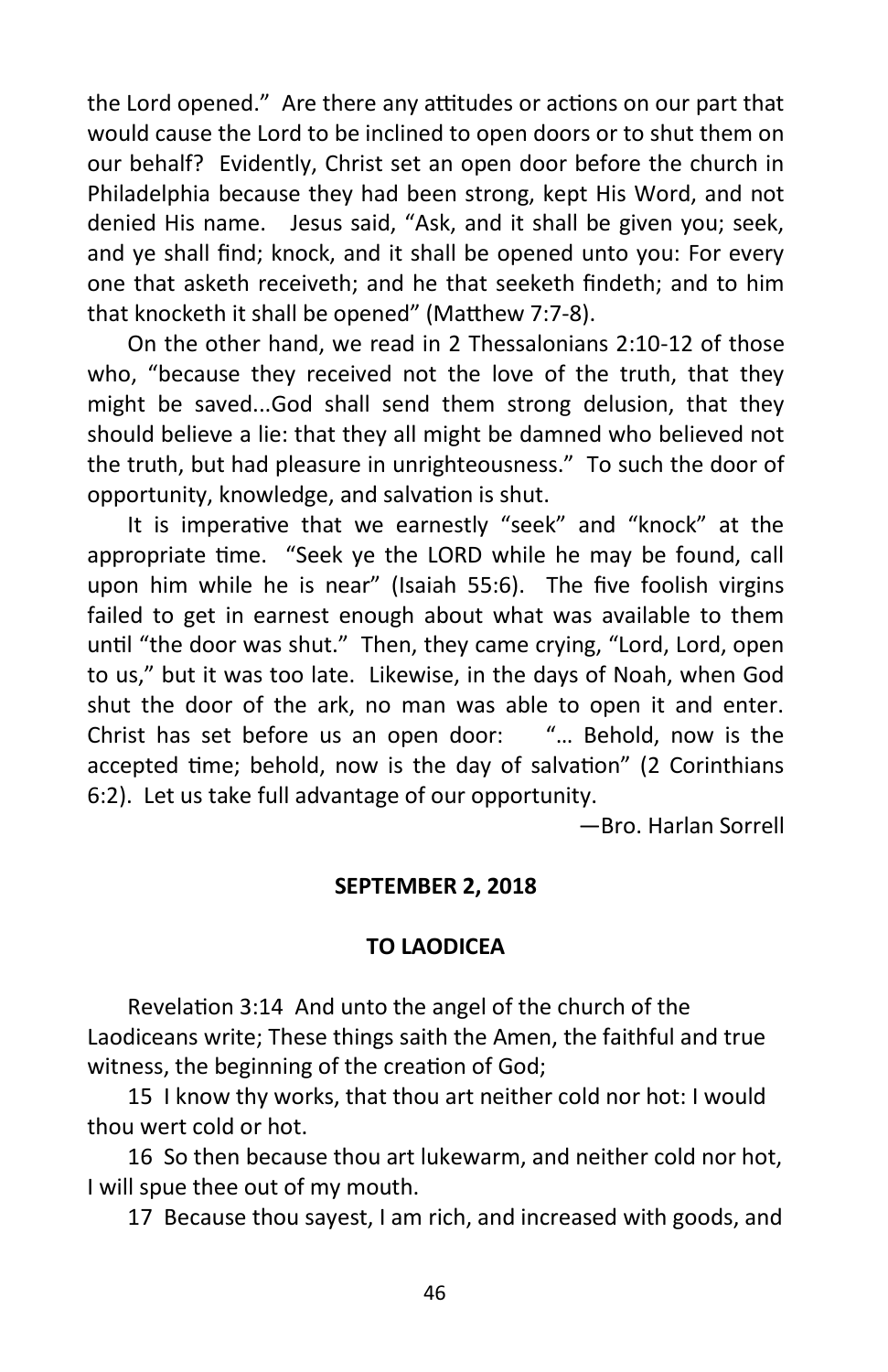the Lord opened." Are there any attitudes or actions on our part that would cause the Lord to be inclined to open doors or to shut them on our behalf? Evidently, Christ set an open door before the church in Philadelphia because they had been strong, kept His Word, and not denied His name. Jesus said, "Ask, and it shall be given you; seek, and ye shall find; knock, and it shall be opened unto you: For every one that asketh receiveth; and he that seeketh findeth; and to him that knocketh it shall be opened" (Matthew 7:7-8).

On the other hand, we read in 2 Thessalonians 2:10-12 of those who, "because they received not the love of the truth, that they might be saved...God shall send them strong delusion, that they should believe a lie: that they all might be damned who believed not the truth, but had pleasure in unrighteousness." To such the door of opportunity, knowledge, and salvation is shut.

It is imperative that we earnestly "seek" and "knock" at the appropriate time. "Seek ye the LORD while he may be found, call upon him while he is near" (Isaiah 55:6). The five foolish virgins failed to get in earnest enough about what was available to them until "the door was shut." Then, they came crying, "Lord, Lord, open to us," but it was too late. Likewise, in the days of Noah, when God shut the door of the ark, no man was able to open it and enter. Christ has set before us an open door: "… Behold, now is the accepted time; behold, now is the day of salvation" (2 Corinthians 6:2). Let us take full advantage of our opportunity.

—Bro. Harlan Sorrell

**SEPTEMBER 2, 2018**

**TO LAODICEA**

Revelation 3:14 And unto the angel of the church of the Laodiceans write; These things saith the Amen, the faithful and true witness, the beginning of the creation of God;

15 I know thy works, that thou art neither cold nor hot: I would thou wert cold or hot.

16 So then because thou art lukewarm, and neither cold nor hot, I will spue thee out of my mouth.

17 Because thou sayest, I am rich, and increased with goods, and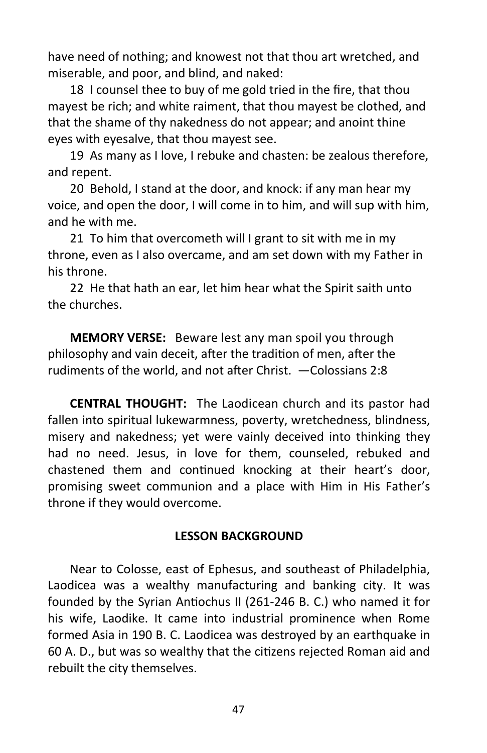have need of nothing; and knowest not that thou art wretched, and miserable, and poor, and blind, and naked:

18 I counsel thee to buy of me gold tried in the fire, that thou mayest be rich; and white raiment, that thou mayest be clothed, and that the shame of thy nakedness do not appear; and anoint thine eyes with eyesalve, that thou mayest see.

19 As many as I love, I rebuke and chasten: be zealous therefore, and repent.

20 Behold, I stand at the door, and knock: if any man hear my voice, and open the door, I will come in to him, and will sup with him, and he with me.

21 To him that overcometh will I grant to sit with me in my throne, even as I also overcame, and am set down with my Father in his throne.

22 He that hath an ear, let him hear what the Spirit saith unto the churches.

**MEMORY VERSE:** Beware lest any man spoil you through philosophy and vain deceit, after the tradition of men, after the rudiments of the world, and not after Christ. —Colossians 2:8

**CENTRAL THOUGHT:** The Laodicean church and its pastor had fallen into spiritual lukewarmness, poverty, wretchedness, blindness, misery and nakedness; yet were vainly deceived into thinking they had no need. Jesus, in love for them, counseled, rebuked and chastened them and continued knocking at their heart's door, promising sweet communion and a place with Him in His Father's throne if they would overcome.

## LESSON BACKGROUND

Near to Colosse, east of Ephesus, and southeast of Philadelphia, Laodicea was a wealthy manufacturing and banking city. It was founded by the Syrian Antiochus II (261-246 B. C.) who named it for his wife, Laodike. It came into industrial prominence when Rome formed Asia in 190 B. C. Laodicea was destroyed by an earthquake in 60 A. D., but was so wealthy that the citizens rejected Roman aid and rebuilt the city themselves.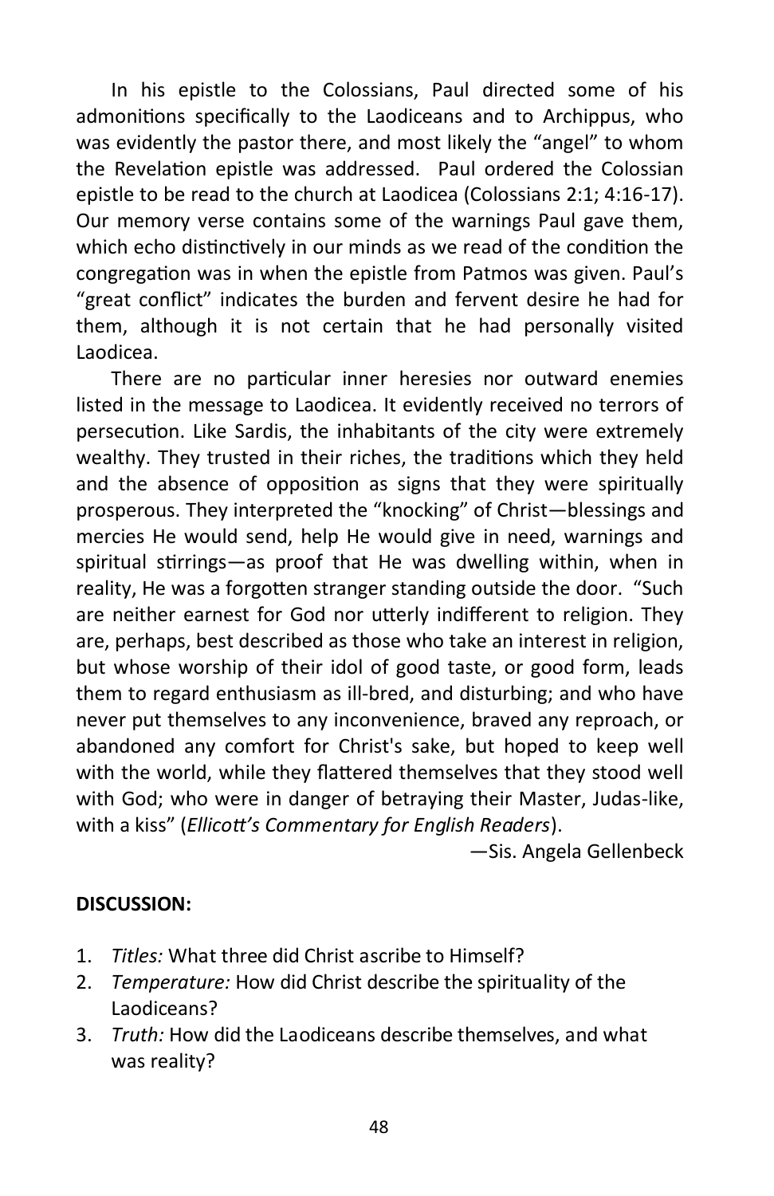In his epistle to the Colossians, Paul directed some of his admonitions specifically to the Laodiceans and to Archippus, who was evidently the pastor there, and most likely the "angel" to whom the Revelation epistle was addressed. Paul ordered the Colossian epistle to be read to the church at Laodicea (Colossians 2:1; 4:16-17). Our memory verse contains some of the warnings Paul gave them, which echo distinctively in our minds as we read of the condition the congregation was in when the epistle from Patmos was given. Paul's "great conflict" indicates the burden and fervent desire he had for them, although it is not certain that he had personally visited Laodicea.

There are no particular inner heresies nor outward enemies listed in the message to Laodicea. It evidently received no terrors of persecution. Like Sardis, the inhabitants of the city were extremely wealthy. They trusted in their riches, the traditions which they held and the absence of opposition as signs that they were spiritually prosperous. They interpreted the "knocking" of Christ—blessings and mercies He would send, help He would give in need, warnings and spiritual stirrings—as proof that He was dwelling within, when in reality, He was a forgotten stranger standing outside the door. "Such are neither earnest for God nor utterly indifferent to religion. They are, perhaps, best described as those who take an interest in religion, but whose worship of their idol of good taste, or good form, leads them to regard enthusiasm as ill-bred, and disturbing; and who have never put themselves to any inconvenience, braved any reproach, or abandoned any comfort for Christ's sake, but hoped to keep well with the world, while they flattered themselves that they stood well with God; who were in danger of betraying their Master, Judas-like, with a kiss" (*Ellicott's Commentary for English Readers*).

—Sis. Angela Gellenbeck

**DISCUSSION:**

1. *Titles:* What three did Christ ascribe to Himself?
2. *Temperature:* How did Christ describe the spirituality of the Laodiceans?
3. *Truth:* How did the Laodiceans describe themselves, and what was reality?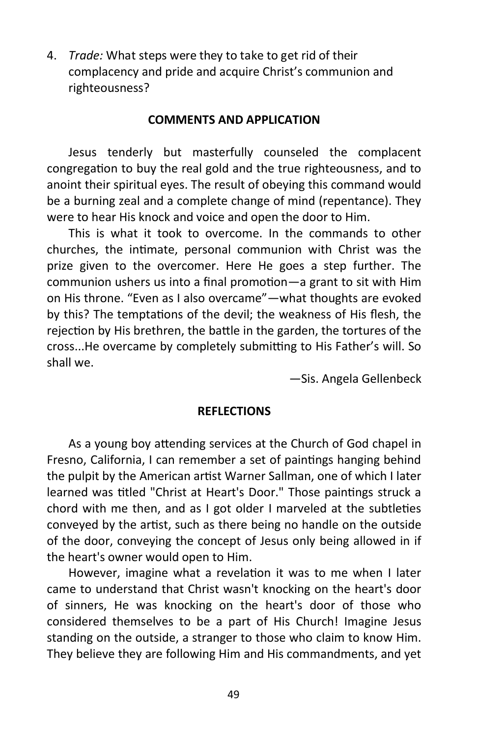4. *Trade:* What steps were they to take to get rid of their complacency and pride and acquire Christ's communion and righteousness?

#### COMMENTS AND APPLICATION

Jesus tenderly but masterfully counseled the complacent congregation to buy the real gold and the true righteousness, and to anoint their spiritual eyes. The result of obeying this command would be a burning zeal and a complete change of mind (repentance). They were to hear His knock and voice and open the door to Him.

This is what it took to overcome. In the commands to other churches, the intimate, personal communion with Christ was the prize given to the overcomer. Here He goes a step further. The communion ushers us into a final promotion—a grant to sit with Him on His throne. "Even as I also overcame"—what thoughts are evoked by this? The temptations of the devil; the weakness of His flesh, the rejection by His brethren, the battle in the garden, the tortures of the cross...He overcame by completely submitting to His Father's will. So shall we.

—Sis. Angela Gellenbeck

#### REFLECTIONS

As a young boy attending services at the Church of God chapel in Fresno, California, I can remember a set of paintings hanging behind the pulpit by the American artist Warner Sallman, one of which I later learned was titled "Christ at Heart's Door." Those paintings struck a chord with me then, and as I got older I marveled at the subtleties conveyed by the artist, such as there being no handle on the outside of the door, conveying the concept of Jesus only being allowed in if the heart's owner would open to Him.

However, imagine what a revelation it was to me when I later came to understand that Christ wasn't knocking on the heart's door of sinners, He was knocking on the heart's door of those who considered themselves to be a part of His Church! Imagine Jesus standing on the outside, a stranger to those who claim to know Him. They believe they are following Him and His commandments, and yet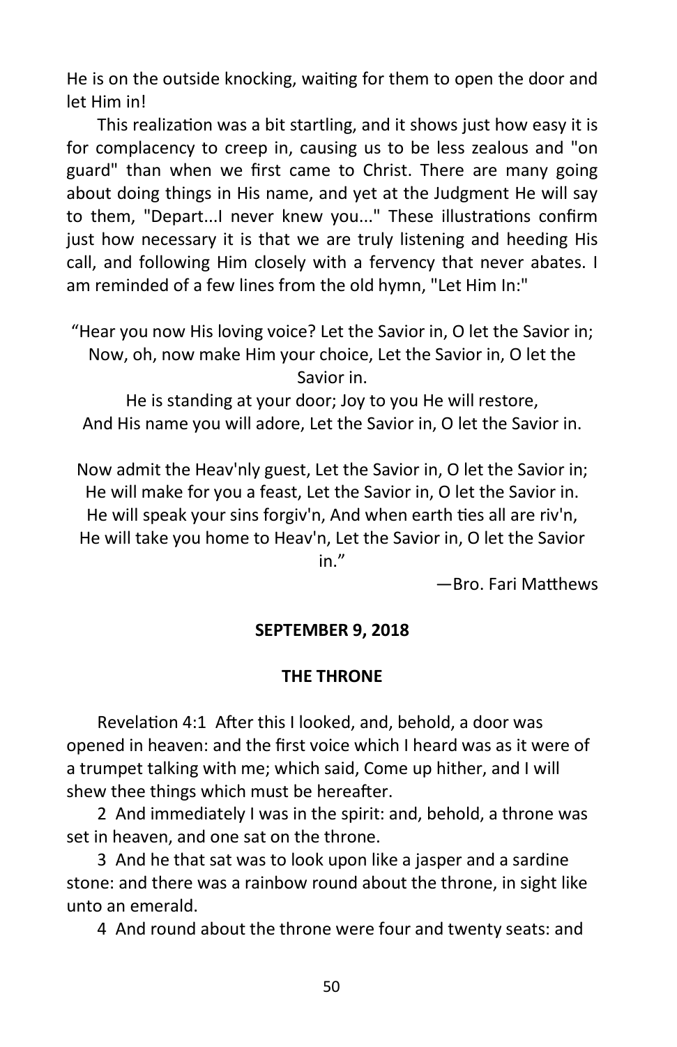He is on the outside knocking, waiting for them to open the door and let Him in!

This realization was a bit startling, and it shows just how easy it is for complacency to creep in, causing us to be less zealous and "on guard" than when we first came to Christ. There are many going about doing things in His name, and yet at the Judgment He will say to them, "Depart...I never knew you..." These illustrations confirm just how necessary it is that we are truly listening and heeding His call, and following Him closely with a fervency that never abates. I am reminded of a few lines from the old hymn, "Let Him In:"

“Hear you now His loving voice? Let the Savior in, O let the Savior in;
Now, oh, now make Him your choice, Let the Savior in, O let the Savior in.
He is standing at your door; Joy to you He will restore,
And His name you will adore, Let the Savior in, O let the Savior in.

Now admit the Heav'nly guest, Let the Savior in, O let the Savior in;
He will make for you a feast, Let the Savior in, O let the Savior in.
He will speak your sins forgiv'n, And when earth ties all are riv'n,
He will take you home to Heav'n, Let the Savior in, O let the Savior in.”

—Bro. Fari Matthews

**SEPTEMBER 9, 2018**

**THE THRONE**

Revelation 4:1 After this I looked, and, behold, a door was opened in heaven: and the first voice which I heard was as it were of a trumpet talking with me; which said, Come up hither, and I will shew thee things which must be hereafter.

2 And immediately I was in the spirit: and, behold, a throne was set in heaven, and one sat on the throne.

3 And he that sat was to look upon like a jasper and a sardine stone: and there was a rainbow round about the throne, in sight like unto an emerald.

4 And round about the throne were four and twenty seats: and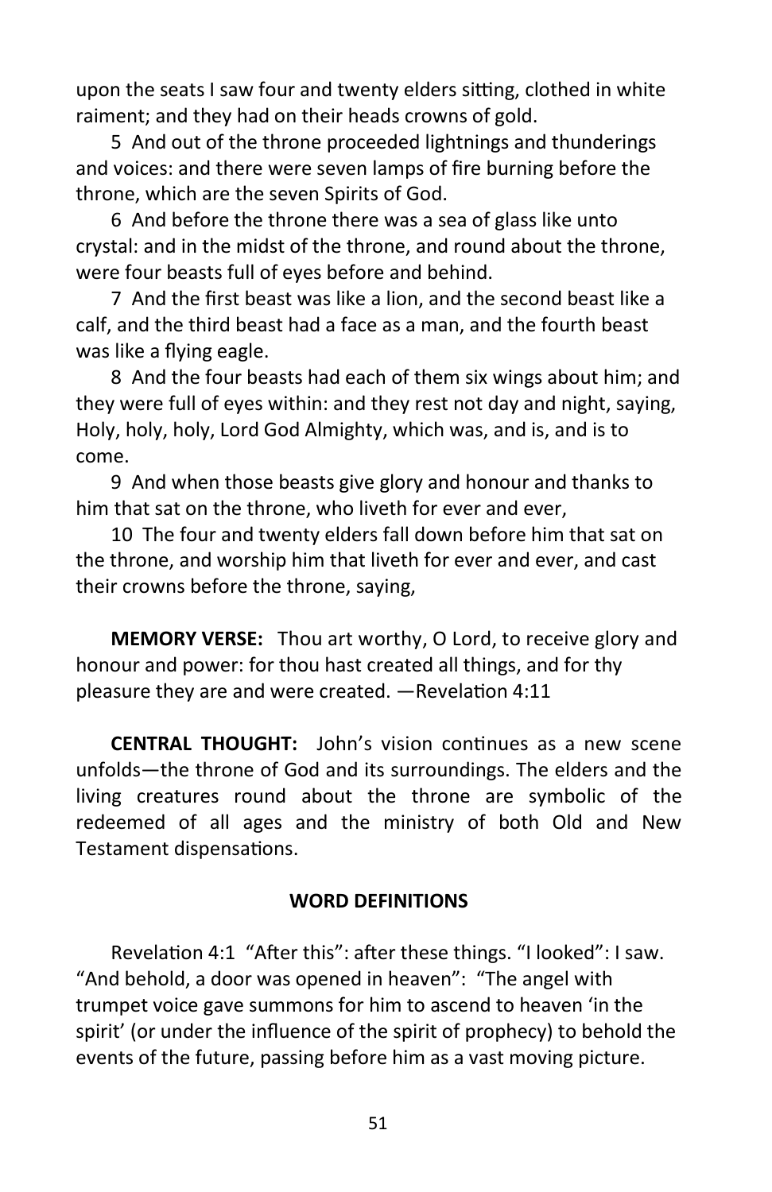upon the seats I saw four and twenty elders sitting, clothed in white raiment; and they had on their heads crowns of gold.

5 And out of the throne proceeded lightnings and thunderings and voices: and there were seven lamps of fire burning before the throne, which are the seven Spirits of God.

6 And before the throne there was a sea of glass like unto crystal: and in the midst of the throne, and round about the throne, were four beasts full of eyes before and behind.

7 And the first beast was like a lion, and the second beast like a calf, and the third beast had a face as a man, and the fourth beast was like a flying eagle.

8 And the four beasts had each of them six wings about him; and they were full of eyes within: and they rest not day and night, saying, Holy, holy, holy, Lord God Almighty, which was, and is, and is to come.

9 And when those beasts give glory and honour and thanks to him that sat on the throne, who liveth for ever and ever,

10 The four and twenty elders fall down before him that sat on the throne, and worship him that liveth for ever and ever, and cast their crowns before the throne, saying,

**MEMORY VERSE:** Thou art worthy, O Lord, to receive glory and honour and power: for thou hast created all things, and for thy pleasure they are and were created. —Revelation 4:11

**CENTRAL THOUGHT:** John's vision continues as a new scene unfolds—the throne of God and its surroundings. The elders and the living creatures round about the throne are symbolic of the redeemed of all ages and the ministry of both Old and New Testament dispensations.

### WORD DEFINITIONS

Revelation 4:1 "After this": after these things. "I looked": I saw. "And behold, a door was opened in heaven": "The angel with trumpet voice gave summons for him to ascend to heaven 'in the spirit' (or under the influence of the spirit of prophecy) to behold the events of the future, passing before him as a vast moving picture.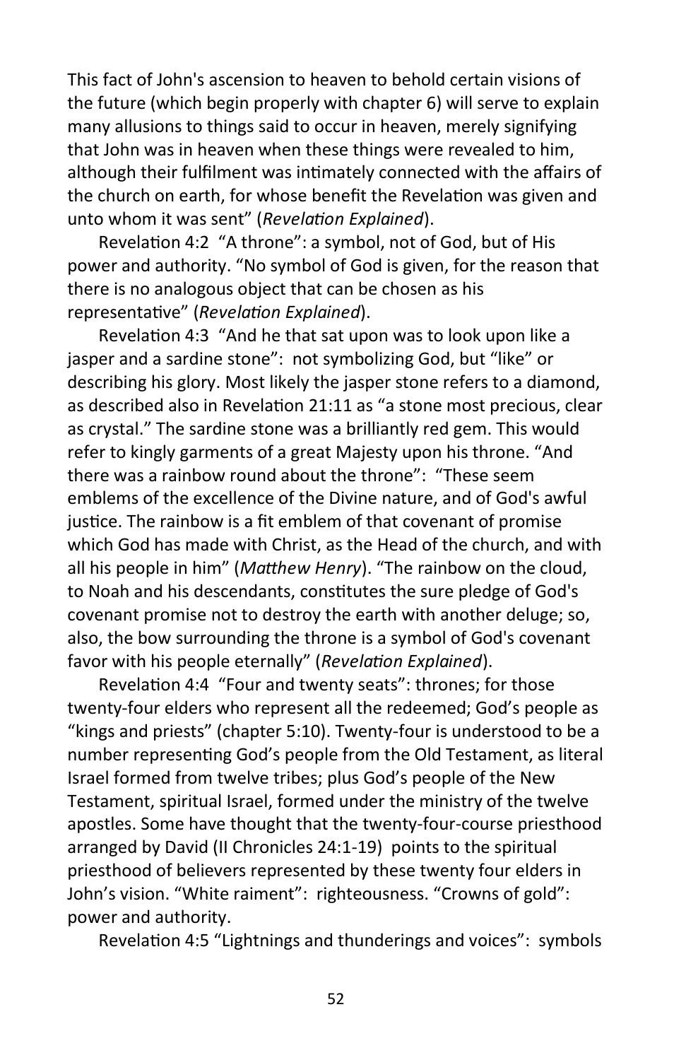This fact of John's ascension to heaven to behold certain visions of the future (which begin properly with chapter 6) will serve to explain many allusions to things said to occur in heaven, merely signifying that John was in heaven when these things were revealed to him, although their fulfilment was intimately connected with the affairs of the church on earth, for whose benefit the Revelation was given and unto whom it was sent" (*Revelation Explained*).

Revelation 4:2 "A throne": a symbol, not of God, but of His power and authority. "No symbol of God is given, for the reason that there is no analogous object that can be chosen as his representative" (*Revelation Explained*).

Revelation 4:3 "And he that sat upon was to look upon like a jasper and a sardine stone": not symbolizing God, but "like" or describing his glory. Most likely the jasper stone refers to a diamond, as described also in Revelation 21:11 as "a stone most precious, clear as crystal." The sardine stone was a brilliantly red gem. This would refer to kingly garments of a great Majesty upon his throne. "And there was a rainbow round about the throne": "These seem emblems of the excellence of the Divine nature, and of God's awful justice. The rainbow is a fit emblem of that covenant of promise which God has made with Christ, as the Head of the church, and with all his people in him" (*Matthew Henry*). "The rainbow on the cloud, to Noah and his descendants, constitutes the sure pledge of God's covenant promise not to destroy the earth with another deluge; so, also, the bow surrounding the throne is a symbol of God's covenant favor with his people eternally" (*Revelation Explained*).

Revelation 4:4 "Four and twenty seats": thrones; for those twenty-four elders who represent all the redeemed; God's people as "kings and priests" (chapter 5:10). Twenty-four is understood to be a number representing God's people from the Old Testament, as literal Israel formed from twelve tribes; plus God's people of the New Testament, spiritual Israel, formed under the ministry of the twelve apostles. Some have thought that the twenty-four-course priesthood arranged by David (II Chronicles 24:1-19) points to the spiritual priesthood of believers represented by these twenty four elders in John's vision. "White raiment": righteousness. "Crowns of gold": power and authority.

Revelation 4:5 "Lightnings and thunderings and voices": symbols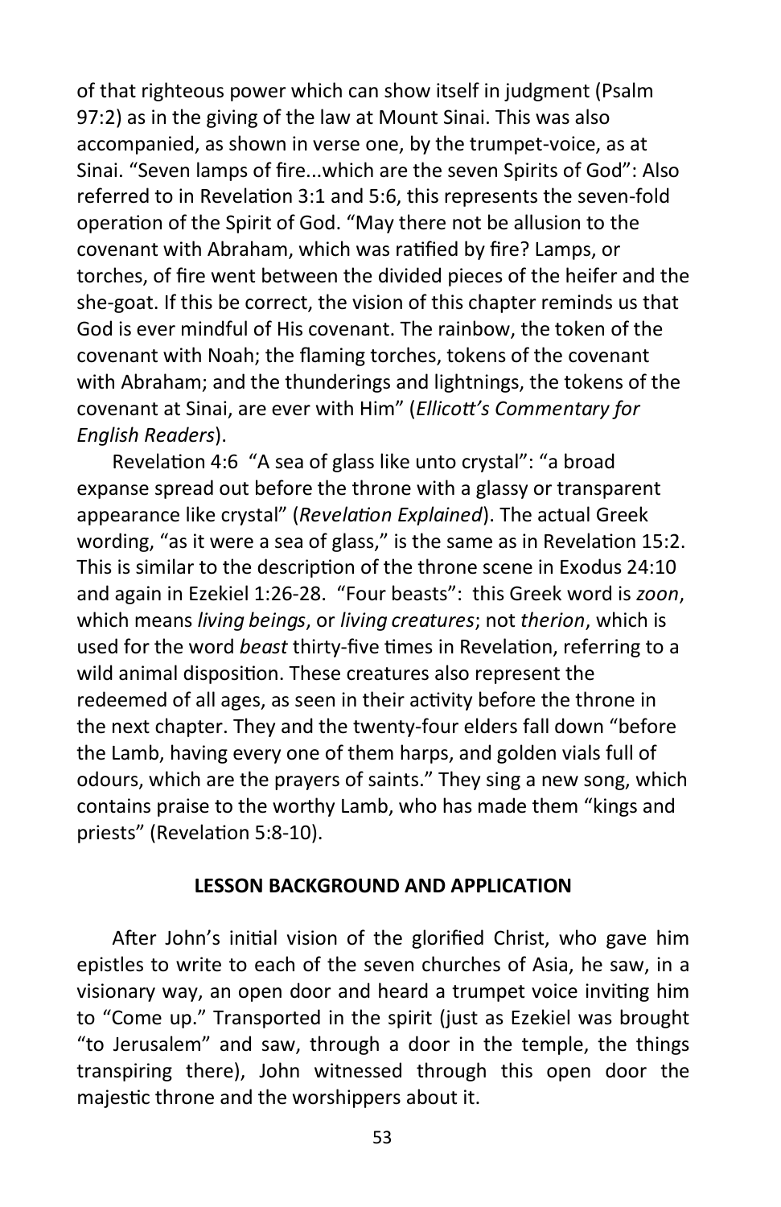of that righteous power which can show itself in judgment (Psalm 97:2) as in the giving of the law at Mount Sinai. This was also accompanied, as shown in verse one, by the trumpet-voice, as at Sinai. "Seven lamps of fire...which are the seven Spirits of God": Also referred to in Revelation 3:1 and 5:6, this represents the seven-fold operation of the Spirit of God. "May there not be allusion to the covenant with Abraham, which was ratified by fire? Lamps, or torches, of fire went between the divided pieces of the heifer and the she-goat. If this be correct, the vision of this chapter reminds us that God is ever mindful of His covenant. The rainbow, the token of the covenant with Noah; the flaming torches, tokens of the covenant with Abraham; and the thunderings and lightnings, the tokens of the covenant at Sinai, are ever with Him" (*Ellicott's Commentary for English Readers*).

Revelation 4:6 "A sea of glass like unto crystal": "a broad expanse spread out before the throne with a glassy or transparent appearance like crystal" (*Revelation Explained*). The actual Greek wording, "as it were a sea of glass," is the same as in Revelation 15:2. This is similar to the description of the throne scene in Exodus 24:10 and again in Ezekiel 1:26-28. "Four beasts": this Greek word is *zoon*, which means *living beings*, or *living creatures*; not *therion*, which is used for the word *beast* thirty-five times in Revelation, referring to a wild animal disposition. These creatures also represent the redeemed of all ages, as seen in their activity before the throne in the next chapter. They and the twenty-four elders fall down "before the Lamb, having every one of them harps, and golden vials full of odours, which are the prayers of saints." They sing a new song, which contains praise to the worthy Lamb, who has made them "kings and priests" (Revelation 5:8-10).

## LESSON BACKGROUND AND APPLICATION

After John's initial vision of the glorified Christ, who gave him epistles to write to each of the seven churches of Asia, he saw, in a visionary way, an open door and heard a trumpet voice inviting him to "Come up." Transported in the spirit (just as Ezekiel was brought "to Jerusalem" and saw, through a door in the temple, the things transpiring there), John witnessed through this open door the majestic throne and the worshippers about it.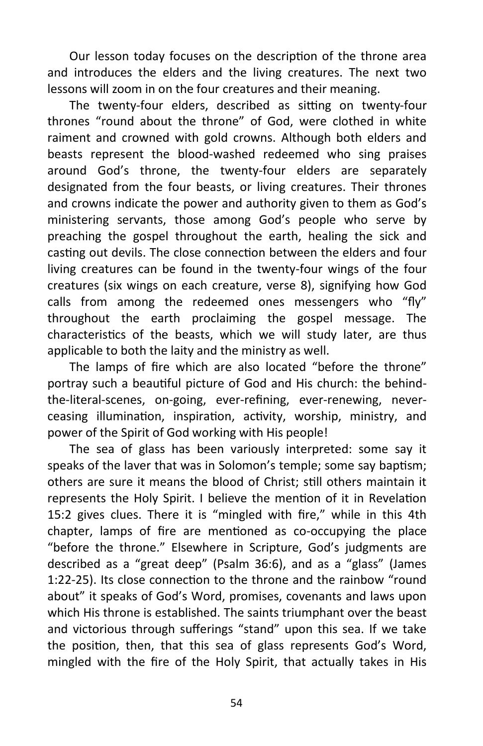Our lesson today focuses on the description of the throne area and introduces the elders and the living creatures. The next two lessons will zoom in on the four creatures and their meaning.

The twenty-four elders, described as sitting on twenty-four thrones "round about the throne" of God, were clothed in white raiment and crowned with gold crowns. Although both elders and beasts represent the blood-washed redeemed who sing praises around God's throne, the twenty-four elders are separately designated from the four beasts, or living creatures. Their thrones and crowns indicate the power and authority given to them as God's ministering servants, those among God's people who serve by preaching the gospel throughout the earth, healing the sick and casting out devils. The close connection between the elders and four living creatures can be found in the twenty-four wings of the four creatures (six wings on each creature, verse 8), signifying how God calls from among the redeemed ones messengers who "fly" throughout the earth proclaiming the gospel message. The characteristics of the beasts, which we will study later, are thus applicable to both the laity and the ministry as well.

The lamps of fire which are also located "before the throne" portray such a beautiful picture of God and His church: the behind-the-literal-scenes, on-going, ever-refining, ever-renewing, never-ceasing illumination, inspiration, activity, worship, ministry, and power of the Spirit of God working with His people!

The sea of glass has been variously interpreted: some say it speaks of the laver that was in Solomon's temple; some say baptism; others are sure it means the blood of Christ; still others maintain it represents the Holy Spirit. I believe the mention of it in Revelation 15:2 gives clues. There it is "mingled with fire," while in this 4th chapter, lamps of fire are mentioned as co-occupying the place "before the throne." Elsewhere in Scripture, God's judgments are described as a "great deep" (Psalm 36:6), and as a "glass" (James 1:22-25). Its close connection to the throne and the rainbow "round about" it speaks of God's Word, promises, covenants and laws upon which His throne is established. The saints triumphant over the beast and victorious through sufferings "stand" upon this sea. If we take the position, then, that this sea of glass represents God's Word, mingled with the fire of the Holy Spirit, that actually takes in His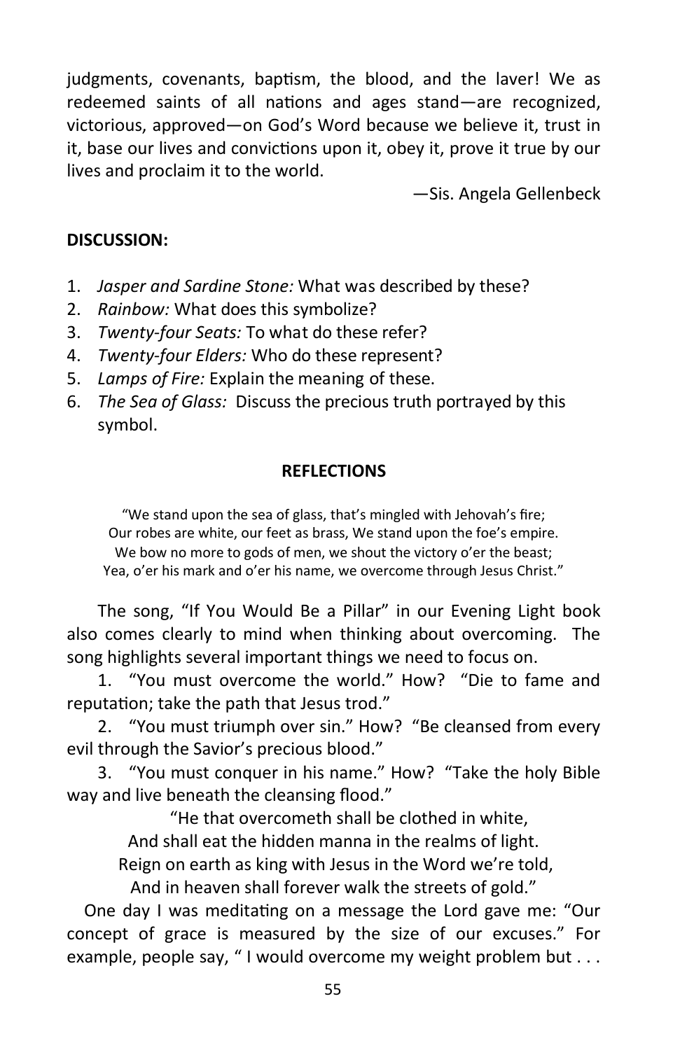judgments, covenants, baptism, the blood, and the laver! We as redeemed saints of all nations and ages stand—are recognized, victorious, approved—on God's Word because we believe it, trust in it, base our lives and convictions upon it, obey it, prove it true by our lives and proclaim it to the world.

—Sis. Angela Gellenbeck

**DISCUSSION:**

1. *Jasper and Sardine Stone:* What was described by these?
2. *Rainbow:* What does this symbolize?
3. *Twenty-four Seats:* To what do these refer?
4. *Twenty-four Elders:* Who do these represent?
5. *Lamps of Fire:* Explain the meaning of these.
6. *The Sea of Glass:* Discuss the precious truth portrayed by this symbol.

**REFLECTIONS**

"We stand upon the sea of glass, that's mingled with Jehovah's fire;
Our robes are white, our feet as brass, We stand upon the foe's empire.
We bow no more to gods of men, we shout the victory o'er the beast;
Yea, o'er his mark and o'er his name, we overcome through Jesus Christ."

The song, "If You Would Be a Pillar" in our Evening Light book also comes clearly to mind when thinking about overcoming. The song highlights several important things we need to focus on.

1. "You must overcome the world." How? "Die to fame and reputation; take the path that Jesus trod."

2. "You must triumph over sin." How? "Be cleansed from every evil through the Savior's precious blood."

3. "You must conquer in his name." How? "Take the holy Bible way and live beneath the cleansing flood."

"He that overcometh shall be clothed in white,
And shall eat the hidden manna in the realms of light.
Reign on earth as king with Jesus in the Word we're told,
And in heaven shall forever walk the streets of gold."

One day I was meditating on a message the Lord gave me: "Our concept of grace is measured by the size of our excuses." For example, people say, " I would overcome my weight problem but . . .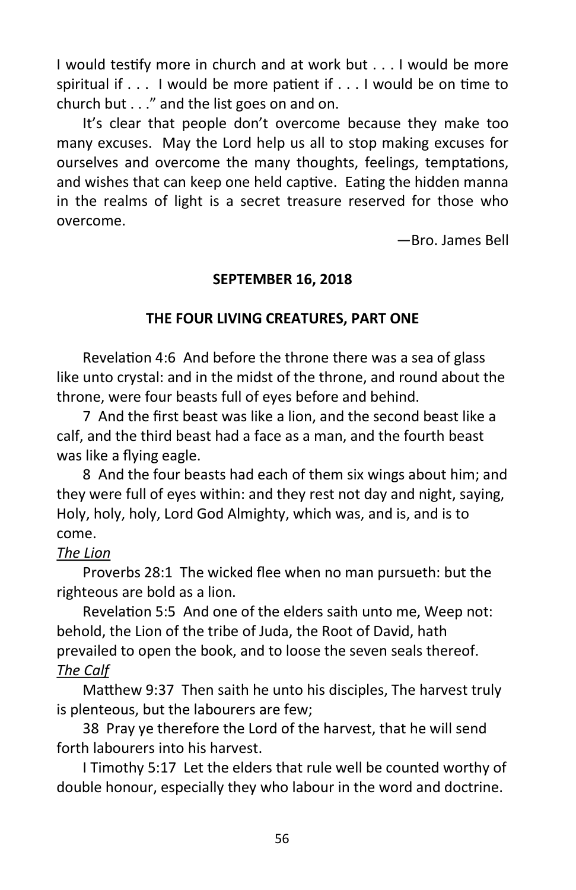I would testify more in church and at work but . . . I would be more spiritual if . . . I would be more patient if . . . I would be on time to church but . . ." and the list goes on and on.

It's clear that people don't overcome because they make too many excuses. May the Lord help us all to stop making excuses for ourselves and overcome the many thoughts, feelings, temptations, and wishes that can keep one held captive. Eating the hidden manna in the realms of light is a secret treasure reserved for those who overcome.

—Bro. James Bell

**SEPTEMBER 16, 2018**

**THE FOUR LIVING CREATURES, PART ONE**

Revelation 4:6 And before the throne there was a sea of glass like unto crystal: and in the midst of the throne, and round about the throne, were four beasts full of eyes before and behind.

7 And the first beast was like a lion, and the second beast like a calf, and the third beast had a face as a man, and the fourth beast was like a flying eagle.

8 And the four beasts had each of them six wings about him; and they were full of eyes within: and they rest not day and night, saying, Holy, holy, holy, Lord God Almighty, which was, and is, and is to come.

*The Lion*

Proverbs 28:1 The wicked flee when no man pursueth: but the righteous are bold as a lion.

Revelation 5:5 And one of the elders saith unto me, Weep not: behold, the Lion of the tribe of Juda, the Root of David, hath prevailed to open the book, and to loose the seven seals thereof.

*The Calf*

Matthew 9:37 Then saith he unto his disciples, The harvest truly is plenteous, but the labourers are few;

38 Pray ye therefore the Lord of the harvest, that he will send forth labourers into his harvest.

I Timothy 5:17 Let the elders that rule well be counted worthy of double honour, especially they who labour in the word and doctrine.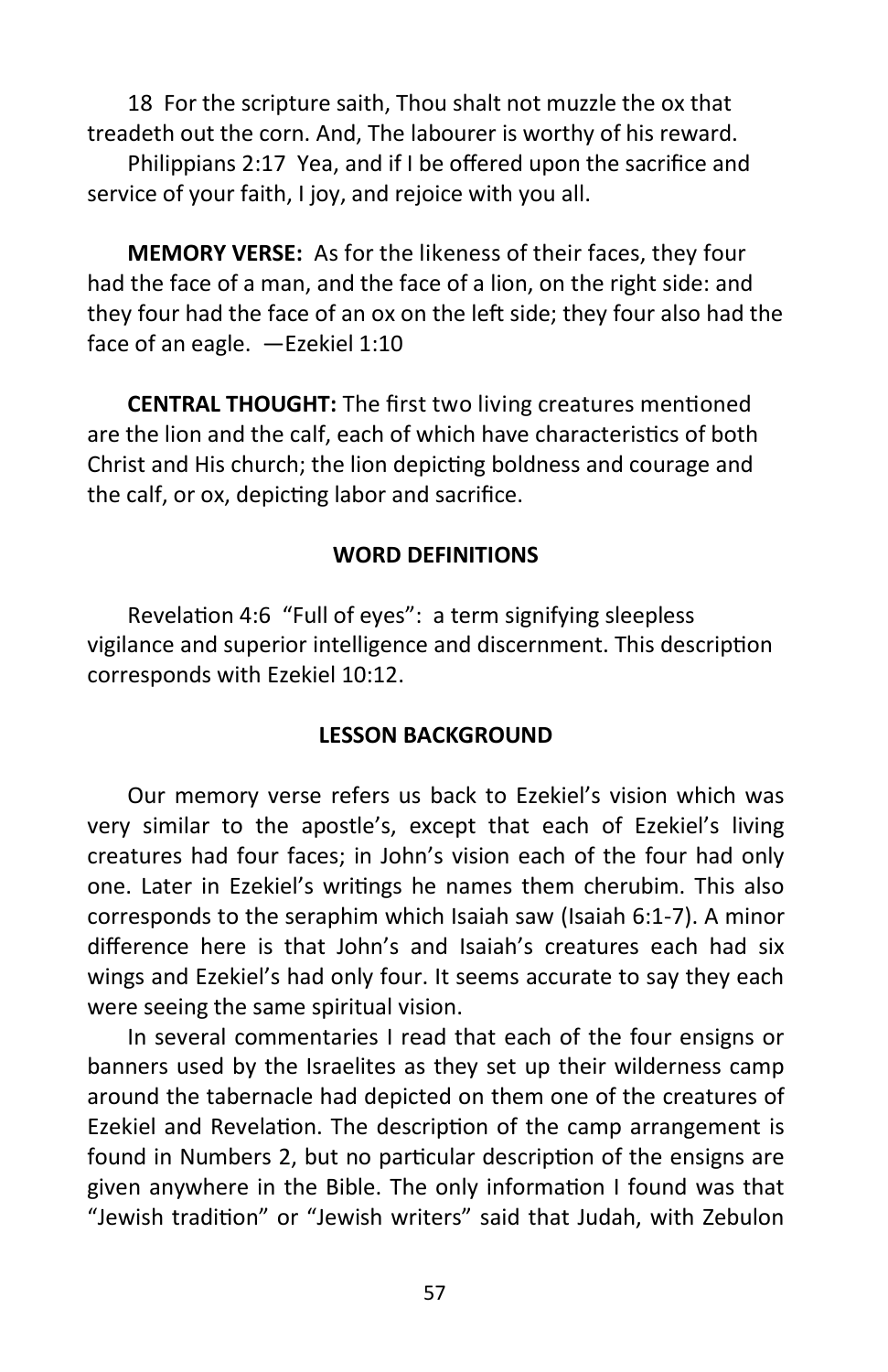18 For the scripture saith, Thou shalt not muzzle the ox that treadeth out the corn. And, The labourer is worthy of his reward.

Philippians 2:17 Yea, and if I be offered upon the sacrifice and service of your faith, I joy, and rejoice with you all.

**MEMORY VERSE:** As for the likeness of their faces, they four had the face of a man, and the face of a lion, on the right side: and they four had the face of an ox on the left side; they four also had the face of an eagle. —Ezekiel 1:10

**CENTRAL THOUGHT:** The first two living creatures mentioned are the lion and the calf, each of which have characteristics of both Christ and His church; the lion depicting boldness and courage and the calf, or ox, depicting labor and sacrifice.

## WORD DEFINITIONS

Revelation 4:6 "Full of eyes": a term signifying sleepless vigilance and superior intelligence and discernment. This description corresponds with Ezekiel 10:12.

## LESSON BACKGROUND

Our memory verse refers us back to Ezekiel's vision which was very similar to the apostle's, except that each of Ezekiel's living creatures had four faces; in John's vision each of the four had only one. Later in Ezekiel's writings he names them cherubim. This also corresponds to the seraphim which Isaiah saw (Isaiah 6:1-7). A minor difference here is that John's and Isaiah's creatures each had six wings and Ezekiel's had only four. It seems accurate to say they each were seeing the same spiritual vision.

In several commentaries I read that each of the four ensigns or banners used by the Israelites as they set up their wilderness camp around the tabernacle had depicted on them one of the creatures of Ezekiel and Revelation. The description of the camp arrangement is found in Numbers 2, but no particular description of the ensigns are given anywhere in the Bible. The only information I found was that "Jewish tradition" or "Jewish writers" said that Judah, with Zebulon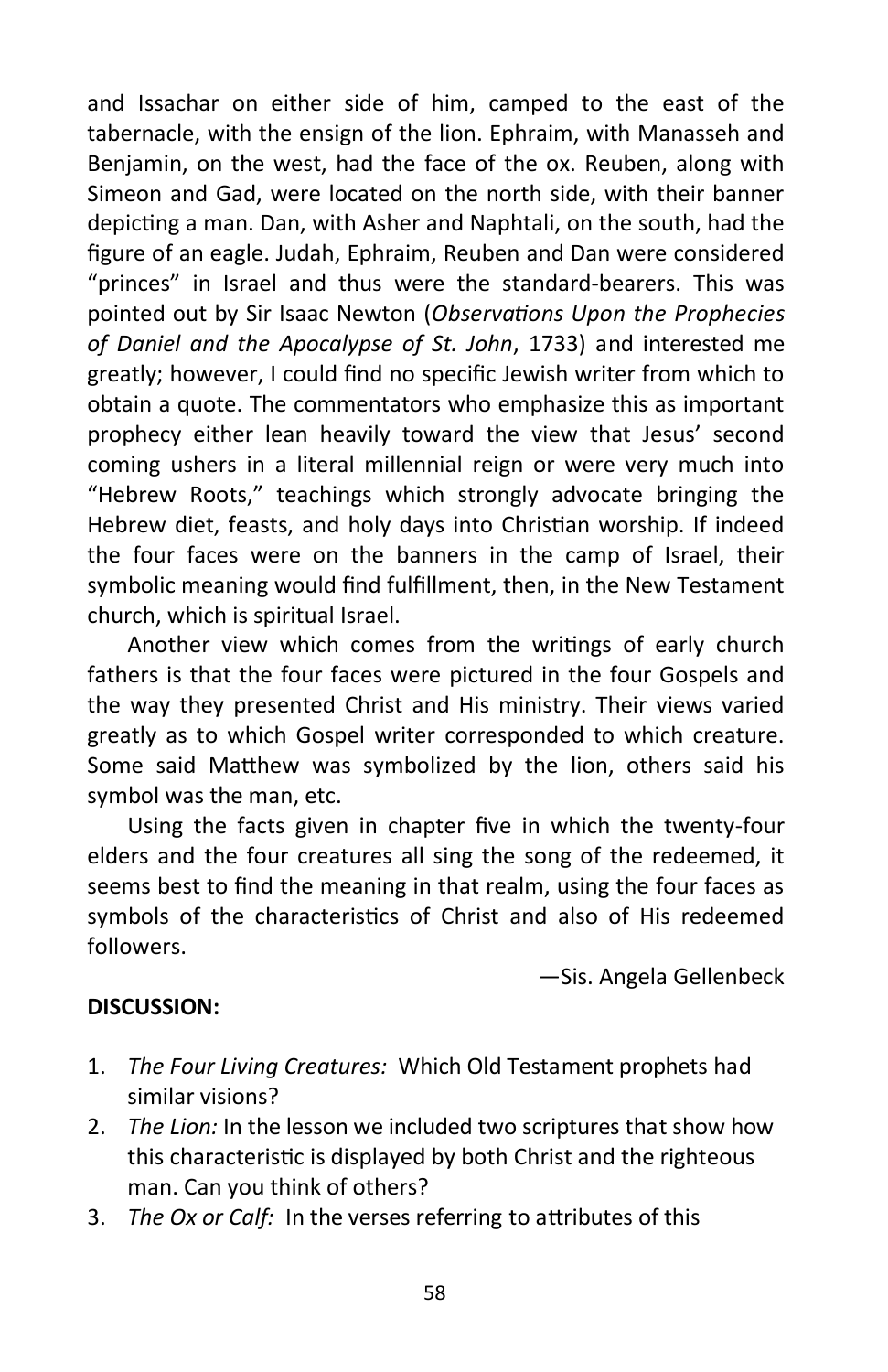and Issachar on either side of him, camped to the east of the tabernacle, with the ensign of the lion. Ephraim, with Manasseh and Benjamin, on the west, had the face of the ox. Reuben, along with Simeon and Gad, were located on the north side, with their banner depicting a man. Dan, with Asher and Naphtali, on the south, had the figure of an eagle. Judah, Ephraim, Reuben and Dan were considered "princes" in Israel and thus were the standard-bearers. This was pointed out by Sir Isaac Newton (*Observations Upon the Prophecies of Daniel and the Apocalypse of St. John*, 1733) and interested me greatly; however, I could find no specific Jewish writer from which to obtain a quote. The commentators who emphasize this as important prophecy either lean heavily toward the view that Jesus' second coming ushers in a literal millennial reign or were very much into "Hebrew Roots," teachings which strongly advocate bringing the Hebrew diet, feasts, and holy days into Christian worship. If indeed the four faces were on the banners in the camp of Israel, their symbolic meaning would find fulfillment, then, in the New Testament church, which is spiritual Israel.

Another view which comes from the writings of early church fathers is that the four faces were pictured in the four Gospels and the way they presented Christ and His ministry. Their views varied greatly as to which Gospel writer corresponded to which creature. Some said Matthew was symbolized by the lion, others said his symbol was the man, etc.

Using the facts given in chapter five in which the twenty-four elders and the four creatures all sing the song of the redeemed, it seems best to find the meaning in that realm, using the four faces as symbols of the characteristics of Christ and also of His redeemed followers.

—Sis. Angela Gellenbeck

**DISCUSSION:**

1. *The Four Living Creatures:* Which Old Testament prophets had similar visions?
2. *The Lion:* In the lesson we included two scriptures that show how this characteristic is displayed by both Christ and the righteous man. Can you think of others?
3. *The Ox or Calf:* In the verses referring to attributes of this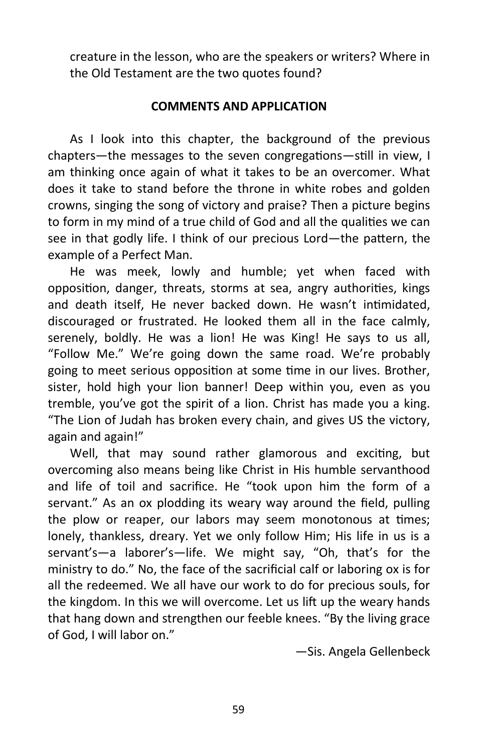creature in the lesson, who are the speakers or writers? Where in the Old Testament are the two quotes found?

## COMMENTS AND APPLICATION

As I look into this chapter, the background of the previous chapters—the messages to the seven congregations—still in view, I am thinking once again of what it takes to be an overcomer. What does it take to stand before the throne in white robes and golden crowns, singing the song of victory and praise? Then a picture begins to form in my mind of a true child of God and all the qualities we can see in that godly life. I think of our precious Lord—the pattern, the example of a Perfect Man.

He was meek, lowly and humble; yet when faced with opposition, danger, threats, storms at sea, angry authorities, kings and death itself, He never backed down. He wasn't intimidated, discouraged or frustrated. He looked them all in the face calmly, serenely, boldly. He was a lion! He was King! He says to us all, "Follow Me." We're going down the same road. We're probably going to meet serious opposition at some time in our lives. Brother, sister, hold high your lion banner! Deep within you, even as you tremble, you've got the spirit of a lion. Christ has made you a king. "The Lion of Judah has broken every chain, and gives US the victory, again and again!"

Well, that may sound rather glamorous and exciting, but overcoming also means being like Christ in His humble servanthood and life of toil and sacrifice. He "took upon him the form of a servant." As an ox plodding its weary way around the field, pulling the plow or reaper, our labors may seem monotonous at times; lonely, thankless, dreary. Yet we only follow Him; His life in us is a servant's—a laborer's—life. We might say, "Oh, that's for the ministry to do." No, the face of the sacrificial calf or laboring ox is for all the redeemed. We all have our work to do for precious souls, for the kingdom. In this we will overcome. Let us lift up the weary hands that hang down and strengthen our feeble knees. "By the living grace of God, I will labor on."

—Sis. Angela Gellenbeck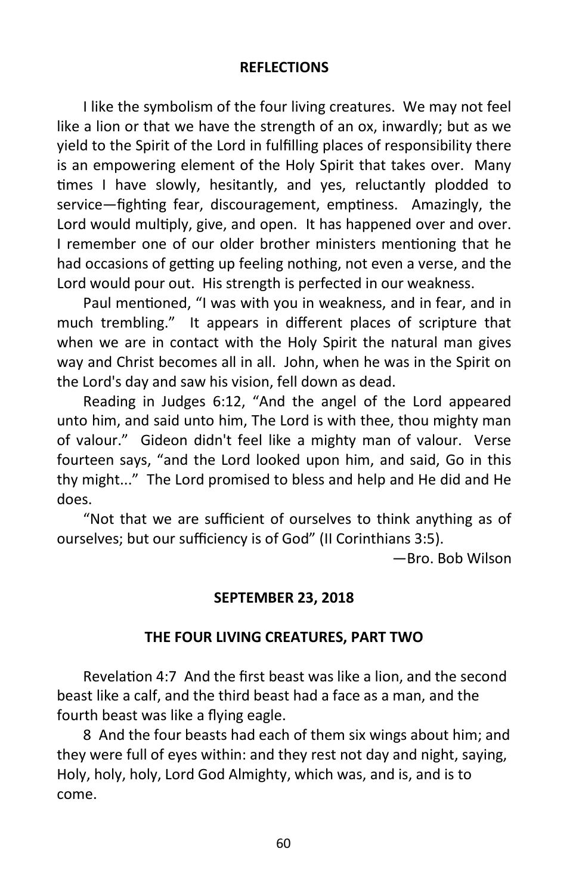## REFLECTIONS

I like the symbolism of the four living creatures. We may not feel like a lion or that we have the strength of an ox, inwardly; but as we yield to the Spirit of the Lord in fulfilling places of responsibility there is an empowering element of the Holy Spirit that takes over. Many times I have slowly, hesitantly, and yes, reluctantly plodded to service—fighting fear, discouragement, emptiness. Amazingly, the Lord would multiply, give, and open. It has happened over and over. I remember one of our older brother ministers mentioning that he had occasions of getting up feeling nothing, not even a verse, and the Lord would pour out. His strength is perfected in our weakness.

Paul mentioned, "I was with you in weakness, and in fear, and in much trembling." It appears in different places of scripture that when we are in contact with the Holy Spirit the natural man gives way and Christ becomes all in all. John, when he was in the Spirit on the Lord's day and saw his vision, fell down as dead.

Reading in Judges 6:12, "And the angel of the Lord appeared unto him, and said unto him, The Lord is with thee, thou mighty man of valour." Gideon didn't feel like a mighty man of valour. Verse fourteen says, "and the Lord looked upon him, and said, Go in this thy might..." The Lord promised to bless and help and He did and He does.

"Not that we are sufficient of ourselves to think anything as of ourselves; but our sufficiency is of God" (II Corinthians 3:5).

—Bro. Bob Wilson

## SEPTEMBER 23, 2018

## THE FOUR LIVING CREATURES, PART TWO

Revelation 4:7 And the first beast was like a lion, and the second beast like a calf, and the third beast had a face as a man, and the fourth beast was like a flying eagle.

8 And the four beasts had each of them six wings about him; and they were full of eyes within: and they rest not day and night, saying, Holy, holy, holy, Lord God Almighty, which was, and is, and is to come.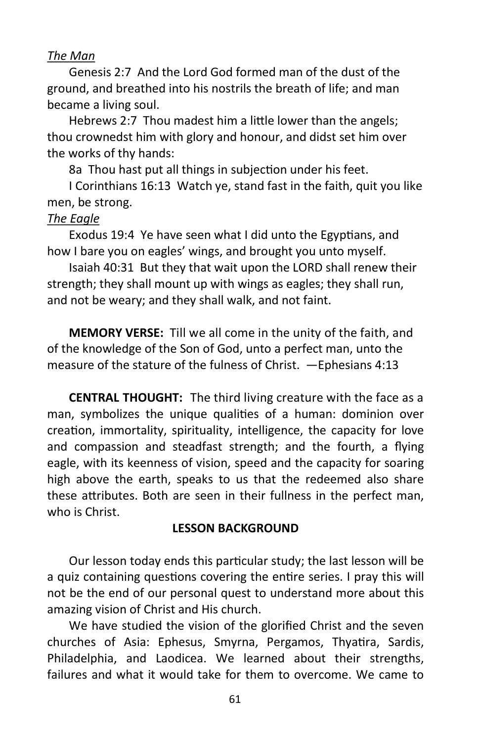*The Man*

Genesis 2:7 And the Lord God formed man of the dust of the ground, and breathed into his nostrils the breath of life; and man became a living soul.

Hebrews 2:7 Thou madest him a little lower than the angels; thou crownedst him with glory and honour, and didst set him over the works of thy hands:

8a Thou hast put all things in subjection under his feet.

I Corinthians 16:13 Watch ye, stand fast in the faith, quit you like men, be strong.

*The Eagle*

Exodus 19:4 Ye have seen what I did unto the Egyptians, and how I bare you on eagles' wings, and brought you unto myself.

Isaiah 40:31 But they that wait upon the LORD shall renew their strength; they shall mount up with wings as eagles; they shall run, and not be weary; and they shall walk, and not faint.

**MEMORY VERSE:** Till we all come in the unity of the faith, and of the knowledge of the Son of God, unto a perfect man, unto the measure of the stature of the fulness of Christ. —Ephesians 4:13

**CENTRAL THOUGHT:** The third living creature with the face as a man, symbolizes the unique qualities of a human: dominion over creation, immortality, spirituality, intelligence, the capacity for love and compassion and steadfast strength; and the fourth, a flying eagle, with its keenness of vision, speed and the capacity for soaring high above the earth, speaks to us that the redeemed also share these attributes. Both are seen in their fullness in the perfect man, who is Christ.

## LESSON BACKGROUND

Our lesson today ends this particular study; the last lesson will be a quiz containing questions covering the entire series. I pray this will not be the end of our personal quest to understand more about this amazing vision of Christ and His church.

We have studied the vision of the glorified Christ and the seven churches of Asia: Ephesus, Smyrna, Pergamos, Thyatira, Sardis, Philadelphia, and Laodicea. We learned about their strengths, failures and what it would take for them to overcome. We came to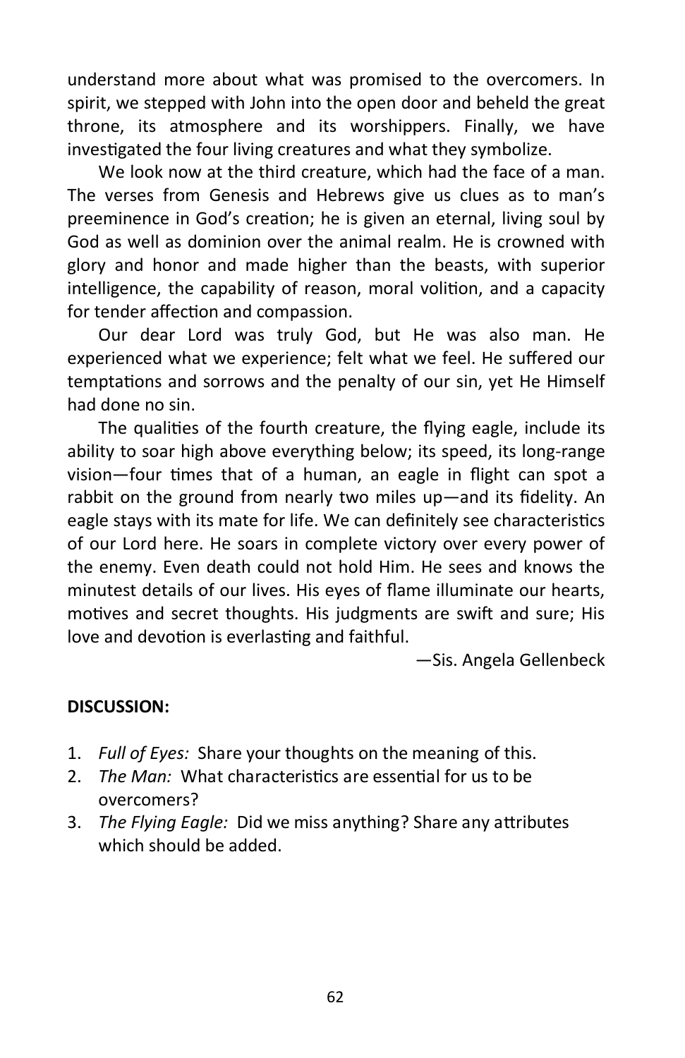understand more about what was promised to the overcomers. In spirit, we stepped with John into the open door and beheld the great throne, its atmosphere and its worshippers. Finally, we have investigated the four living creatures and what they symbolize.

We look now at the third creature, which had the face of a man. The verses from Genesis and Hebrews give us clues as to man's preeminence in God's creation; he is given an eternal, living soul by God as well as dominion over the animal realm. He is crowned with glory and honor and made higher than the beasts, with superior intelligence, the capability of reason, moral volition, and a capacity for tender affection and compassion.

Our dear Lord was truly God, but He was also man. He experienced what we experience; felt what we feel. He suffered our temptations and sorrows and the penalty of our sin, yet He Himself had done no sin.

The qualities of the fourth creature, the flying eagle, include its ability to soar high above everything below; its speed, its long-range vision—four times that of a human, an eagle in flight can spot a rabbit on the ground from nearly two miles up—and its fidelity. An eagle stays with its mate for life. We can definitely see characteristics of our Lord here. He soars in complete victory over every power of the enemy. Even death could not hold Him. He sees and knows the minutest details of our lives. His eyes of flame illuminate our hearts, motives and secret thoughts. His judgments are swift and sure; His love and devotion is everlasting and faithful.

—Sis. Angela Gellenbeck

**DISCUSSION:**

1. *Full of Eyes:* Share your thoughts on the meaning of this.
2. *The Man:* What characteristics are essential for us to be overcomers?
3. *The Flying Eagle:* Did we miss anything? Share any attributes which should be added.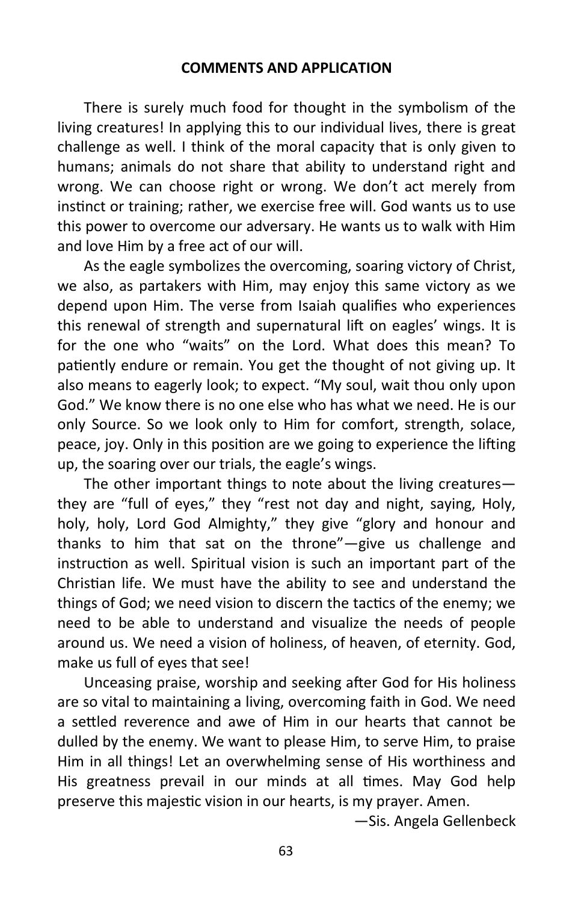**COMMENTS AND APPLICATION**

There is surely much food for thought in the symbolism of the living creatures! In applying this to our individual lives, there is great challenge as well. I think of the moral capacity that is only given to humans; animals do not share that ability to understand right and wrong. We can choose right or wrong. We don't act merely from instinct or training; rather, we exercise free will. God wants us to use this power to overcome our adversary. He wants us to walk with Him and love Him by a free act of our will.

As the eagle symbolizes the overcoming, soaring victory of Christ, we also, as partakers with Him, may enjoy this same victory as we depend upon Him. The verse from Isaiah qualifies who experiences this renewal of strength and supernatural lift on eagles' wings. It is for the one who "waits" on the Lord. What does this mean? To patiently endure or remain. You get the thought of not giving up. It also means to eagerly look; to expect. "My soul, wait thou only upon God." We know there is no one else who has what we need. He is our only Source. So we look only to Him for comfort, strength, solace, peace, joy. Only in this position are we going to experience the lifting up, the soaring over our trials, the eagle's wings.

The other important things to note about the living creatures—they are "full of eyes," they "rest not day and night, saying, Holy, holy, holy, Lord God Almighty," they give "glory and honour and thanks to him that sat on the throne"—give us challenge and instruction as well. Spiritual vision is such an important part of the Christian life. We must have the ability to see and understand the things of God; we need vision to discern the tactics of the enemy; we need to be able to understand and visualize the needs of people around us. We need a vision of holiness, of heaven, of eternity. God, make us full of eyes that see!

Unceasing praise, worship and seeking after God for His holiness are so vital to maintaining a living, overcoming faith in God. We need a settled reverence and awe of Him in our hearts that cannot be dulled by the enemy. We want to please Him, to serve Him, to praise Him in all things! Let an overwhelming sense of His worthiness and His greatness prevail in our minds at all times. May God help preserve this majestic vision in our hearts, is my prayer. Amen.

—Sis. Angela Gellenbeck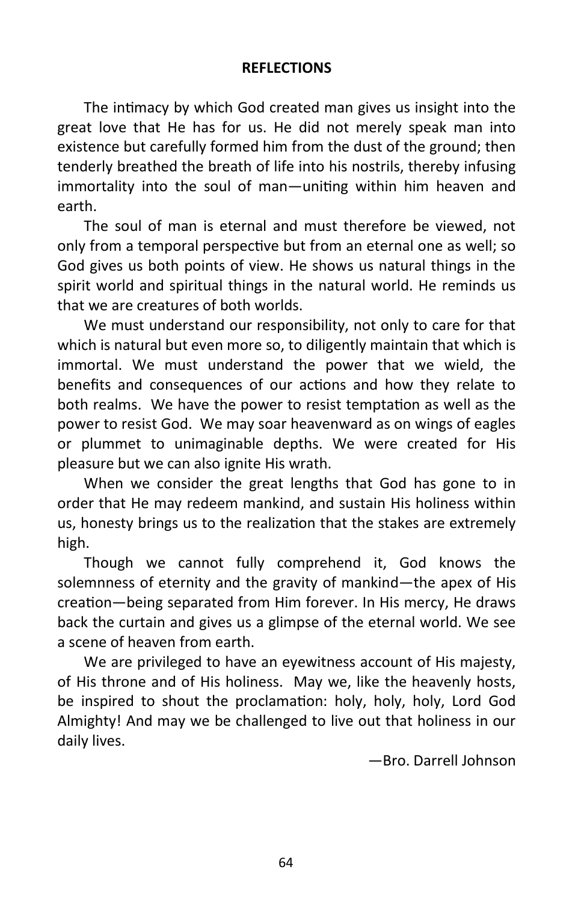**REFLECTIONS**

The intimacy by which God created man gives us insight into the great love that He has for us. He did not merely speak man into existence but carefully formed him from the dust of the ground; then tenderly breathed the breath of life into his nostrils, thereby infusing immortality into the soul of man—uniting within him heaven and earth.

The soul of man is eternal and must therefore be viewed, not only from a temporal perspective but from an eternal one as well; so God gives us both points of view. He shows us natural things in the spirit world and spiritual things in the natural world. He reminds us that we are creatures of both worlds.

We must understand our responsibility, not only to care for that which is natural but even more so, to diligently maintain that which is immortal. We must understand the power that we wield, the benefits and consequences of our actions and how they relate to both realms. We have the power to resist temptation as well as the power to resist God. We may soar heavenward as on wings of eagles or plummet to unimaginable depths. We were created for His pleasure but we can also ignite His wrath.

When we consider the great lengths that God has gone to in order that He may redeem mankind, and sustain His holiness within us, honesty brings us to the realization that the stakes are extremely high.

Though we cannot fully comprehend it, God knows the solemnness of eternity and the gravity of mankind—the apex of His creation—being separated from Him forever. In His mercy, He draws back the curtain and gives us a glimpse of the eternal world. We see a scene of heaven from earth.

We are privileged to have an eyewitness account of His majesty, of His throne and of His holiness. May we, like the heavenly hosts, be inspired to shout the proclamation: holy, holy, holy, Lord God Almighty! And may we be challenged to live out that holiness in our daily lives.

—Bro. Darrell Johnson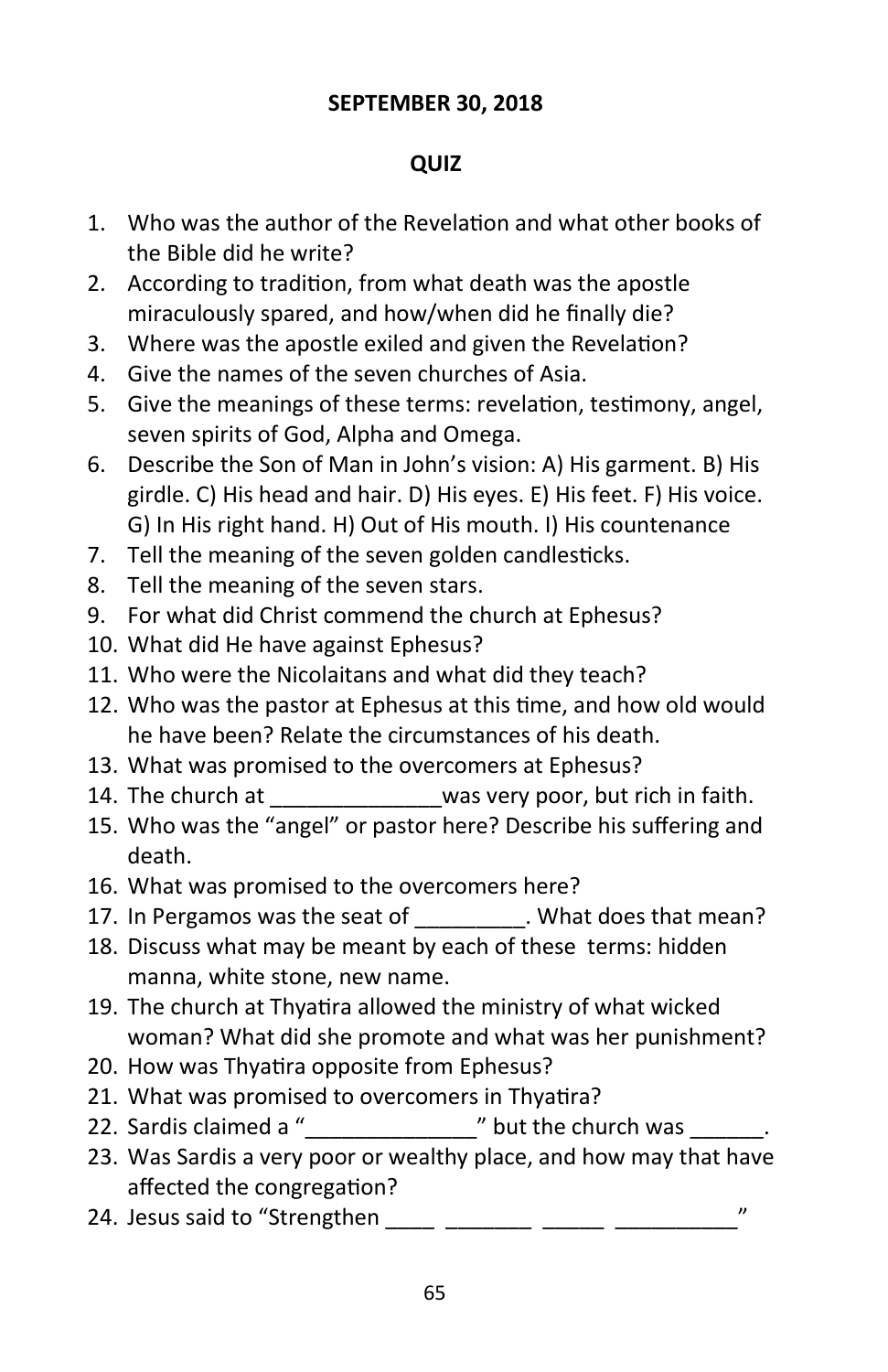**SEPTEMBER 30, 2018**

**QUIZ**

1. Who was the author of the Revelation and what other books of the Bible did he write?
2. According to tradition, from what death was the apostle miraculously spared, and how/when did he finally die?
3. Where was the apostle exiled and given the Revelation?
4. Give the names of the seven churches of Asia.
5. Give the meanings of these terms: revelation, testimony, angel, seven spirits of God, Alpha and Omega.
6. Describe the Son of Man in John's vision: A) His garment. B) His girdle. C) His head and hair. D) His eyes. E) His feet. F) His voice. G) In His right hand. H) Out of His mouth. I) His countenance
7. Tell the meaning of the seven golden candlesticks.
8. Tell the meaning of the seven stars.
9. For what did Christ commend the church at Ephesus?
10. What did He have against Ephesus?
11. Who were the Nicolaitans and what did they teach?
12. Who was the pastor at Ephesus at this time, and how old would he have been? Relate the circumstances of his death.
13. What was promised to the overcomers at Ephesus?
14. The church at ______________was very poor, but rich in faith.
15. Who was the "angel" or pastor here? Describe his suffering and death.
16. What was promised to the overcomers here?
17. In Pergamos was the seat of _________. What does that mean?
18. Discuss what may be meant by each of these terms: hidden manna, white stone, new name.
19. The church at Thyatira allowed the ministry of what wicked woman? What did she promote and what was her punishment?
20. How was Thyatira opposite from Ephesus?
21. What was promised to overcomers in Thyatira?
22. Sardis claimed a "______________" but the church was ______.
23. Was Sardis a very poor or wealthy place, and how may that have affected the congregation?
24. Jesus said to "Strengthen ____ _______ _____ __________"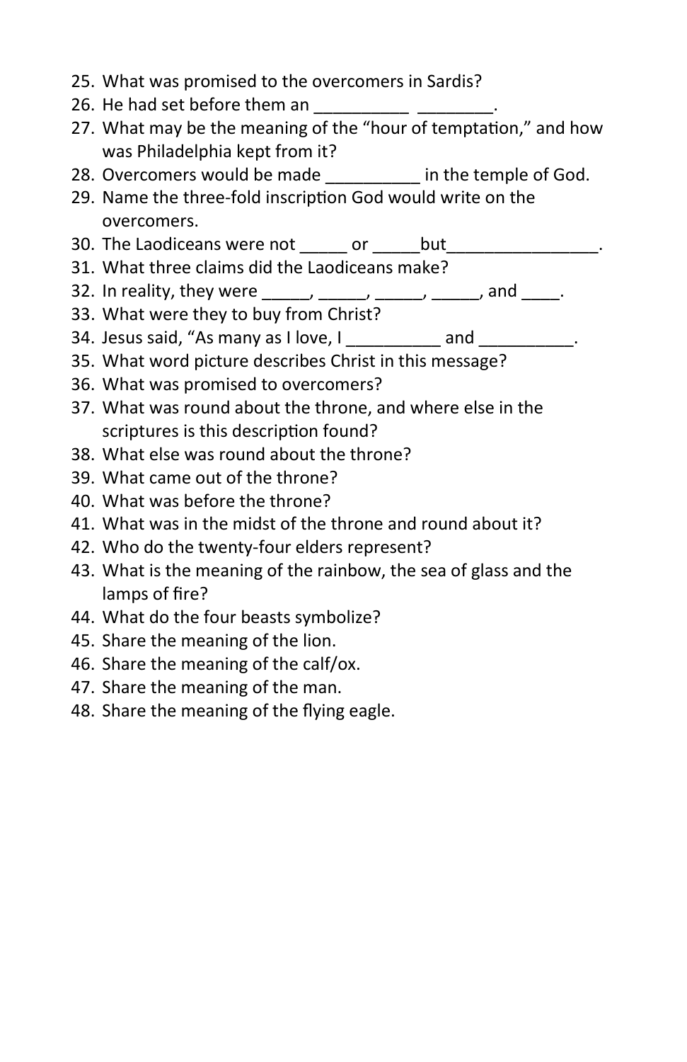25. What was promised to the overcomers in Sardis?
26. He had set before them an __________ ________.
27. What may be the meaning of the "hour of temptation," and how was Philadelphia kept from it?
28. Overcomers would be made __________ in the temple of God.
29. Name the three-fold inscription God would write on the overcomers.
30. The Laodiceans were not _____ or _____but________________.
31. What three claims did the Laodiceans make?
32. In reality, they were _____, _____, _____, _____, and ____.
33. What were they to buy from Christ?
34. Jesus said, "As many as I love, I __________ and __________.
35. What word picture describes Christ in this message?
36. What was promised to overcomers?
37. What was round about the throne, and where else in the scriptures is this description found?
38. What else was round about the throne?
39. What came out of the throne?
40. What was before the throne?
41. What was in the midst of the throne and round about it?
42. Who do the twenty-four elders represent?
43. What is the meaning of the rainbow, the sea of glass and the lamps of fire?
44. What do the four beasts symbolize?
45. Share the meaning of the lion.
46. Share the meaning of the calf/ox.
47. Share the meaning of the man.
48. Share the meaning of the flying eagle.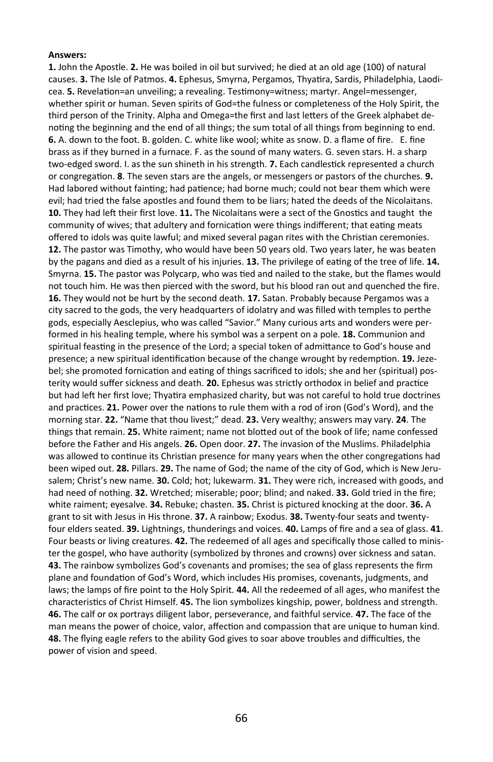**Answers:**

**1.** John the Apostle. **2.** He was boiled in oil but survived; he died at an old age (100) of natural causes. **3.** The Isle of Patmos. **4.** Ephesus, Smyrna, Pergamos, Thyatira, Sardis, Philadelphia, Laodicea. **5.** Revelation=an unveiling; a revealing. Testimony=witness; martyr. Angel=messenger, whether spirit or human. Seven spirits of God=the fulness or completeness of the Holy Spirit, the third person of the Trinity. Alpha and Omega=the first and last letters of the Greek alphabet denoting the beginning and the end of all things; the sum total of all things from beginning to end. **6.** A. down to the foot. B. golden. C. white like wool; white as snow. D. a flame of fire. E. fine brass as if they burned in a furnace. F. as the sound of many waters. G. seven stars. H. a sharp two-edged sword. I. as the sun shineth in his strength. **7.** Each candlestick represented a church or congregation. **8**. The seven stars are the angels, or messengers or pastors of the churches. **9.** Had labored without fainting; had patience; had borne much; could not bear them which were evil; had tried the false apostles and found them to be liars; hated the deeds of the Nicolaitans. **10.** They had left their first love. **11.** The Nicolaitans were a sect of the Gnostics and taught the community of wives; that adultery and fornication were things indifferent; that eating meats offered to idols was quite lawful; and mixed several pagan rites with the Christian ceremonies. **12.** The pastor was Timothy, who would have been 50 years old. Two years later, he was beaten by the pagans and died as a result of his injuries. **13.** The privilege of eating of the tree of life. **14.** Smyrna. **15.** The pastor was Polycarp, who was tied and nailed to the stake, but the flames would not touch him. He was then pierced with the sword, but his blood ran out and quenched the fire. **16.** They would not be hurt by the second death. **17.** Satan. Probably because Pergamos was a city sacred to the gods, the very headquarters of idolatry and was filled with temples to perthe gods, especially Aesclepius, who was called "Savior." Many curious arts and wonders were performed in his healing temple, where his symbol was a serpent on a pole. **18.** Communion and spiritual feasting in the presence of the Lord; a special token of admittance to God's house and presence; a new spiritual identification because of the change wrought by redemption. **19.** Jezebel; she promoted fornication and eating of things sacrificed to idols; she and her (spiritual) posterity would suffer sickness and death. **20.** Ephesus was strictly orthodox in belief and practice but had left her first love; Thyatira emphasized charity, but was not careful to hold true doctrines and practices. **21.** Power over the nations to rule them with a rod of iron (God's Word), and the morning star. **22.** "Name that thou livest;" dead. **23.** Very wealthy; answers may vary. **24**. The things that remain. **25.** White raiment; name not blotted out of the book of life; name confessed before the Father and His angels. **26.** Open door. **27.** The invasion of the Muslims. Philadelphia was allowed to continue its Christian presence for many years when the other congregations had been wiped out. **28.** Pillars. **29.** The name of God; the name of the city of God, which is New Jerusalem; Christ's new name. **30.** Cold; hot; lukewarm. **31.** They were rich, increased with goods, and had need of nothing. **32.** Wretched; miserable; poor; blind; and naked. **33.** Gold tried in the fire; white raiment; eyesalve. **34.** Rebuke; chasten. **35.** Christ is pictured knocking at the door. **36.** A grant to sit with Jesus in His throne. **37.** A rainbow; Exodus. **38.** Twenty-four seats and twenty-four elders seated. **39.** Lightnings, thunderings and voices. **40.** Lamps of fire and a sea of glass. **41**. Four beasts or living creatures. **42.** The redeemed of all ages and specifically those called to minister the gospel, who have authority (symbolized by thrones and crowns) over sickness and satan. **43.** The rainbow symbolizes God's covenants and promises; the sea of glass represents the firm plane and foundation of God's Word, which includes His promises, covenants, judgments, and laws; the lamps of fire point to the Holy Spirit. **44.** All the redeemed of all ages, who manifest the characteristics of Christ Himself. **45.** The lion symbolizes kingship, power, boldness and strength. **46.** The calf or ox portrays diligent labor, perseverance, and faithful service. **47.** The face of the man means the power of choice, valor, affection and compassion that are unique to human kind. **48.** The flying eagle refers to the ability God gives to soar above troubles and difficulties, the power of vision and speed.